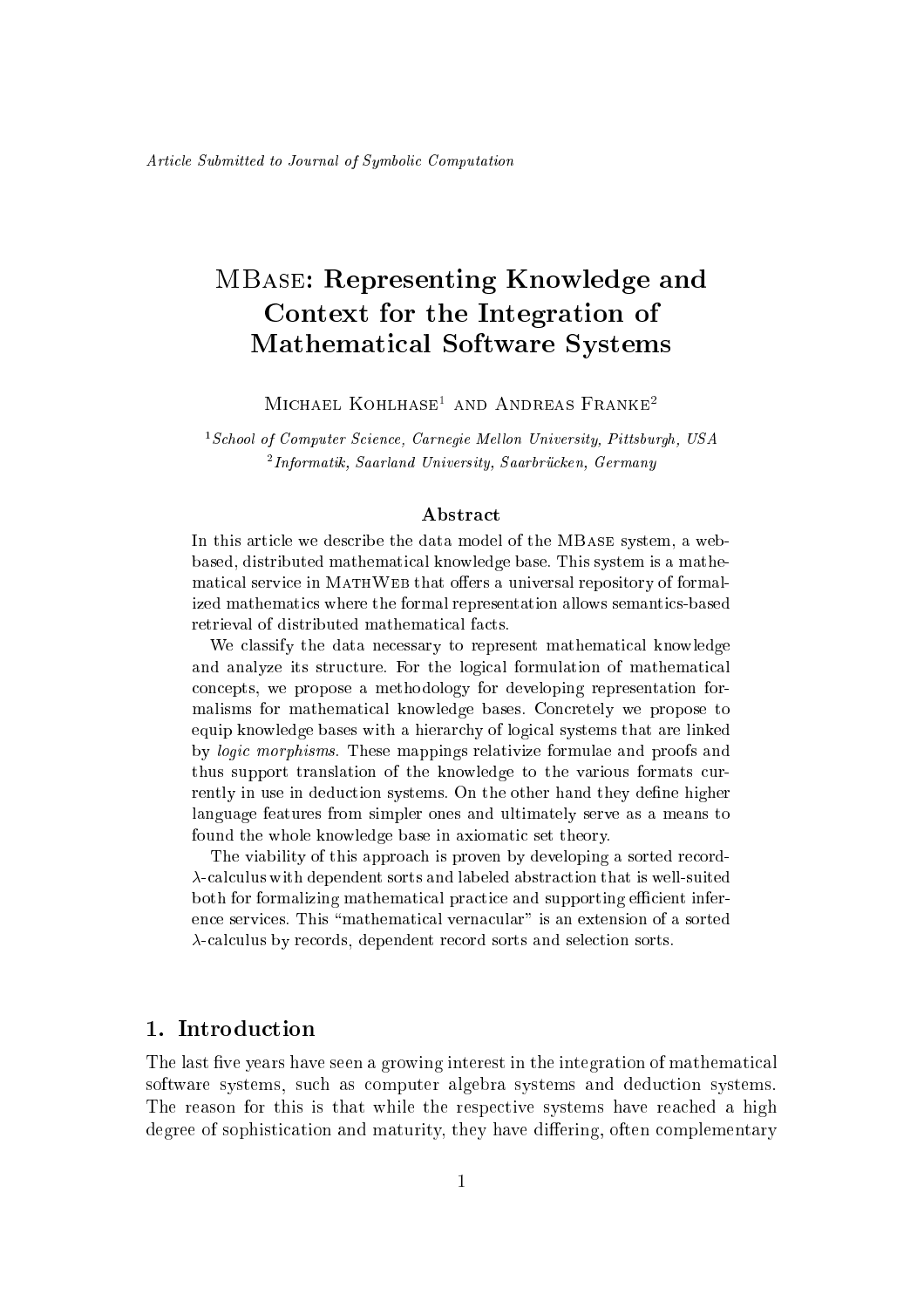*Article Submitted to Journal of Symbolic Computation*

# MBase: Representing Knowledge and Context for the Integration of Mathematical Software Systems

Michael Kohlhase[1] and Andreas Franke[2]

[1]*School of Computer Science, Carnegie Mellon University, Pittsburgh, USA*
[2]*Informatik, Saarland University, Saarbrücken, Germany*

### Abstract

In this article we describe the data model of the MBase system, a web-based, distributed mathematical knowledge base. This system is a mathematical service in MathWeb that offers a universal repository of formalized mathematics where the formal representation allows semantics-based retrieval of distributed mathematical facts.

We classify the data necessary to represent mathematical knowledge and analyze its structure. For the logical formulation of mathematical concepts, we propose a methodology for developing representation formalisms for mathematical knowledge bases. Concretely we propose to equip knowledge bases with a hierarchy of logical systems that are linked by *logic morphisms*. These mappings relativize formulae and proofs and thus support translation of the knowledge to the various formats currently in use in deduction systems. On the other hand they define higher language features from simpler ones and ultimately serve as a means to found the whole knowledge base in axiomatic set theory.

The viability of this approach is proven by developing a sorted record-$\lambda$-calculus with dependent sorts and labeled abstraction that is well-suited both for formalizing mathematical practice and supporting efficient inference services. This "mathematical vernacular" is an extension of a sorted $\lambda$-calculus by records, dependent record sorts and selection sorts.

## 1. Introduction

The last five years have seen a growing interest in the integration of mathematical software systems, such as computer algebra systems and deduction systems. The reason for this is that while the respective systems have reached a high degree of sophistication and maturity, they have differing, often complementary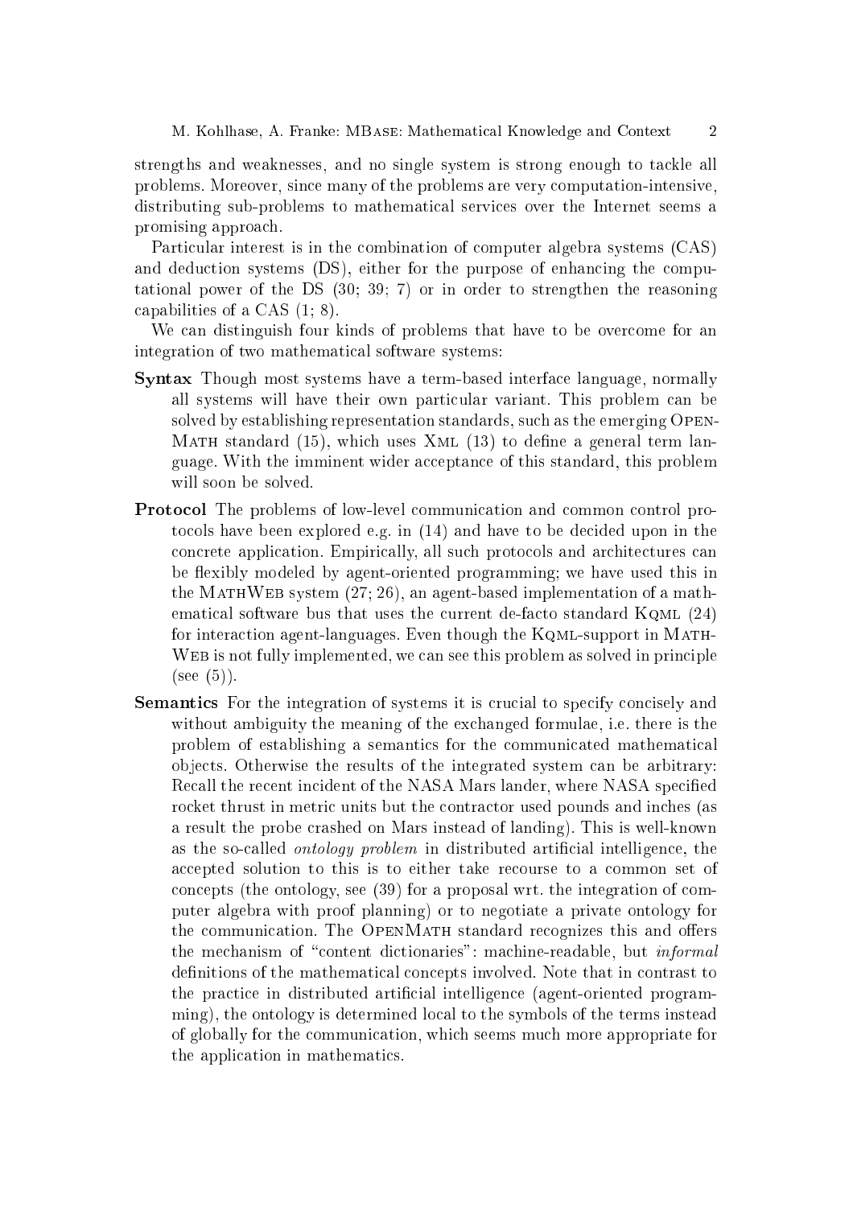strengths and weaknesses, and no single system is strong enough to tackle all problems. Moreover, since many of the problems are very computation-intensive, distributing sub-problems to mathematical services over the Internet seems a promising approach.

Particular interest is in the combination of computer algebra systems (CAS) and deduction systems (DS), either for the purpose of enhancing the computational power of the DS (30; 39; 7) or in order to strengthen the reasoning capabilities of a CAS (1; 8).

We can distinguish four kinds of problems that have to be overcome for an integration of two mathematical software systems:

**Syntax** Though most systems have a term-based interface language, normally all systems will have their own particular variant. This problem can be solved by establishing representation standards, such as the emerging OpenMath standard (15), which uses Xml (13) to define a general term language. With the imminent wider acceptance of this standard, this problem will soon be solved.

**Protocol** The problems of low-level communication and common control protocols have been explored e.g. in (14) and have to be decided upon in the concrete application. Empirically, all such protocols and architectures can be flexibly modeled by agent-oriented programming; we have used this in the MathWeb system (27; 26), an agent-based implementation of a mathematical software bus that uses the current de-facto standard Kqml (24) for interaction agent-languages. Even though the Kqml-support in MathWeb is not fully implemented, we can see this problem as solved in principle (see (5)).

**Semantics** For the integration of systems it is crucial to specify concisely and without ambiguity the meaning of the exchanged formulae, i.e. there is the problem of establishing a semantics for the communicated mathematical objects. Otherwise the results of the integrated system can be arbitrary: Recall the recent incident of the NASA Mars lander, where NASA specified rocket thrust in metric units but the contractor used pounds and inches (as a result the probe crashed on Mars instead of landing). This is well-known as the so-called *ontology problem* in distributed artificial intelligence, the accepted solution to this is to either take recourse to a common set of concepts (the ontology, see (39) for a proposal wrt. the integration of computer algebra with proof planning) or to negotiate a private ontology for the communication. The OpenMath standard recognizes this and offers the mechanism of "content dictionaries": machine-readable, but *informal* definitions of the mathematical concepts involved. Note that in contrast to the practice in distributed artificial intelligence (agent-oriented programming), the ontology is determined local to the symbols of the terms instead of globally for the communication, which seems much more appropriate for the application in mathematics.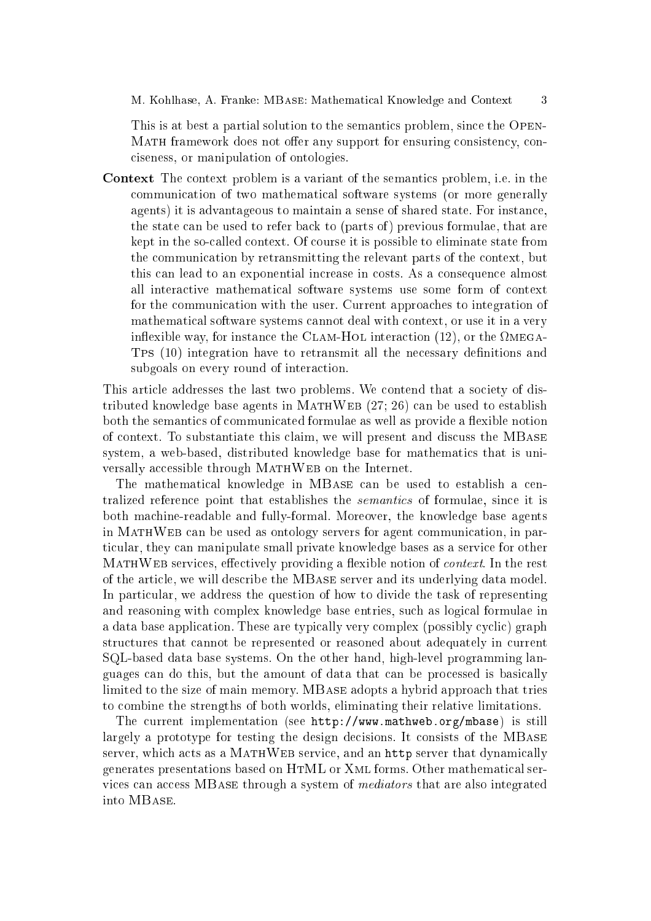This is at best a partial solution to the semantics problem, since the OpenMath framework does not offer any support for ensuring consistency, conciseness, or manipulation of ontologies.

**Context** The context problem is a variant of the semantics problem, i.e. in the communication of two mathematical software systems (or more generally agents) it is advantageous to maintain a sense of shared state. For instance, the state can be used to refer back to (parts of) previous formulae, that are kept in the so-called context. Of course it is possible to eliminate state from the communication by retransmitting the relevant parts of the context, but this can lead to an exponential increase in costs. As a consequence almost all interactive mathematical software systems use some form of context for the communication with the user. Current approaches to integration of mathematical software systems cannot deal with context, or use it in a very inflexible way, for instance the Clam-Hol interaction (12), or the ΩMEGA-Tps (10) integration have to retransmit all the necessary definitions and subgoals on every round of interaction.

This article addresses the last two problems. We contend that a society of distributed knowledge base agents in MathWeb (27; 26) can be used to establish both the semantics of communicated formulae as well as provide a flexible notion of context. To substantiate this claim, we will present and discuss the MBase system, a web-based, distributed knowledge base for mathematics that is universally accessible through MathWeb on the Internet.

The mathematical knowledge in MBase can be used to establish a centralized reference point that establishes the *semantics* of formulae, since it is both machine-readable and fully-formal. Moreover, the knowledge base agents in MathWeb can be used as ontology servers for agent communication, in particular, they can manipulate small private knowledge bases as a service for other MathWeb services, effectively providing a flexible notion of *context*. In the rest of the article, we will describe the MBase server and its underlying data model. In particular, we address the question of how to divide the task of representing and reasoning with complex knowledge base entries, such as logical formulae in a data base application. These are typically very complex (possibly cyclic) graph structures that cannot be represented or reasoned about adequately in current SQL-based data base systems. On the other hand, high-level programming languages can do this, but the amount of data that can be processed is basically limited to the size of main memory. MBase adopts a hybrid approach that tries to combine the strengths of both worlds, eliminating their relative limitations.

The current implementation (see `http://www.mathweb.org/mbase`) is still largely a prototype for testing the design decisions. It consists of the MBase server, which acts as a MathWeb service, and an `http` server that dynamically generates presentations based on HtML or Xml forms. Other mathematical services can access MBase through a system of *mediators* that are also integrated into MBase.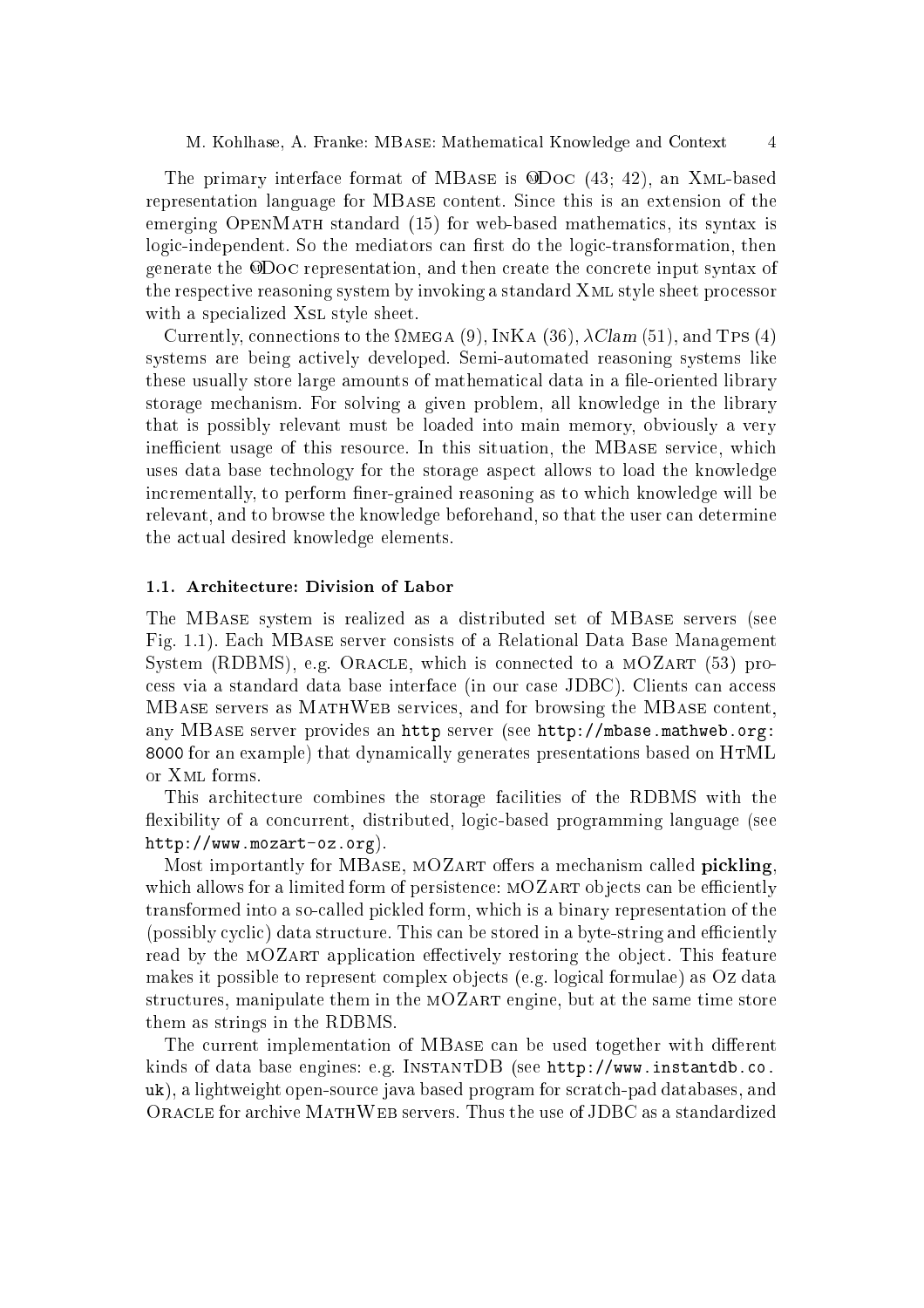The primary interface format of MBase is OMDoc (43; 42), an Xml-based representation language for MBase content. Since this is an extension of the emerging OpenMath standard (15) for web-based mathematics, its syntax is logic-independent. So the mediators can first do the logic-transformation, then generate the OMDoc representation, and then create the concrete input syntax of the respective reasoning system by invoking a standard Xml style sheet processor with a specialized Xsl style sheet.

Currently, connections to the $\Omega$mega (9), InKa (36), $\lambda$*Clam* (51), and Tps (4) systems are being actively developed. Semi-automated reasoning systems like these usually store large amounts of mathematical data in a file-oriented library storage mechanism. For solving a given problem, all knowledge in the library that is possibly relevant must be loaded into main memory, obviously a very inefficient usage of this resource. In this situation, the MBase service, which uses data base technology for the storage aspect allows to load the knowledge incrementally, to perform finer-grained reasoning as to which knowledge will be relevant, and to browse the knowledge beforehand, so that the user can determine the actual desired knowledge elements.

### 1.1. Architecture: Division of Labor

The MBase system is realized as a distributed set of MBase servers (see Fig. 1.1). Each MBase server consists of a Relational Data Base Management System (RDBMS), e.g. Oracle, which is connected to a mOZart (53) process via a standard data base interface (in our case JDBC). Clients can access MBase servers as MathWeb services, and for browsing the MBase content, any MBase server provides an `http` server (see `http://mbase.mathweb.org:8000` for an example) that dynamically generates presentations based on HtML or Xml forms.

This architecture combines the storage facilities of the RDBMS with the flexibility of a concurrent, distributed, logic-based programming language (see `http://www.mozart-oz.org`).

Most importantly for MBase, mOZart offers a mechanism called **pickling**, which allows for a limited form of persistence: mOZart objects can be efficiently transformed into a so-called pickled form, which is a binary representation of the (possibly cyclic) data structure. This can be stored in a byte-string and efficiently read by the mOZart application effectively restoring the object. This feature makes it possible to represent complex objects (e.g. logical formulae) as Oz data structures, manipulate them in the mOZart engine, but at the same time store them as strings in the RDBMS.

The current implementation of MBase can be used together with different kinds of data base engines: e.g. InstantDB (see `http://www.instantdb.co.uk`), a lightweight open-source java based program for scratch-pad databases, and Oracle for archive MathWeb servers. Thus the use of JDBC as a standardized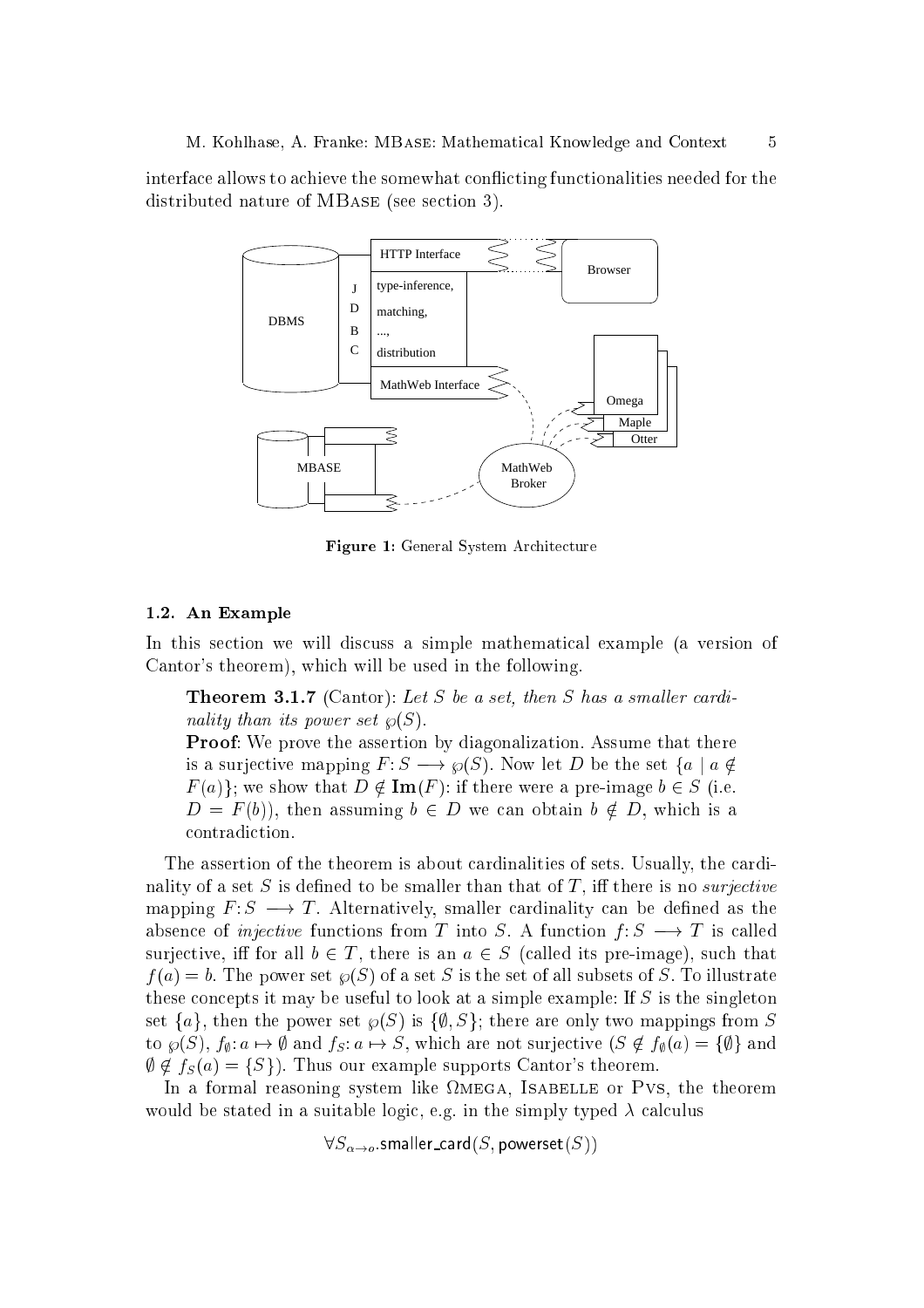interface allows to achieve the somewhat conflicting functionalities needed for the distributed nature of MBase (see section 3).

HTTP Interface

Browser

J
D
B
C

type-inference,

matching,

...,

distribution

DBMS

MathWeb Interface

Omega

Maple

Otter

MBASE

MathWeb
Broker

**Figure 1:** General System Architecture

### 1.2. An Example

In this section we will discuss a simple mathematical example (a version of Cantor's theorem), which will be used in the following.

> **Theorem 3.1.7** (Cantor): *Let $S$ be a set, then $S$ has a smaller cardinality than its power set $\wp(S)$.*
>
> **Proof**: We prove the assertion by diagonalization. Assume that there is a surjective mapping $F: S \longrightarrow \wp(S)$. Now let $D$ be the set $\{a \mid a \notin F(a)\}$; we show that $D \notin \mathbf{Im}(F)$: if there were a pre-image $b \in S$ (i.e. $D = F(b)$), then assuming $b \in D$ we can obtain $b \notin D$, which is a contradiction.

The assertion of the theorem is about cardinalities of sets. Usually, the cardinality of a set $S$ is defined to be smaller than that of $T$, iff there is no *surjective* mapping $F: S \longrightarrow T$. Alternatively, smaller cardinality can be defined as the absence of *injective* functions from $T$ into $S$. A function $f: S \longrightarrow T$ is called surjective, iff for all $b \in T$, there is an $a \in S$ (called its pre-image), such that $f(a) = b$. The power set $\wp(S)$ of a set $S$ is the set of all subsets of $S$. To illustrate these concepts it may be useful to look at a simple example: If $S$ is the singleton set $\{a\}$, then the power set $\wp(S)$ is $\{\emptyset, S\}$; there are only two mappings from $S$ to $\wp(S)$, $f_\emptyset: a \mapsto \emptyset$ and $f_S: a \mapsto S$, which are not surjective ($S \notin f_\emptyset(a) = \{\emptyset\}$ and $\emptyset \notin f_S(a) = \{S\}$). Thus our example supports Cantor's theorem.

In a formal reasoning system like ΩMEGA, ISABELLE or PVS, the theorem would be stated in a suitable logic, e.g. in the simply typed $\lambda$ calculus

$$\forall S_{\alpha \to o}.\mathsf{smaller\_card}(S, \mathsf{powerset}(S))$$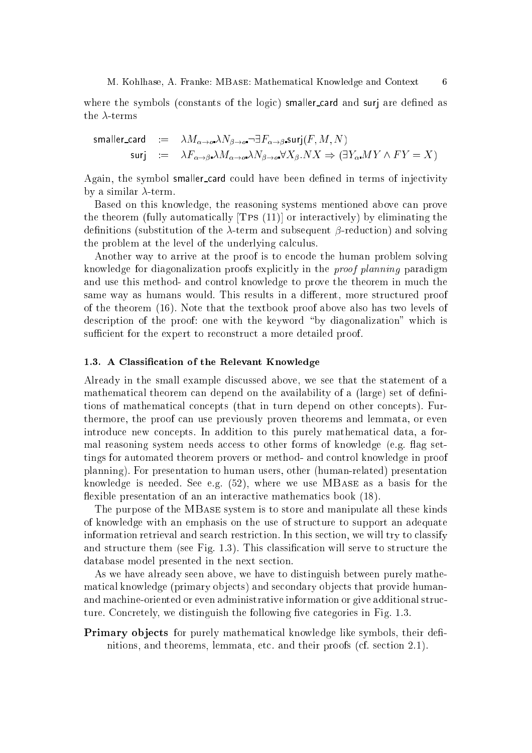where the symbols (constants of the logic) smaller_card and surj are defined as the $\lambda$-terms

$$
\begin{aligned}
\mathsf{smaller\_card} &:= \lambda M_{\alpha\to o}.\lambda N_{\beta\to o}.\neg\exists F_{\alpha\to\beta}.\mathsf{surj}(F,M,N)\\
\mathsf{surj} &:= \lambda F_{\alpha\to\beta}.\lambda M_{\alpha\to o}.\lambda N_{\beta\to o}.\forall X_{\beta}.NX \Rightarrow (\exists Y_{\alpha}.MY \wedge FY = X)
\end{aligned}
$$

Again, the symbol smaller_card could have been defined in terms of injectivity by a similar $\lambda$-term.

Based on this knowledge, the reasoning systems mentioned above can prove the theorem (fully automatically [Tps (11)] or interactively) by eliminating the definitions (substitution of the $\lambda$-term and subsequent $\beta$-reduction) and solving the problem at the level of the underlying calculus.

Another way to arrive at the proof is to encode the human problem solving knowledge for diagonalization proofs explicitly in the *proof planning* paradigm and use this method- and control knowledge to prove the theorem in much the same way as humans would. This results in a different, more structured proof of the theorem (16). Note that the textbook proof above also has two levels of description of the proof: one with the keyword "by diagonalization" which is sufficient for the expert to reconstruct a more detailed proof.

### 1.3. A Classification of the Relevant Knowledge

Already in the small example discussed above, we see that the statement of a mathematical theorem can depend on the availability of a (large) set of definitions of mathematical concepts (that in turn depend on other concepts). Furthermore, the proof can use previously proven theorems and lemmata, or even introduce new concepts. In addition to this purely mathematical data, a formal reasoning system needs access to other forms of knowledge (e.g. flag settings for automated theorem provers or method- and control knowledge in proof planning). For presentation to human users, other (human-related) presentation knowledge is needed. See e.g. (52), where we use MBase as a basis for the flexible presentation of an an interactive mathematics book (18).

The purpose of the MBase system is to store and manipulate all these kinds of knowledge with an emphasis on the use of structure to support an adequate information retrieval and search restriction. In this section, we will try to classify and structure them (see Fig. 1.3). This classification will serve to structure the database model presented in the next section.

As we have already seen above, we have to distinguish between purely mathematical knowledge (primary objects) and secondary objects that provide human- and machine-oriented or even administrative information or give additional structure. Concretely, we distinguish the following five categories in Fig. 1.3.

**Primary objects** for purely mathematical knowledge like symbols, their definitions, and theorems, lemmata, etc. and their proofs (cf. section 2.1).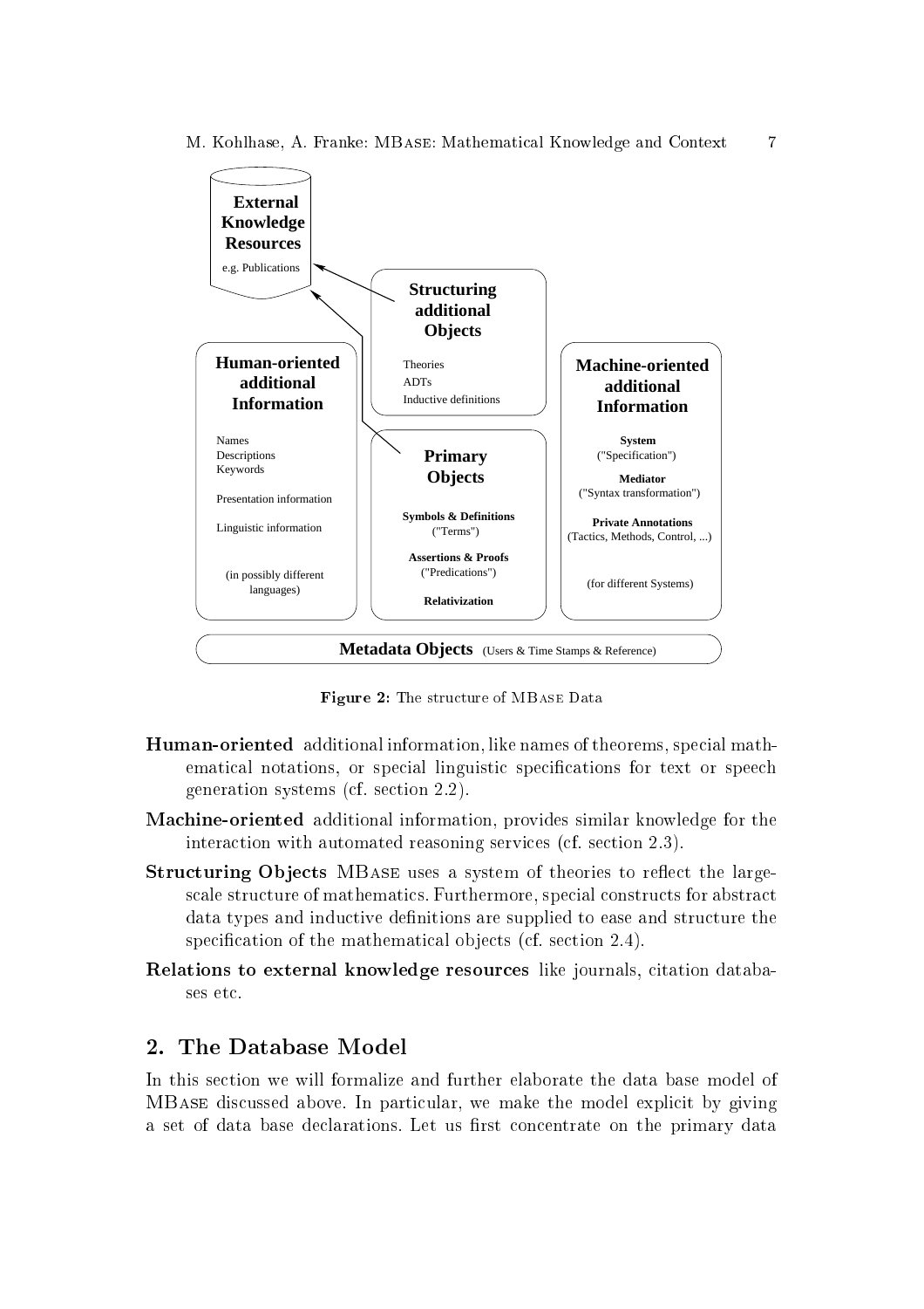External Knowledge Resources

e.g. Publications

Structuring additional Objects

Theories
ADTs
Inductive definitions

Human-oriented additional Information

Names
Descriptions
Keywords

Presentation information

Linguistic information

(in possibly different languages)

Primary Objects

Symbols & Definitions
("Terms")

Assertions & Proofs
("Predications")

Relativization

Machine-oriented additional Information

System
("Specification")

Mediator
("Syntax transformation")

Private Annotations
(Tactics, Methods, Control, ...)

(for different Systems)

Metadata Objects (Users & Time Stamps & Reference)

**Figure 2:** The structure of MBase Data

**Human-oriented** additional information, like names of theorems, special mathematical notations, or special linguistic specifications for text or speech generation systems (cf. section 2.2).

**Machine-oriented** additional information, provides similar knowledge for the interaction with automated reasoning services (cf. section 2.3).

**Structuring Objects** MBase uses a system of theories to reflect the large-scale structure of mathematics. Furthermore, special constructs for abstract data types and inductive definitions are supplied to ease and structure the specification of the mathematical objects (cf. section 2.4).

**Relations to external knowledge resources** like journals, citation databases etc.

## 2. The Database Model

In this section we will formalize and further elaborate the data base model of MBase discussed above. In particular, we make the model explicit by giving a set of data base declarations. Let us first concentrate on the primary data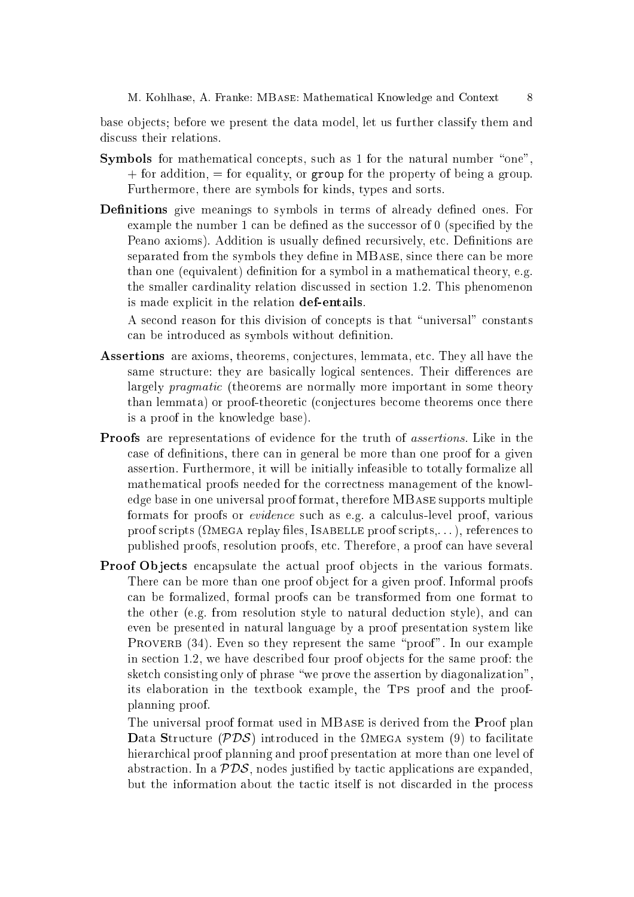base objects; before we present the data model, let us further classify them and discuss their relations.

**Symbols** for mathematical concepts, such as 1 for the natural number "one", + for addition, = for equality, or `group` for the property of being a group. Furthermore, there are symbols for kinds, types and sorts.

**Definitions** give meanings to symbols in terms of already defined ones. For example the number 1 can be defined as the successor of 0 (specified by the Peano axioms). Addition is usually defined recursively, etc. Definitions are separated from the symbols they define in MBase, since there can be more than one (equivalent) definition for a symbol in a mathematical theory, e.g. the smaller cardinality relation discussed in section 1.2. This phenomenon is made explicit in the relation **def-entails**.

A second reason for this division of concepts is that "universal" constants can be introduced as symbols without definition.

**Assertions** are axioms, theorems, conjectures, lemmata, etc. They all have the same structure: they are basically logical sentences. Their differences are largely *pragmatic* (theorems are normally more important in some theory than lemmata) or proof-theoretic (conjectures become theorems once there is a proof in the knowledge base).

**Proofs** are representations of evidence for the truth of *assertions*. Like in the case of definitions, there can in general be more than one proof for a given assertion. Furthermore, it will be initially infeasible to totally formalize all mathematical proofs needed for the correctness management of the knowledge base in one universal proof format, therefore MBase supports multiple formats for proofs or *evidence* such as e.g. a calculus-level proof, various proof scripts (ΩMEGA replay files, Isabelle proof scripts,...), references to published proofs, resolution proofs, etc. Therefore, a proof can have several

**Proof Objects** encapsulate the actual proof objects in the various formats. There can be more than one proof object for a given proof. Informal proofs can be formalized, formal proofs can be transformed from one format to the other (e.g. from resolution style to natural deduction style), and can even be presented in natural language by a proof presentation system like Proverb (34). Even so they represent the same "proof". In our example in section 1.2, we have described four proof objects for the same proof: the sketch consisting only of phrase "we prove the assertion by diagonalization", its elaboration in the textbook example, the Tps proof and the proof-planning proof.

The universal proof format used in MBase is derived from the **P**roof plan **D**ata **S**tructure ($\mathcal{PDS}$) introduced in the ΩMEGA system (9) to facilitate hierarchical proof planning and proof presentation at more than one level of abstraction. In a $\mathcal{PDS}$, nodes justified by tactic applications are expanded, but the information about the tactic itself is not discarded in the process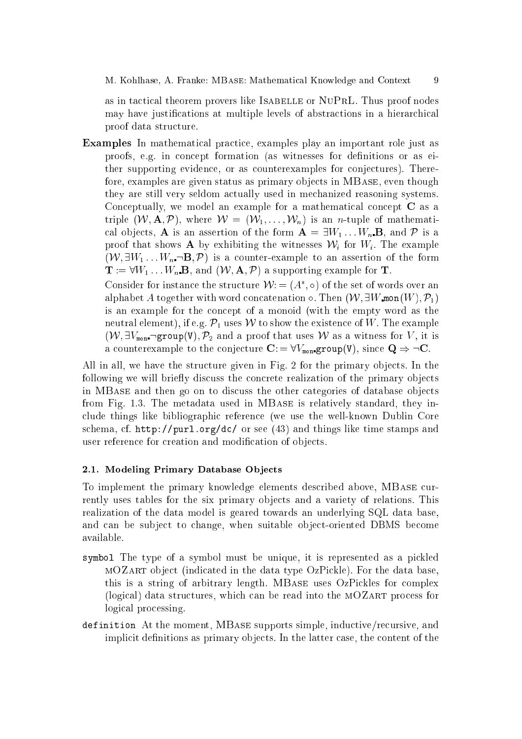as in tactical theorem provers like Isabelle or NuPrL. Thus proof nodes may have justifications at multiple levels of abstractions in a hierarchical proof data structure.

**Examples** In mathematical practice, examples play an important role just as proofs, e.g. in concept formation (as witnesses for definitions or as either supporting evidence, or as counterexamples for conjectures). Therefore, examples are given status as primary objects in MBase, even though they are still very seldom actually used in mechanized reasoning systems. Conceptually, we model an example for a mathematical concept $\mathbf{C}$ as a triple $(\mathcal{W}, \mathbf{A}, \mathcal{P})$, where $\mathcal{W} = (\mathcal{W}_1, \ldots, \mathcal{W}_n)$ is an $n$-tuple of mathematical objects, $\mathbf{A}$ is an assertion of the form $\mathbf{A} = \exists W_1 \ldots W_n . \mathbf{B}$, and $\mathcal{P}$ is a proof that shows $\mathbf{A}$ by exhibiting the witnesses $\mathcal{W}_i$ for $W_i$. The example $(\mathcal{W}, \exists W_1 \ldots W_n . \neg\mathbf{B}, \mathcal{P})$ is a counter-example to an assertion of the form $\mathbf{T} := \forall W_1 \ldots W_n . \mathbf{B}$, and $(\mathcal{W}, \mathbf{A}, \mathcal{P})$ a supporting example for $\mathbf{T}$.

Consider for instance the structure $\mathcal{W} := (A^*, \circ)$ of the set of words over an alphabet $A$ together with word concatenation $\circ$. Then $(\mathcal{W}, \exists W . \mathtt{mon}(W), \mathcal{P}_1)$ is an example for the concept of a monoid (with the empty word as the neutral element), if e.g. $\mathcal{P}_1$ uses $\mathcal{W}$ to show the existence of $W$. The example $(\mathcal{W}, \exists V_{\mathtt{mon}} . \neg\mathtt{group}(\mathtt{V}), \mathcal{P}_2$ and a proof that uses $\mathcal{W}$ as a witness for $V$, it is a counterexample to the conjecture $\mathbf{C} := \forall V_{\mathtt{mon}} . \mathtt{group}(\mathtt{V})$, since $\mathbf{Q} \Rightarrow \neg\mathbf{C}$.

All in all, we have the structure given in Fig. 2 for the primary objects. In the following we will briefly discuss the concrete realization of the primary objects in MBase and then go on to discuss the other categories of database objects from Fig. 1.3. The metadata used in MBase is relatively standard, they include things like bibliographic reference (we use the well-known Dublin Core schema, cf. `http://purl.org/dc/` or see (43) and things like time stamps and user reference for creation and modification of objects.

### 2.1. Modeling Primary Database Objects

To implement the primary knowledge elements described above, MBase currently uses tables for the six primary objects and a variety of relations. This realization of the data model is geared towards an underlying SQL data base, and can be subject to change, when suitable object-oriented DBMS become available.

`symbol` The type of a symbol must be unique, it is represented as a pickled mOZart object (indicated in the data type OzPickle). For the data base, this is a string of arbitrary length. MBase uses OzPickles for complex (logical) data structures, which can be read into the mOZart process for logical processing.

`definition` At the moment, MBase supports simple, inductive/recursive, and implicit definitions as primary objects. In the latter case, the content of the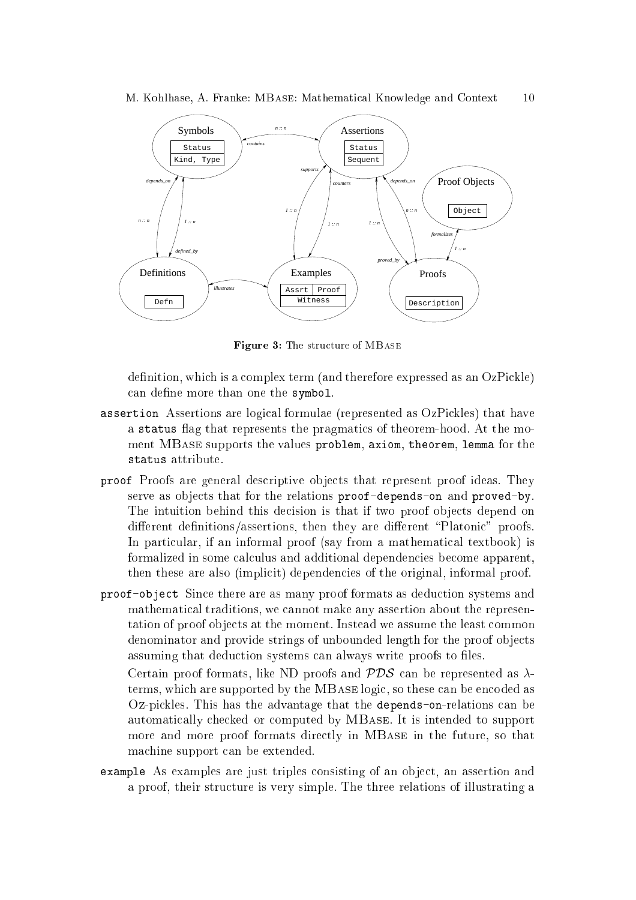Symbols

Status

Kind, Type

Assertions

Status

Sequent

Proof Objects

Object

Definitions

Defn

Examples

Assrt | Proof

Witness

Proofs

Description

n :: n

contains

depends_on

n :: n

1 :: n

defined_by

supports

counters

1 :: n

1 :: n

depends_on

1 :: n

n :: n

proved_by

formalizes

1 :: n

illustrates

**Figure 3:** The structure of MBase

definition, which is a complex term (and therefore expressed as an OzPickle) can define more than one the `symbol`.

`assertion` Assertions are logical formulae (represented as OzPickles) that have a `status` flag that represents the pragmatics of theorem-hood. At the moment MBase supports the values `problem`, `axiom`, `theorem`, `lemma` for the `status` attribute.

`proof` Proofs are general descriptive objects that represent proof ideas. They serve as objects that for the relations `proof-depends-on` and `proved-by`. The intuition behind this decision is that if two proof objects depend on different definitions/assertions, then they are different "Platonic" proofs. In particular, if an informal proof (say from a mathematical textbook) is formalized in some calculus and additional dependencies become apparent, then these are also (implicit) dependencies of the original, informal proof.

`proof-object` Since there are as many proof formats as deduction systems and mathematical traditions, we cannot make any assertion about the representation of proof objects at the moment. Instead we assume the least common denominator and provide strings of unbounded length for the proof objects assuming that deduction systems can always write proofs to files.

Certain proof formats, like ND proofs and $\mathcal{PDS}$ can be represented as $\lambda$-terms, which are supported by the MBase logic, so these can be encoded as Oz-pickles. This has the advantage that the `depends-on`-relations can be automatically checked or computed by MBase. It is intended to support more and more proof formats directly in MBase in the future, so that machine support can be extended.

`example` As examples are just triples consisting of an object, an assertion and a proof, their structure is very simple. The three relations of illustrating a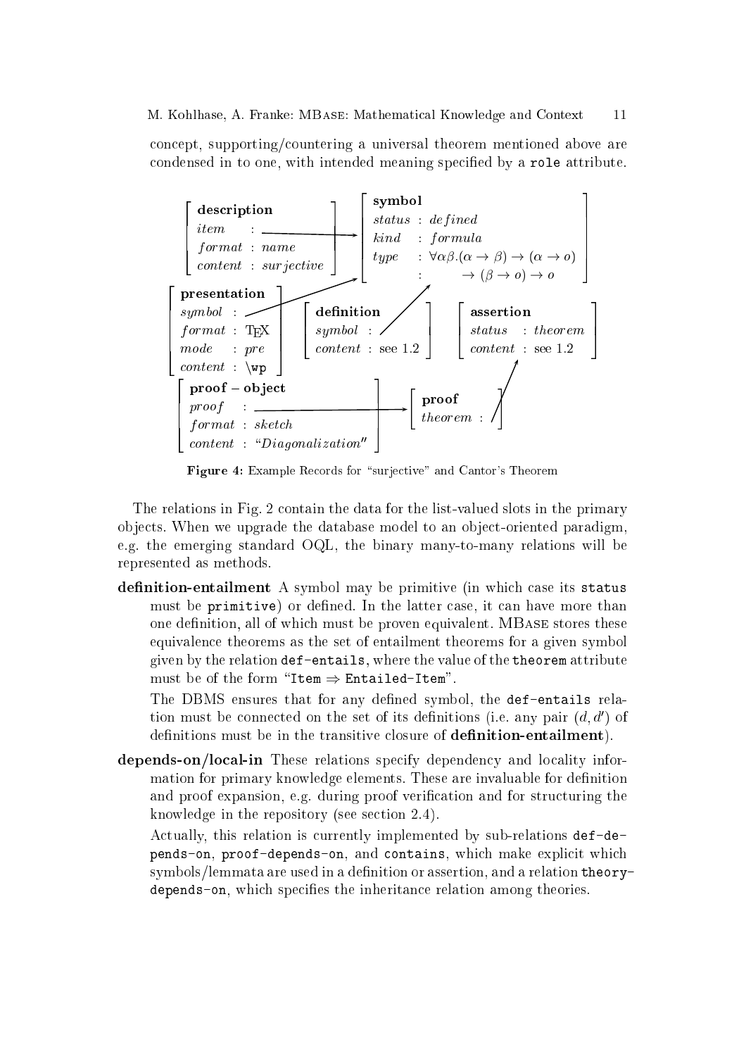concept, supporting/countering a universal theorem mentioned above are condensed in to one, with intended meaning specified by a `role` attribute.

**description**
*item* :
*format* : *name*
*content* : *surjective*

**symbol**
*status* : *defined*
*kind* : *formula*
*type* : $\forall\alpha\beta.(\alpha \to \beta) \to (\alpha \to o)$
: $\to (\beta \to o) \to o$

**presentation**
*symbol* :
*format* : TeX
*mode* : *pre*
*content* : `\wp`

**definition**
*symbol* :
*content* : see 1.2

**assertion**
*status* : *theorem*
*content* : see 1.2

**proof − object**
*proof* :
*format* : *sketch*
*content* : "*Diagonalization*"

**proof**
*theorem* :

**Figure 4:** Example Records for "surjective" and Cantor's Theorem

The relations in Fig. 2 contain the data for the list-valued slots in the primary objects. When we upgrade the database model to an object-oriented paradigm, e.g. the emerging standard OQL, the binary many-to-many relations will be represented as methods.

**definition-entailment** A symbol may be primitive (in which case its `status` must be `primitive`) or defined. In the latter case, it can have more than one definition, all of which must be proven equivalent. MBase stores these equivalence theorems as the set of entailment theorems for a given symbol given by the relation `def-entails`, where the value of the `theorem` attribute must be of the form "`Item` $\Rightarrow$ `Entailed-Item`".

The DBMS ensures that for any defined symbol, the `def-entails` relation must be connected on the set of its definitions (i.e. any pair $(d, d')$ of definitions must be in the transitive closure of **definition-entailment**).

**depends-on/local-in** These relations specify dependency and locality information for primary knowledge elements. These are invaluable for definition and proof expansion, e.g. during proof verification and for structuring the knowledge in the repository (see section 2.4).

Actually, this relation is currently implemented by sub-relations `def-depends-on`, `proof-depends-on`, and `contains`, which make explicit which symbols/lemmata are used in a definition or assertion, and a relation `theory-depends-on`, which specifies the inheritance relation among theories.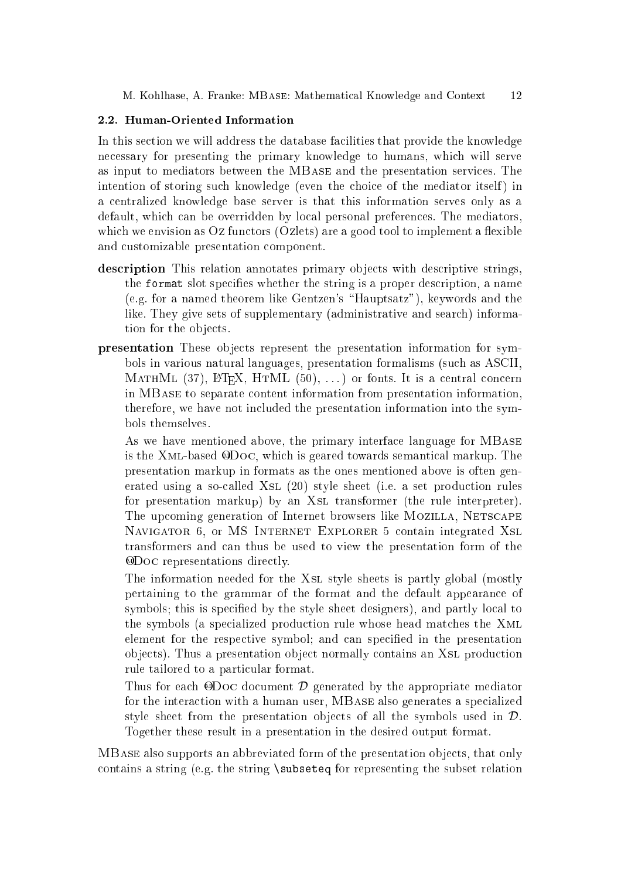### 2.2. Human-Oriented Information

In this section we will address the database facilities that provide the knowledge necessary for presenting the primary knowledge to humans, which will serve as input to mediators between the MBase and the presentation services. The intention of storing such knowledge (even the choice of the mediator itself) in a centralized knowledge base server is that this information serves only as a default, which can be overridden by local personal preferences. The mediators, which we envision as Oz functors (Ozlets) are a good tool to implement a flexible and customizable presentation component.

**description** This relation annotates primary objects with descriptive strings, the `format` slot specifies whether the string is a proper description, a name (e.g. for a named theorem like Gentzen's "Hauptsatz"), keywords and the like. They give sets of supplementary (administrative and search) information for the objects.

**presentation** These objects represent the presentation information for symbols in various natural languages, presentation formalisms (such as ASCII, MathMl (37), LaTeX, HtML (50), ...) or fonts. It is a central concern in MBase to separate content information from presentation information, therefore, we have not included the presentation information into the symbols themselves.

As we have mentioned above, the primary interface language for MBase is the Xml-based OMDoc, which is geared towards semantical markup. The presentation markup in formats as the ones mentioned above is often generated using a so-called Xsl (20) style sheet (i.e. a set production rules for presentation markup) by an Xsl transformer (the rule interpreter). The upcoming generation of Internet browsers like Mozilla, Netscape Navigator 6, or MS Internet Explorer 5 contain integrated Xsl transformers and can thus be used to view the presentation form of the OMDoc representations directly.

The information needed for the Xsl style sheets is partly global (mostly pertaining to the grammar of the format and the default appearance of symbols; this is specified by the style sheet designers), and partly local to the symbols (a specialized production rule whose head matches the Xml element for the respective symbol; and can specified in the presentation objects). Thus a presentation object normally contains an Xsl production rule tailored to a particular format.

Thus for each OMDoc document $\mathcal{D}$ generated by the appropriate mediator for the interaction with a human user, MBase also generates a specialized style sheet from the presentation objects of all the symbols used in $\mathcal{D}$. Together these result in a presentation in the desired output format.

MBase also supports an abbreviated form of the presentation objects, that only contains a string (e.g. the string `\subseteq` for representing the subset relation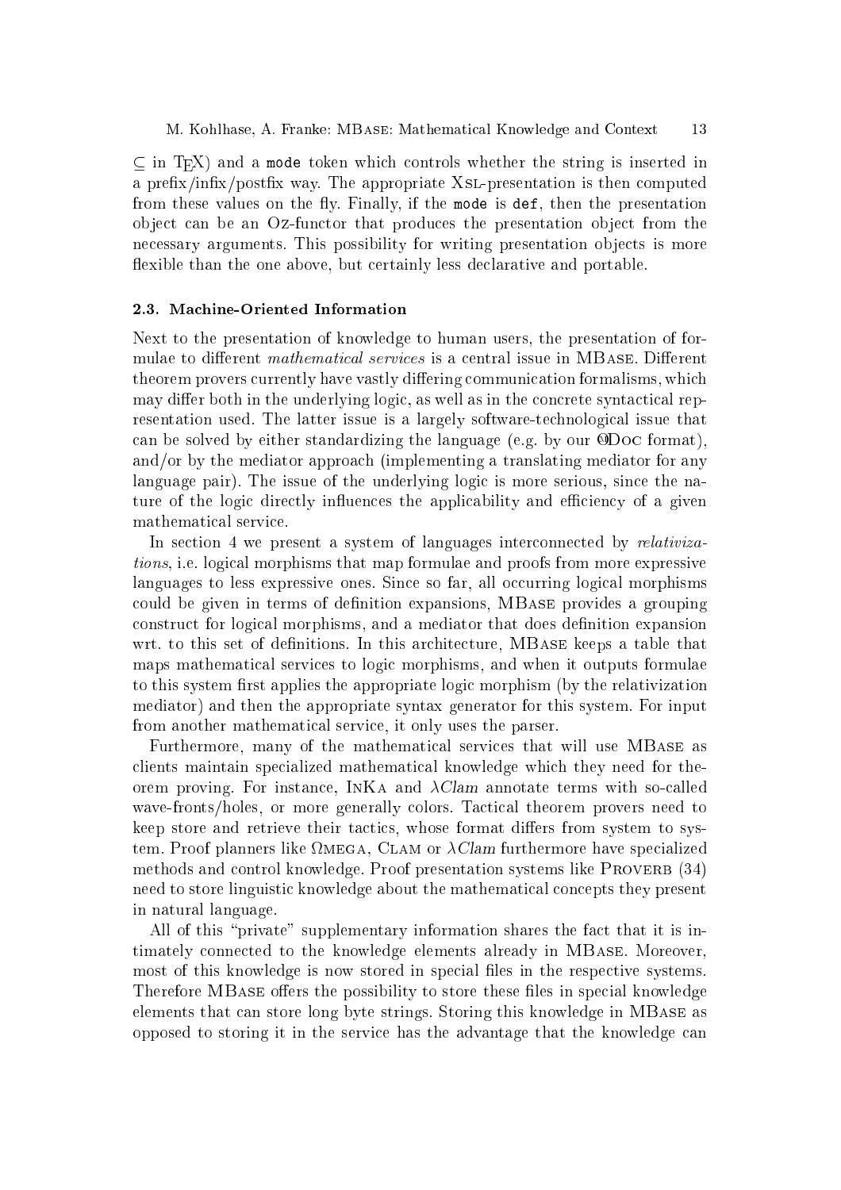$\subseteq$ in TEX) and a `mode` token which controls whether the string is inserted in a prefix/infix/postfix way. The appropriate XSL-presentation is then computed from these values on the fly. Finally, if the `mode` is `def`, then the presentation object can be an OZ-functor that produces the presentation object from the necessary arguments. This possibility for writing presentation objects is more flexible than the one above, but certainly less declarative and portable.

### 2.3. Machine-Oriented Information

Next to the presentation of knowledge to human users, the presentation of formulae to different *mathematical services* is a central issue in MBASE. Different theorem provers currently have vastly differing communication formalisms, which may differ both in the underlying logic, as well as in the concrete syntactical representation used. The latter issue is a largely software-technological issue that can be solved by either standardizing the language (e.g. by our OMDOC format), and/or by the mediator approach (implementing a translating mediator for any language pair). The issue of the underlying logic is more serious, since the nature of the logic directly influences the applicability and efficiency of a given mathematical service.

In section 4 we present a system of languages interconnected by *relativizations*, i.e. logical morphisms that map formulae and proofs from more expressive languages to less expressive ones. Since so far, all occurring logical morphisms could be given in terms of definition expansions, MBASE provides a grouping construct for logical morphisms, and a mediator that does definition expansion wrt. to this set of definitions. In this architecture, MBASE keeps a table that maps mathematical services to logic morphisms, and when it outputs formulae to this system first applies the appropriate logic morphism (by the relativization mediator) and then the appropriate syntax generator for this system. For input from another mathematical service, it only uses the parser.

Furthermore, many of the mathematical services that will use MBASE as clients maintain specialized mathematical knowledge which they need for theorem proving. For instance, INKA and $\lambda$*Clam* annotate terms with so-called wave-fronts/holes, or more generally colors. Tactical theorem provers need to keep store and retrieve their tactics, whose format differs from system to system. Proof planners like ΩMEGA, CLAM or $\lambda$*Clam* furthermore have specialized methods and control knowledge. Proof presentation systems like PROVERB (34) need to store linguistic knowledge about the mathematical concepts they present in natural language.

All of this "private" supplementary information shares the fact that it is intimately connected to the knowledge elements already in MBASE. Moreover, most of this knowledge is now stored in special files in the respective systems. Therefore MBASE offers the possibility to store these files in special knowledge elements that can store long byte strings. Storing this knowledge in MBASE as opposed to storing it in the service has the advantage that the knowledge can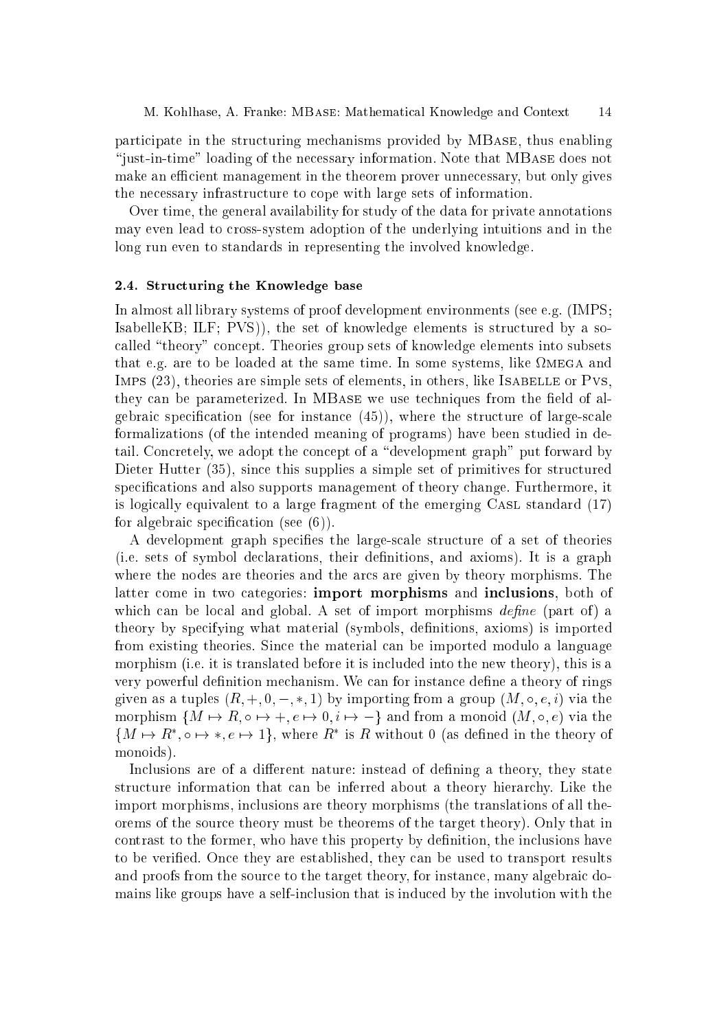participate in the structuring mechanisms provided by MBase, thus enabling "just-in-time" loading of the necessary information. Note that MBase does not make an efficient management in the theorem prover unnecessary, but only gives the necessary infrastructure to cope with large sets of information.

Over time, the general availability for study of the data for private annotations may even lead to cross-system adoption of the underlying intuitions and in the long run even to standards in representing the involved knowledge.

### 2.4. Structuring the Knowledge base

In almost all library systems of proof development environments (see e.g. (IMPS; IsabelleKB; ILF; PVS)), the set of knowledge elements is structured by a so-called "theory" concept. Theories group sets of knowledge elements into subsets that e.g. are to be loaded at the same time. In some systems, like Ωmega and Imps (23), theories are simple sets of elements, in others, like Isabelle or Pvs, they can be parameterized. In MBase we use techniques from the field of algebraic specification (see for instance (45)), where the structure of large-scale formalizations (of the intended meaning of programs) have been studied in detail. Concretely, we adopt the concept of a "development graph" put forward by Dieter Hutter (35), since this supplies a simple set of primitives for structured specifications and also supports management of theory change. Furthermore, it is logically equivalent to a large fragment of the emerging Casl standard (17) for algebraic specification (see (6)).

A development graph specifies the large-scale structure of a set of theories (i.e. sets of symbol declarations, their definitions, and axioms). It is a graph where the nodes are theories and the arcs are given by theory morphisms. The latter come in two categories: **import morphisms** and **inclusions**, both of which can be local and global. A set of import morphisms *define* (part of) a theory by specifying what material (symbols, definitions, axioms) is imported from existing theories. Since the material can be imported modulo a language morphism (i.e. it is translated before it is included into the new theory), this is a very powerful definition mechanism. We can for instance define a theory of rings given as a tuples $(R, +, 0, -, *, 1)$ by importing from a group $(M, \circ, e, i)$ via the morphism $\{M \mapsto R, \circ \mapsto +, e \mapsto 0, i \mapsto -\}$ and from a monoid $(M, \circ, e)$ via the $\{M \mapsto R^*, \circ \mapsto *, e \mapsto 1\}$, where $R^*$ is $R$ without 0 (as defined in the theory of monoids).

Inclusions are of a different nature: instead of defining a theory, they state structure information that can be inferred about a theory hierarchy. Like the import morphisms, inclusions are theory morphisms (the translations of all theorems of the source theory must be theorems of the target theory). Only that in contrast to the former, who have this property by definition, the inclusions have to be verified. Once they are established, they can be used to transport results and proofs from the source to the target theory, for instance, many algebraic domains like groups have a self-inclusion that is induced by the involution with the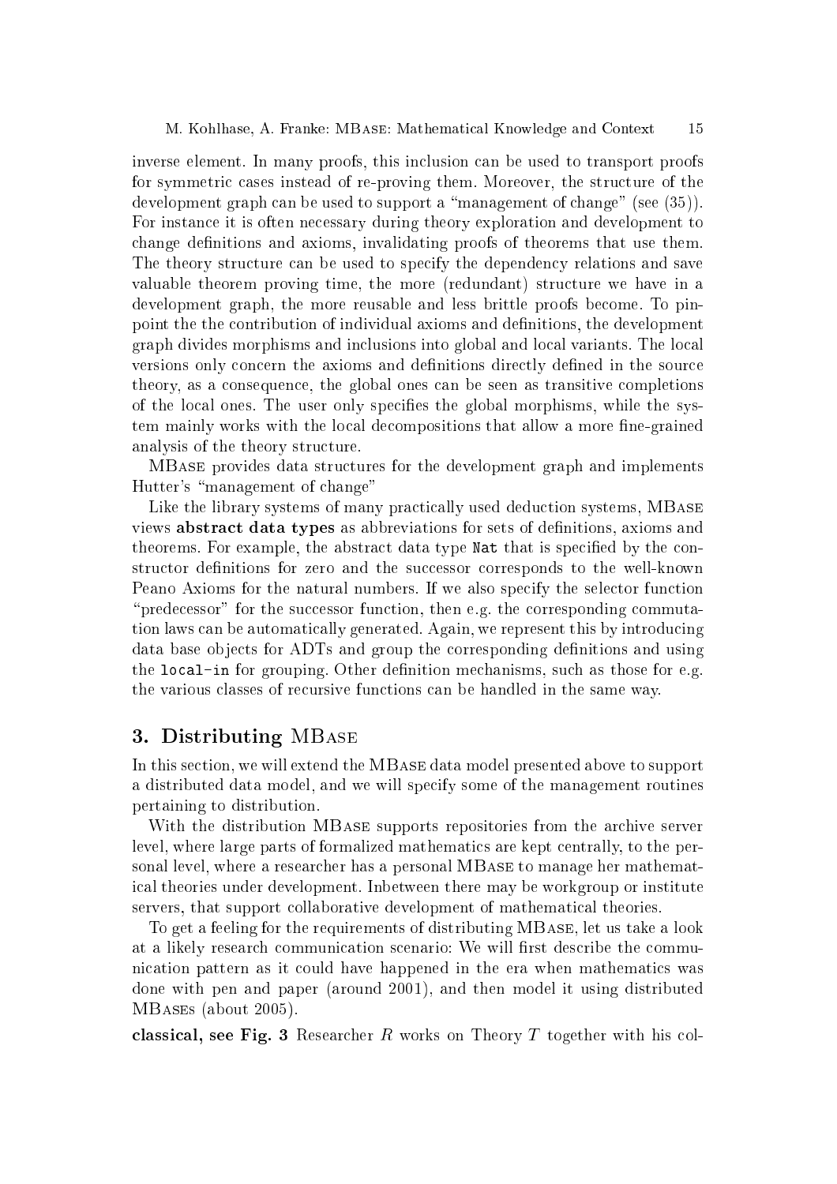inverse element. In many proofs, this inclusion can be used to transport proofs for symmetric cases instead of re-proving them. Moreover, the structure of the development graph can be used to support a "management of change" (see (35)). For instance it is often necessary during theory exploration and development to change definitions and axioms, invalidating proofs of theorems that use them. The theory structure can be used to specify the dependency relations and save valuable theorem proving time, the more (redundant) structure we have in a development graph, the more reusable and less brittle proofs become. To pinpoint the the contribution of individual axioms and definitions, the development graph divides morphisms and inclusions into global and local variants. The local versions only concern the axioms and definitions directly defined in the source theory, as a consequence, the global ones can be seen as transitive completions of the local ones. The user only specifies the global morphisms, while the system mainly works with the local decompositions that allow a more fine-grained analysis of the theory structure.

MBase provides data structures for the development graph and implements Hutter's "management of change"

Like the library systems of many practically used deduction systems, MBase views **abstract data types** as abbreviations for sets of definitions, axioms and theorems. For example, the abstract data type `Nat` that is specified by the constructor definitions for zero and the successor corresponds to the well-known Peano Axioms for the natural numbers. If we also specify the selector function "predecessor" for the successor function, then e.g. the corresponding commutation laws can be automatically generated. Again, we represent this by introducing data base objects for ADTs and group the corresponding definitions and using the `local-in` for grouping. Other definition mechanisms, such as those for e.g. the various classes of recursive functions can be handled in the same way.

## 3. Distributing MBase

In this section, we will extend the MBase data model presented above to support a distributed data model, and we will specify some of the management routines pertaining to distribution.

With the distribution MBase supports repositories from the archive server level, where large parts of formalized mathematics are kept centrally, to the personal level, where a researcher has a personal MBase to manage her mathematical theories under development. Inbetween there may be workgroup or institute servers, that support collaborative development of mathematical theories.

To get a feeling for the requirements of distributing MBase, let us take a look at a likely research communication scenario: We will first describe the communication pattern as it could have happened in the era when mathematics was done with pen and paper (around 2001), and then model it using distributed MBases (about 2005).

**classical, see Fig. 3** Researcher $R$ works on Theory $T$ together with his col-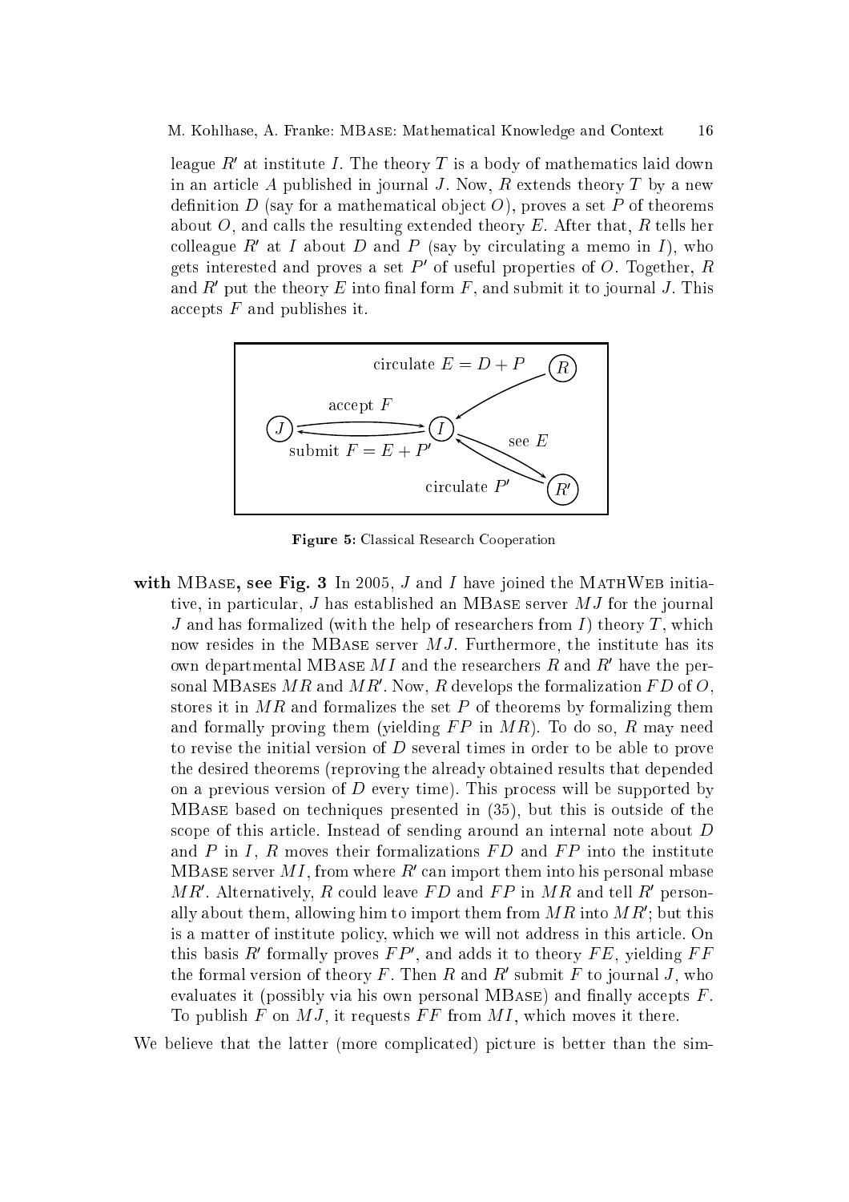league $R'$ at institute $I$. The theory $T$ is a body of mathematics laid down in an article $A$ published in journal $J$. Now, $R$ extends theory $T$ by a new definition $D$ (say for a mathematical object $O$), proves a set $P$ of theorems about $O$, and calls the resulting extended theory $E$. After that, $R$ tells her colleague $R'$ at $I$ about $D$ and $P$ (say by circulating a memo in $I$), who gets interested and proves a set $P'$ of useful properties of $O$. Together, $R$ and $R'$ put the theory $E$ into final form $F$, and submit it to journal $J$. This accepts $F$ and publishes it.

circulate $E = D + P$

accept $F$

submit $F = E + P'$

see $E$

circulate $P'$

$J$ $I$ $R$ $R'$

**Figure 5:** Classical Research Cooperation

**with** MBase**, see Fig. 3** In 2005, $J$ and $I$ have joined the MathWeb initiative, in particular, $J$ has established an MBase server $MJ$ for the journal $J$ and has formalized (with the help of researchers from $I$) theory $T$, which now resides in the MBase server $MJ$. Furthermore, the institute has its own departmental MBase $MI$ and the researchers $R$ and $R'$ have the personal MBases $MR$ and $MR'$. Now, $R$ develops the formalization $FD$ of $O$, stores it in $MR$ and formalizes the set $P$ of theorems by formalizing them and formally proving them (yielding $FP$ in $MR$). To do so, $R$ may need to revise the initial version of $D$ several times in order to be able to prove the desired theorems (reproving the already obtained results that depended on a previous version of $D$ every time). This process will be supported by MBase based on techniques presented in (35), but this is outside of the scope of this article. Instead of sending around an internal note about $D$ and $P$ in $I$, $R$ moves their formalizations $FD$ and $FP$ into the institute MBase server $MI$, from where $R'$ can import them into his personal mbase $MR'$. Alternatively, $R$ could leave $FD$ and $FP$ in $MR$ and tell $R'$ personally about them, allowing him to import them from $MR$ into $MR'$; but this is a matter of institute policy, which we will not address in this article. On this basis $R'$ formally proves $FP'$, and adds it to theory $FE$, yielding $FF$ the formal version of theory $F$. Then $R$ and $R'$ submit $F$ to journal $J$, who evaluates it (possibly via his own personal MBase) and finally accepts $F$. To publish $F$ on $MJ$, it requests $FF$ from $MI$, which moves it there.

We believe that the latter (more complicated) picture is better than the sim-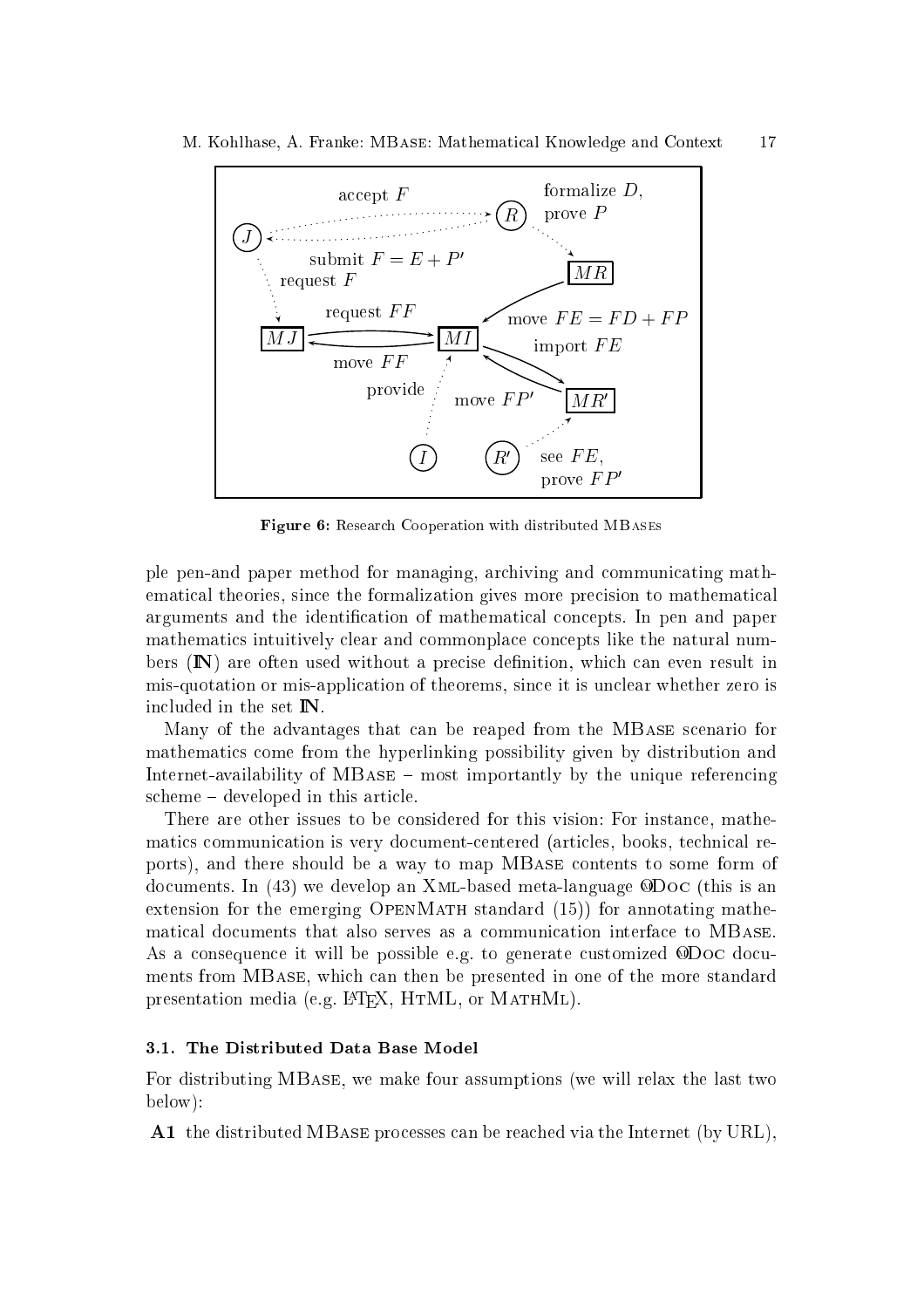accept $F$

formalize $D$,
prove $P$

$J$

$R$

submit $F = E + P'$

request $F$

$MR$

request $FF$

move $FE = FD + FP$

$MJ$

$MI$

import $FE$

move $FF$

provide

move $FP'$

$MR'$

$I$

$R'$

see $FE$,
prove $FP'$

**Figure 6:** Research Cooperation with distributed MBases

ple pen-and paper method for managing, archiving and communicating mathematical theories, since the formalization gives more precision to mathematical arguments and the identification of mathematical concepts. In pen and paper mathematics intuitively clear and commonplace concepts like the natural numbers ($\mathbb{N}$) are often used without a precise definition, which can even result in mis-quotation or mis-application of theorems, since it is unclear whether zero is included in the set $\mathbb{N}$.

Many of the advantages that can be reaped from the MBase scenario for mathematics come from the hyperlinking possibility given by distribution and Internet-availability of MBase – most importantly by the unique referencing scheme – developed in this article.

There are other issues to be considered for this vision: For instance, mathematics communication is very document-centered (articles, books, technical reports), and there should be a way to map MBase contents to some form of documents. In (43) we develop an Xml-based meta-language OMDoc (this is an extension for the emerging OpenMath standard (15)) for annotating mathematical documents that also serves as a communication interface to MBase. As a consequence it will be possible e.g. to generate customized OMDoc documents from MBase, which can then be presented in one of the more standard presentation media (e.g. LaTeX, Html, or MathMl).

### 3.1. The Distributed Data Base Model

For distributing MBase, we make four assumptions (we will relax the last two below):

**A1** the distributed MBase processes can be reached via the Internet (by URL),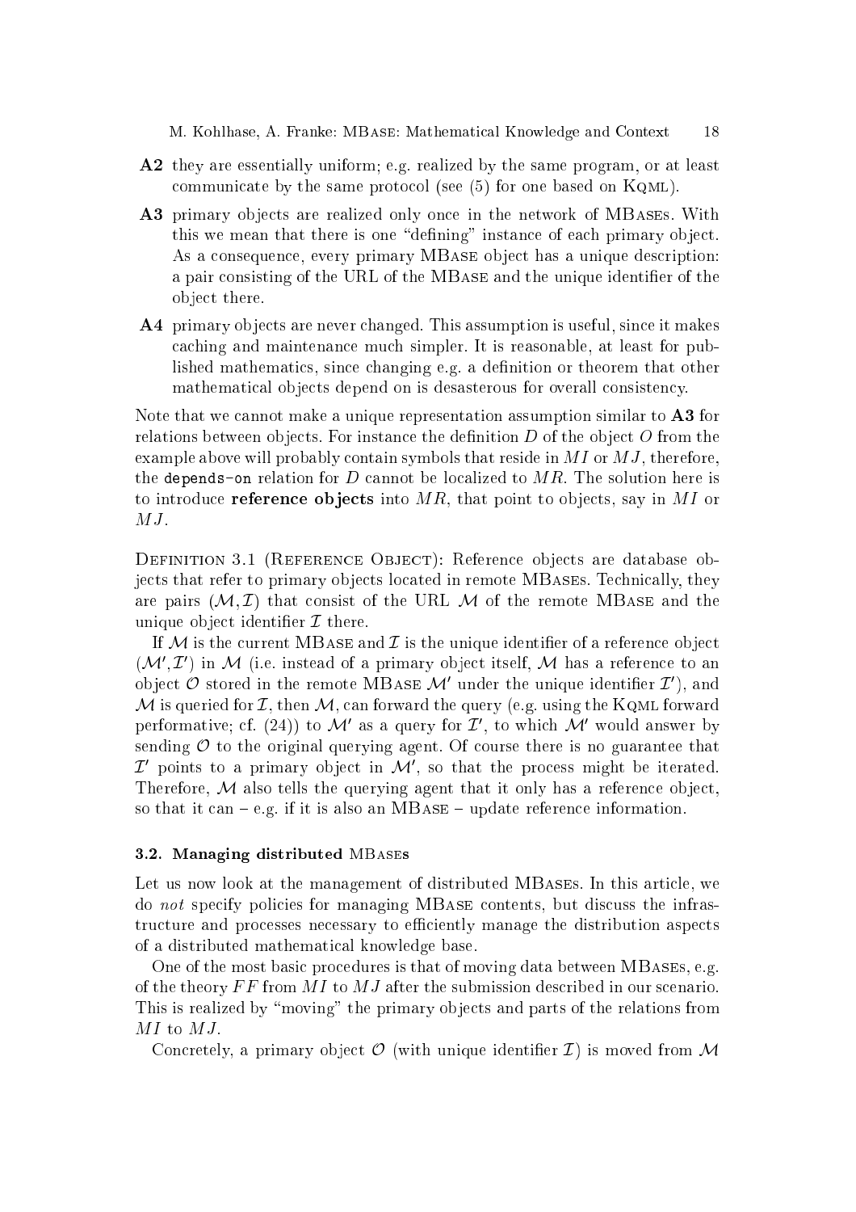**A2** they are essentially uniform; e.g. realized by the same program, or at least communicate by the same protocol (see (5) for one based on KQML).

**A3** primary objects are realized only once in the network of MBases. With this we mean that there is one "defining" instance of each primary object. As a consequence, every primary MBase object has a unique description: a pair consisting of the URL of the MBase and the unique identifier of the object there.

**A4** primary objects are never changed. This assumption is useful, since it makes caching and maintenance much simpler. It is reasonable, at least for published mathematics, since changing e.g. a definition or theorem that other mathematical objects depend on is desasterous for overall consistency.

Note that we cannot make a unique representation assumption similar to **A3** for relations between objects. For instance the definition $D$ of the object $O$ from the example above will probably contain symbols that reside in $MI$ or $MJ$, therefore, the `depends-on` relation for $D$ cannot be localized to $MR$. The solution here is to introduce **reference objects** into $MR$, that point to objects, say in $MI$ or $MJ$.

Definition 3.1 (Reference Object): Reference objects are database objects that refer to primary objects located in remote MBases. Technically, they are pairs $(\mathcal{M},\mathcal{I})$ that consist of the URL $\mathcal{M}$ of the remote MBase and the unique object identifier $\mathcal{I}$ there.

If $\mathcal{M}$ is the current MBase and $\mathcal{I}$ is the unique identifier of a reference object $(\mathcal{M}',\mathcal{I}')$ in $\mathcal{M}$ (i.e. instead of a primary object itself, $\mathcal{M}$ has a reference to an object $\mathcal{O}$ stored in the remote MBase $\mathcal{M}'$ under the unique identifier $\mathcal{I}'$), and $\mathcal{M}$ is queried for $\mathcal{I}$, then $\mathcal{M}$, can forward the query (e.g. using the KQML forward performative; cf. (24)) to $\mathcal{M}'$ as a query for $\mathcal{I}'$, to which $\mathcal{M}'$ would answer by sending $\mathcal{O}$ to the original querying agent. Of course there is no guarantee that $\mathcal{I}'$ points to a primary object in $\mathcal{M}'$, so that the process might be iterated. Therefore, $\mathcal{M}$ also tells the querying agent that it only has a reference object, so that it can – e.g. if it is also an MBase – update reference information.

### 3.2. Managing distributed MBases

Let us now look at the management of distributed MBases. In this article, we do *not* specify policies for managing MBase contents, but discuss the infrastructure and processes necessary to efficiently manage the distribution aspects of a distributed mathematical knowledge base.

One of the most basic procedures is that of moving data between MBases, e.g. of the theory $FF$ from $MI$ to $MJ$ after the submission described in our scenario. This is realized by "moving" the primary objects and parts of the relations from $MI$ to $MJ$.

Concretely, a primary object $\mathcal{O}$ (with unique identifier $\mathcal{I}$) is moved from $\mathcal{M}$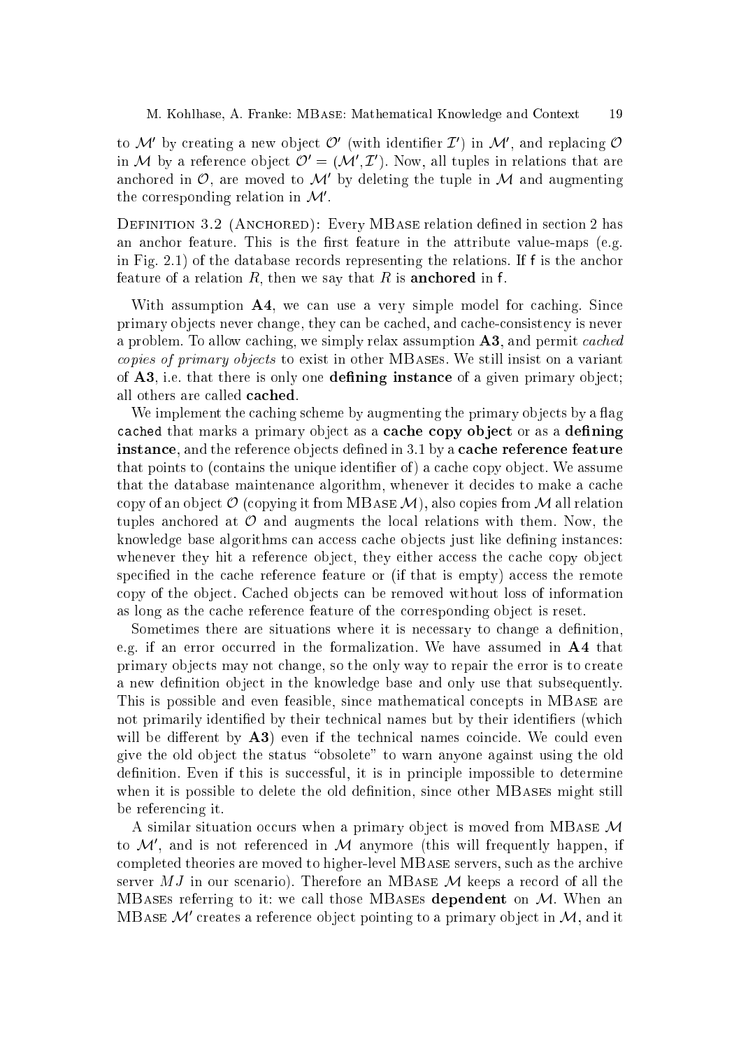to $\mathcal{M}'$ by creating a new object $\mathcal{O}'$ (with identifier $\mathcal{I}'$) in $\mathcal{M}'$, and replacing $\mathcal{O}$ in $\mathcal{M}$ by a reference object $\mathcal{O}' = (\mathcal{M}', \mathcal{I}')$. Now, all tuples in relations that are anchored in $\mathcal{O}$, are moved to $\mathcal{M}'$ by deleting the tuple in $\mathcal{M}$ and augmenting the corresponding relation in $\mathcal{M}'$.

Definition 3.2 (Anchored): Every MBase relation defined in section 2 has an anchor feature. This is the first feature in the attribute value-maps (e.g. in Fig. 2.1) of the database records representing the relations. If f is the anchor feature of a relation $R$, then we say that $R$ is **anchored** in f.

With assumption **A4**, we can use a very simple model for caching. Since primary objects never change, they can be cached, and cache-consistency is never a problem. To allow caching, we simply relax assumption **A3**, and permit *cached copies of primary objects* to exist in other MBases. We still insist on a variant of **A3**, i.e. that there is only one **defining instance** of a given primary object; all others are called **cached**.

We implement the caching scheme by augmenting the primary objects by a flag cached that marks a primary object as a **cache copy object** or as a **defining instance**, and the reference objects defined in 3.1 by a **cache reference feature** that points to (contains the unique identifier of) a cache copy object. We assume that the database maintenance algorithm, whenever it decides to make a cache copy of an object $\mathcal{O}$ (copying it from MBase $\mathcal{M}$), also copies from $\mathcal{M}$ all relation tuples anchored at $\mathcal{O}$ and augments the local relations with them. Now, the knowledge base algorithms can access cache objects just like defining instances: whenever they hit a reference object, they either access the cache copy object specified in the cache reference feature or (if that is empty) access the remote copy of the object. Cached objects can be removed without loss of information as long as the cache reference feature of the corresponding object is reset.

Sometimes there are situations where it is necessary to change a definition, e.g. if an error occurred in the formalization. We have assumed in **A4** that primary objects may not change, so the only way to repair the error is to create a new definition object in the knowledge base and only use that subsequently. This is possible and even feasible, since mathematical concepts in MBase are not primarily identified by their technical names but by their identifiers (which will be different by **A3**) even if the technical names coincide. We could even give the old object the status "obsolete" to warn anyone against using the old definition. Even if this is successful, it is in principle impossible to determine when it is possible to delete the old definition, since other MBases might still be referencing it.

A similar situation occurs when a primary object is moved from MBase $\mathcal{M}$ to $\mathcal{M}'$, and is not referenced in $\mathcal{M}$ anymore (this will frequently happen, if completed theories are moved to higher-level MBase servers, such as the archive server $MJ$ in our scenario). Therefore an MBase $\mathcal{M}$ keeps a record of all the MBases referring to it: we call those MBases **dependent** on $\mathcal{M}$. When an MBase $\mathcal{M}'$ creates a reference object pointing to a primary object in $\mathcal{M}$, and it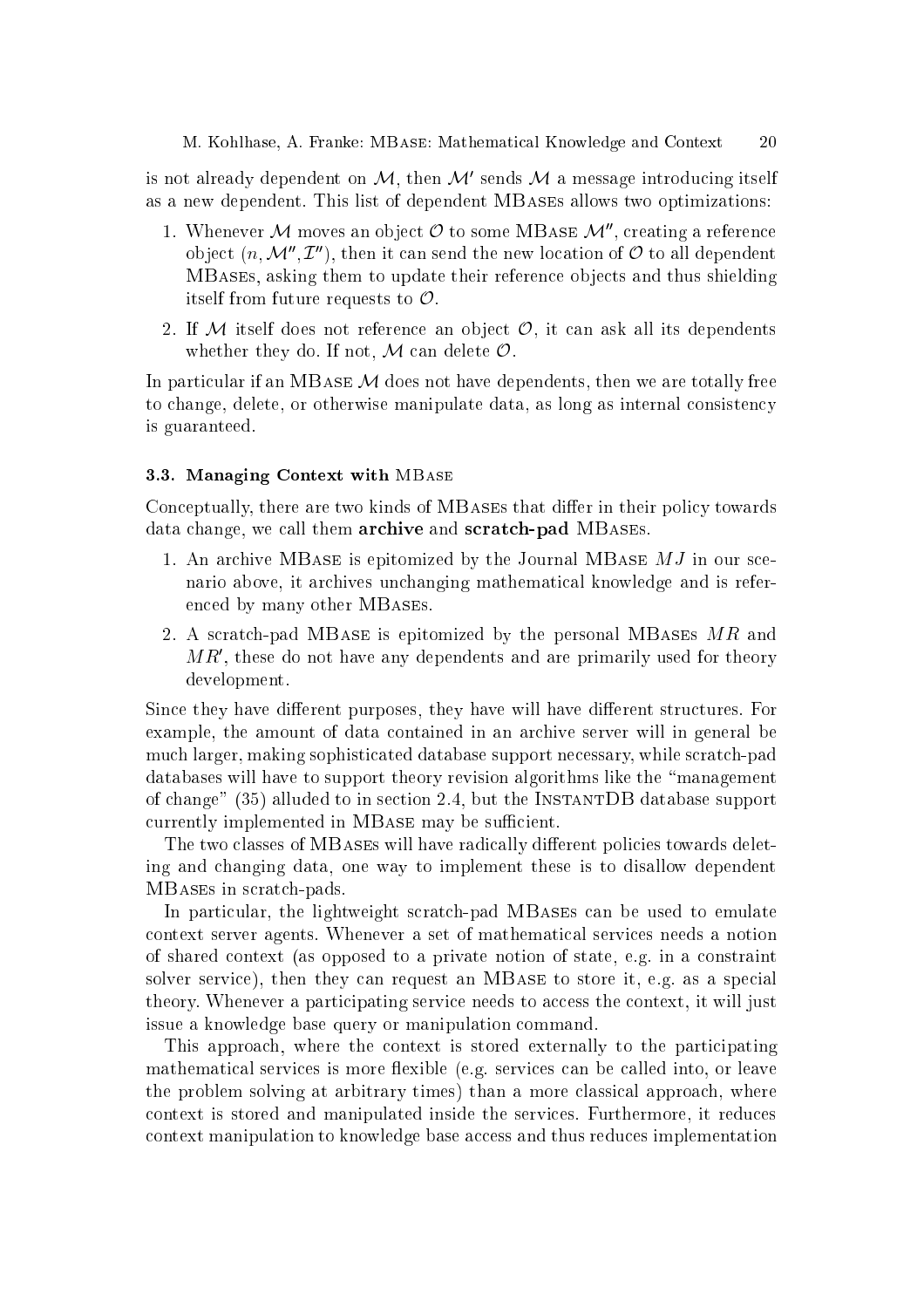is not already dependent on $\mathcal{M}$, then $\mathcal{M}'$ sends $\mathcal{M}$ a message introducing itself as a new dependent. This list of dependent MBases allows two optimizations:

1. Whenever $\mathcal{M}$ moves an object $\mathcal{O}$ to some MBase $\mathcal{M}''$, creating a reference object $(n, \mathcal{M}'', \mathcal{I}'')$, then it can send the new location of $\mathcal{O}$ to all dependent MBases, asking them to update their reference objects and thus shielding itself from future requests to $\mathcal{O}$.
2. If $\mathcal{M}$ itself does not reference an object $\mathcal{O}$, it can ask all its dependents whether they do. If not, $\mathcal{M}$ can delete $\mathcal{O}$.

In particular if an MBase $\mathcal{M}$ does not have dependents, then we are totally free to change, delete, or otherwise manipulate data, as long as internal consistency is guaranteed.

### 3.3. Managing Context with MBase

Conceptually, there are two kinds of MBases that differ in their policy towards data change, we call them **archive** and **scratch-pad** MBases.

1. An archive MBase is epitomized by the Journal MBase $MJ$ in our scenario above, it archives unchanging mathematical knowledge and is referenced by many other MBases.
2. A scratch-pad MBase is epitomized by the personal MBases $MR$ and $MR'$, these do not have any dependents and are primarily used for theory development.

Since they have different purposes, they have will have different structures. For example, the amount of data contained in an archive server will in general be much larger, making sophisticated database support necessary, while scratch-pad databases will have to support theory revision algorithms like the "management of change" (35) alluded to in section 2.4, but the InstantDB database support currently implemented in MBase may be sufficient.

The two classes of MBases will have radically different policies towards deleting and changing data, one way to implement these is to disallow dependent MBases in scratch-pads.

In particular, the lightweight scratch-pad MBases can be used to emulate context server agents. Whenever a set of mathematical services needs a notion of shared context (as opposed to a private notion of state, e.g. in a constraint solver service), then they can request an MBase to store it, e.g. as a special theory. Whenever a participating service needs to access the context, it will just issue a knowledge base query or manipulation command.

This approach, where the context is stored externally to the participating mathematical services is more flexible (e.g. services can be called into, or leave the problem solving at arbitrary times) than a more classical approach, where context is stored and manipulated inside the services. Furthermore, it reduces context manipulation to knowledge base access and thus reduces implementation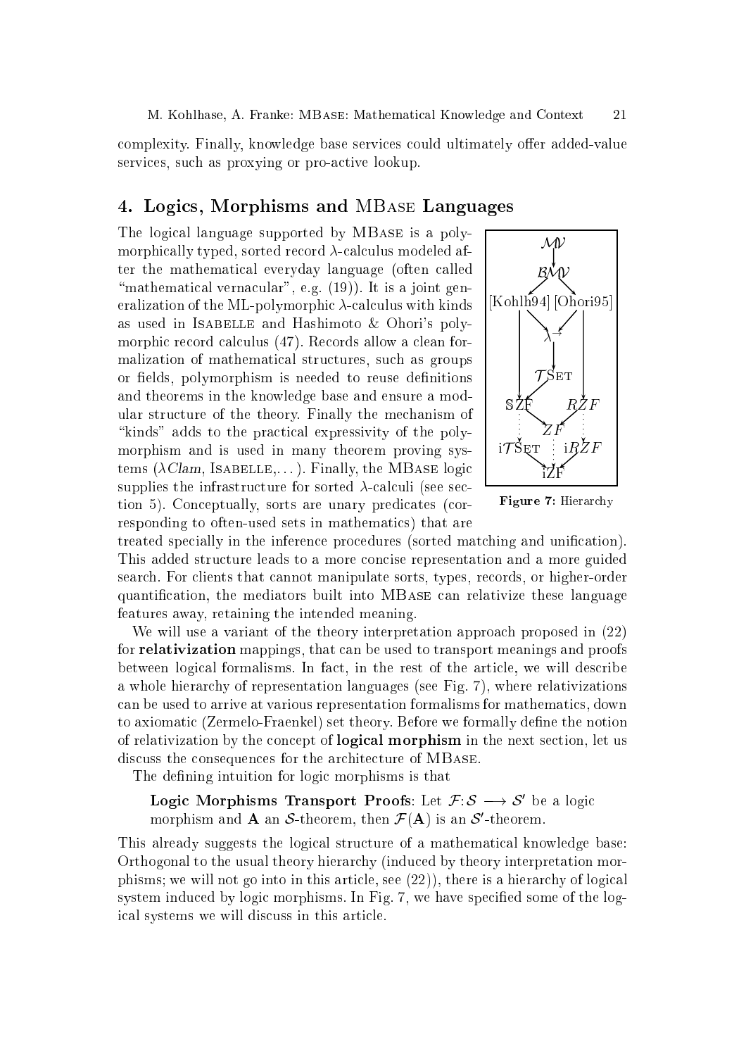complexity. Finally, knowledge base services could ultimately offer added-value services, such as proxying or pro-active lookup.

## 4. Logics, Morphisms and MBase Languages

The logical language supported by MBase is a polymorphically typed, sorted record λ-calculus modeled after the mathematical everyday language (often called "mathematical vernacular", e.g. (19)). It is a joint generalization of the ML-polymorphic λ-calculus with kinds as used in Isabelle and Hashimoto & Ohori's polymorphic record calculus (47). Records allow a clean formalization of mathematical structures, such as groups or fields, polymorphism is needed to reuse definitions and theorems in the knowledge base and ensure a modular structure of the theory. Finally the mechanism of "kinds" adds to the practical expressivity of the polymorphism and is used in many theorem proving systems (λ*Clam*, Isabelle,...). Finally, the MBase logic supplies the infrastructure for sorted λ-calculi (see section 5). Conceptually, sorts are unary predicates (corresponding to often-used sets in mathematics) that are treated specially in the inference procedures (sorted matching and unification). This added structure leads to a more concise representation and a more guided search. For clients that cannot manipulate sorts, types, records, or higher-order quantification, the mediators built into MBase can relativize these language features away, retaining the intended meaning.

$\mathcal{MV}$
$\mathcal{BMV}$
[Kohlh94] [Ohori95]
$\lambda^{\rightarrow}$
$\mathcal{T}$Set
$\mathbb{S}ZF$
$RZF$
$ZF$
i$\mathcal{T}$Set
i$RZF$
iZF

**Figure 7:** Hierarchy

We will use a variant of the theory interpretation approach proposed in (22) for **relativization** mappings, that can be used to transport meanings and proofs between logical formalisms. In fact, in the rest of the article, we will describe a whole hierarchy of representation languages (see Fig. 7), where relativizations can be used to arrive at various representation formalisms for mathematics, down to axiomatic (Zermelo-Fraenkel) set theory. Before we formally define the notion of relativization by the concept of **logical morphism** in the next section, let us discuss the consequences for the architecture of MBase.

The defining intuition for logic morphisms is that

> **Logic Morphisms Transport Proofs**: Let $\mathcal{F}{:}\,\mathcal{S} \longrightarrow \mathcal{S}'$ be a logic morphism and $\mathbf{A}$ an $\mathcal{S}$-theorem, then $\mathcal{F}(\mathbf{A})$ is an $\mathcal{S}'$-theorem.

This already suggests the logical structure of a mathematical knowledge base: Orthogonal to the usual theory hierarchy (induced by theory interpretation morphisms; we will not go into in this article, see (22)), there is a hierarchy of logical system induced by logic morphisms. In Fig. 7, we have specified some of the logical systems we will discuss in this article.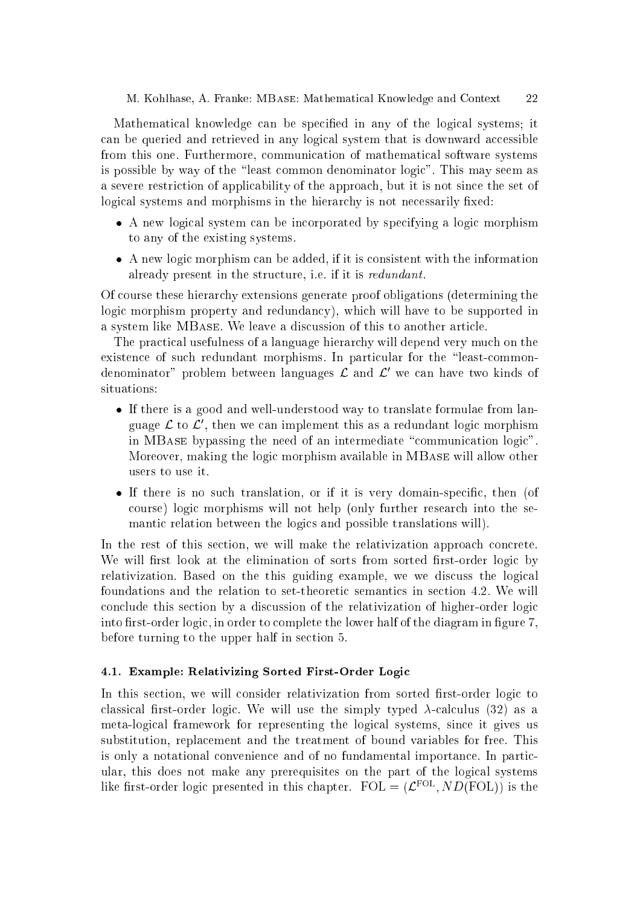Mathematical knowledge can be specified in any of the logical systems; it can be queried and retrieved in any logical system that is downward accessible from this one. Furthermore, communication of mathematical software systems is possible by way of the "least common denominator logic". This may seem as a severe restriction of applicability of the approach, but it is not since the set of logical systems and morphisms in the hierarchy is not necessarily fixed:

- A new logical system can be incorporated by specifying a logic morphism to any of the existing systems.
- A new logic morphism can be added, if it is consistent with the information already present in the structure, i.e. if it is *redundant*.

Of course these hierarchy extensions generate proof obligations (determining the logic morphism property and redundancy), which will have to be supported in a system like MBase. We leave a discussion of this to another article.

The practical usefulness of a language hierarchy will depend very much on the existence of such redundant morphisms. In particular for the "least-common-denominator" problem between languages $\mathcal{L}$ and $\mathcal{L}'$ we can have two kinds of situations:

- If there is a good and well-understood way to translate formulae from language $\mathcal{L}$ to $\mathcal{L}'$, then we can implement this as a redundant logic morphism in MBase bypassing the need of an intermediate "communication logic". Moreover, making the logic morphism available in MBase will allow other users to use it.
- If there is no such translation, or if it is very domain-specific, then (of course) logic morphisms will not help (only further research into the semantic relation between the logics and possible translations will).

In the rest of this section, we will make the relativization approach concrete. We will first look at the elimination of sorts from sorted first-order logic by relativization. Based on the this guiding example, we we discuss the logical foundations and the relation to set-theoretic semantics in section 4.2. We will conclude this section by a discussion of the relativization of higher-order logic into first-order logic, in order to complete the lower half of the diagram in figure 7, before turning to the upper half in section 5.

### 4.1. Example: Relativizing Sorted First-Order Logic

In this section, we will consider relativization from sorted first-order logic to classical first-order logic. We will use the simply typed $\lambda$-calculus (32) as a meta-logical framework for representing the logical systems, since it gives us substitution, replacement and the treatment of bound variables for free. This is only a notational convenience and of no fundamental importance. In particular, this does not make any prerequisites on the part of the logical systems like first-order logic presented in this chapter. $\mathrm{FOL} = (\mathcal{L}^{\mathrm{FOL}}, ND(\mathrm{FOL}))$ is the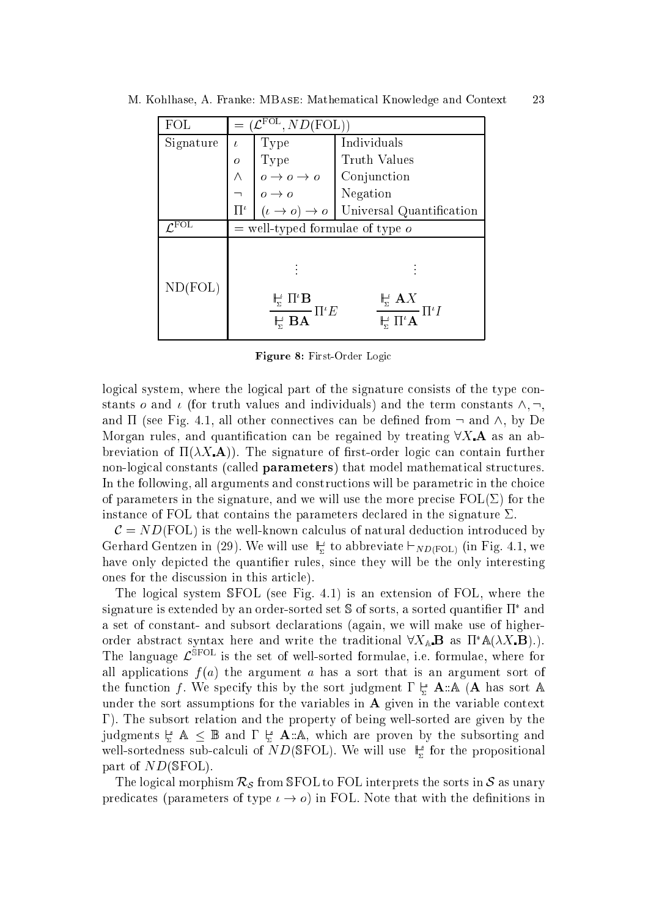| FOL | $= (\mathcal{L}^{\text{FOL}}, ND(\text{FOL}))$ | | |
|---|---|---|---|
| Signature | $\iota$ | Type | Individuals |
| | $o$ | Type | Truth Values |
| | $\wedge$ | $o \to o \to o$ | Conjunction |
| | $\neg$ | $o \to o$ | Negation |
| | $\Pi^\iota$ | $(\iota \to o) \to o$ | Universal Quantification |
| $\mathcal{L}^{\text{FOL}}$ | = well-typed formulae of type $o$ | | |
| ND(FOL) | $\dfrac{\Vdash^\iota_\Sigma \Pi^\iota \mathbf{B}}{\Vdash^\iota_\Sigma \mathbf{B}\mathbf{A}}\Pi^\iota E$ | $\dfrac{\Vdash^\iota_\Sigma \mathbf{A}X}{\Vdash^\iota_\Sigma \Pi^\iota \mathbf{A}}\Pi^\iota I$ | |

**Figure 8:** First-Order Logic

logical system, where the logical part of the signature consists of the type constants $o$ and $\iota$ (for truth values and individuals) and the term constants $\wedge, \neg$, and $\Pi$ (see Fig. 4.1, all other connectives can be defined from $\neg$ and $\wedge$, by De Morgan rules, and quantification can be regained by treating $\forall X.\mathbf{A}$ as an abbreviation of $\Pi(\lambda X.\mathbf{A})$). The signature of first-order logic can contain further non-logical constants (called **parameters**) that model mathematical structures. In the following, all arguments and constructions will be parametric in the choice of parameters in the signature, and we will use the more precise $\text{FOL}(\Sigma)$ for the instance of FOL that contains the parameters declared in the signature $\Sigma$.

$\mathcal{C} = ND(\text{FOL})$ is the well-known calculus of natural deduction introduced by Gerhard Gentzen in (29). We will use $\Vdash^\iota_\Sigma$ to abbreviate $\vdash_{ND(\text{FOL})}$ (in Fig. 4.1, we have only depicted the quantifier rules, since they will be the only interesting ones for the discussion in this article).

The logical system $\mathbb{S}$FOL (see Fig. 4.1) is an extension of FOL, where the signature is extended by an order-sorted set $\mathbb{S}$ of sorts, a sorted quantifier $\Pi^*$ and a set of constant- and subsort declarations (again, we will make use of higher-order abstract syntax here and write the traditional $\forall X_{\mathbb{A}}.\mathbf{B}$ as $\Pi^*\mathbb{A}(\lambda X.\mathbf{B})$.). The language $\mathcal{L}^{\mathbb{S}\text{FOL}}$ is the set of well-sorted formulae, i.e. formulae, where for all applications $f(a)$ the argument $a$ has a sort that is an argument sort of the function $f$. We specify this by the sort judgment $\Gamma \Vdash^s_\Sigma \mathbf{A}::\mathbb{A}$ ($\mathbf{A}$ has sort $\mathbb{A}$ under the sort assumptions for the variables in $\mathbf{A}$ given in the variable context $\Gamma$). The subsort relation and the property of being well-sorted are given by the judgments $\Vdash^s_\Sigma \mathbb{A} \leq \mathbb{B}$ and $\Gamma \Vdash^s_\Sigma \mathbf{A}::\mathbb{A}$, which are proven by the subsorting and well-sortedness sub-calculi of $ND(\mathbb{S}\text{FOL})$. We will use $\Vdash^s_\Sigma$ for the propositional part of $ND(\mathbb{S}\text{FOL})$.

The logical morphism $\mathcal{R}_\mathcal{S}$ from $\mathbb{S}$FOL to FOL interprets the sorts in $\mathcal{S}$ as unary predicates (parameters of type $\iota \to o$) in FOL. Note that with the definitions in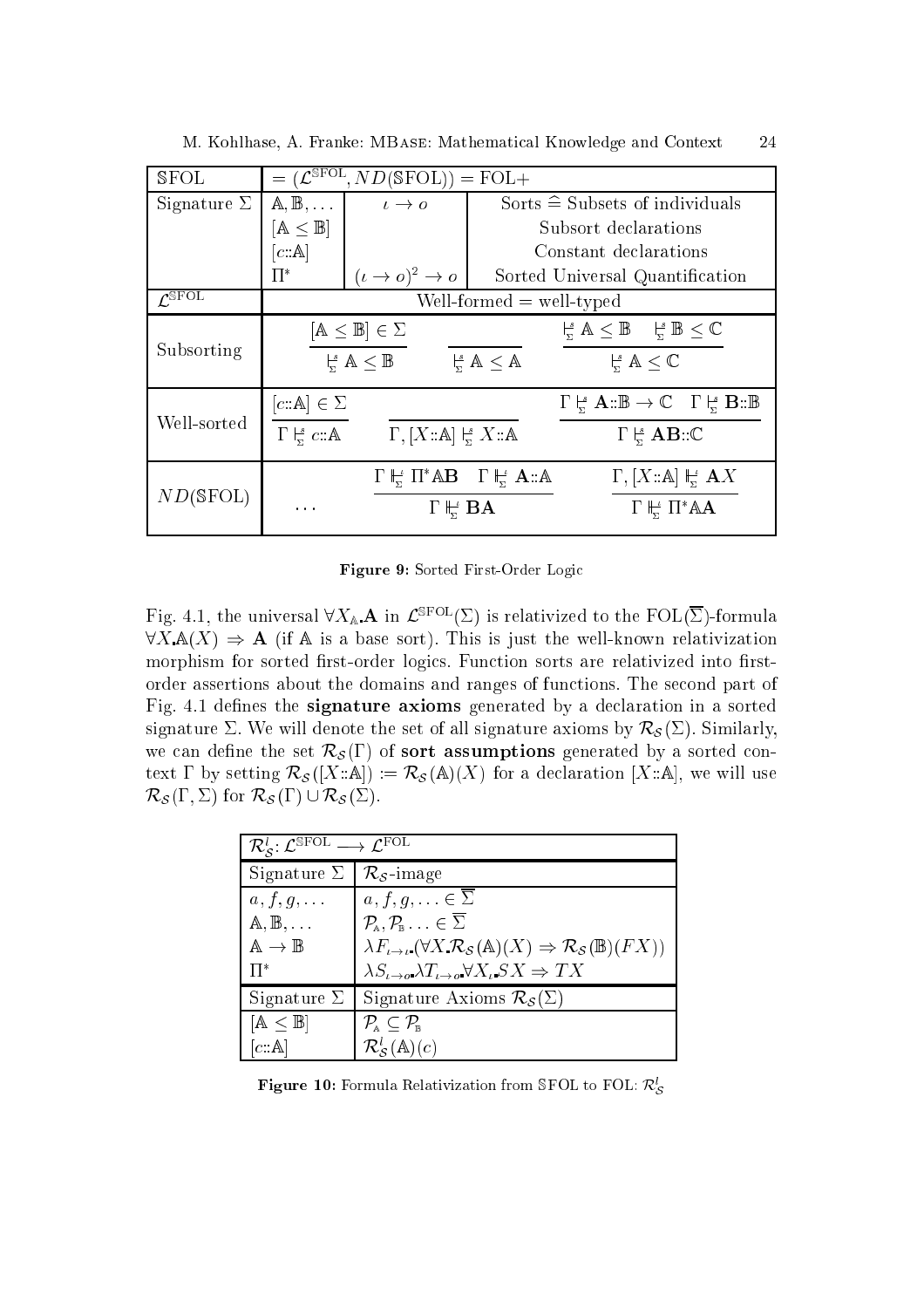| SFOL | $= (\mathcal{L}^{\mathbb{S}\text{FOL}}, ND(\mathbb{S}\text{FOL})) = \text{FOL}+$ | | |
|---|---|---|---|
| Signature $\Sigma$ | $\mathbb{A}, \mathbb{B}, \ldots$ | $\iota \to o$ | Sorts $\widehat{=}$ Subsets of individuals |
| | $[\mathbb{A} \leq \mathbb{B}]$ | | Subsort declarations |
| | $[c{::}\mathbb{A}]$ | | Constant declarations |
| | $\Pi^*$ | $(\iota \to o)^2 \to o$ | Sorted Universal Quantification |
| $\mathcal{L}^{\mathbb{S}\text{FOL}}$ | Well-formed = well-typed | | |
| Subsorting | $\dfrac{[\mathbb{A} \leq \mathbb{B}] \in \Sigma}{\vdash^s_\Sigma \mathbb{A} \leq \mathbb{B}}$ | $\dfrac{}{\vdash^s_\Sigma \mathbb{A} \leq \mathbb{A}}$ | $\dfrac{\vdash^s_\Sigma \mathbb{A} \leq \mathbb{B} \quad \vdash^s_\Sigma \mathbb{B} \leq \mathbb{C}}{\vdash^s_\Sigma \mathbb{A} \leq \mathbb{C}}$ |
| Well-sorted | $\dfrac{[c{::}\mathbb{A}] \in \Sigma}{\Gamma \vdash^s_\Sigma c{::}\mathbb{A}}$ | $\dfrac{}{\Gamma, [X{::}\mathbb{A}] \vdash^s_\Sigma X{::}\mathbb{A}}$ | $\dfrac{\Gamma \vdash^s_\Sigma \mathbf{A}{::}\mathbb{B} \to \mathbb{C} \quad \Gamma \vdash^s_\Sigma \mathbf{B}{::}\mathbb{B}}{\Gamma \vdash^s_\Sigma \mathbf{AB}{::}\mathbb{C}}$ |
| $ND(\mathbb{S}\text{FOL})$ | $\ldots$ | $\dfrac{\Gamma \Vdash^s_\Sigma \Pi^* \mathbb{A}\mathbf{B} \quad \Gamma \Vdash^s_\Sigma \mathbf{A}{::}\mathbb{A}}{\Gamma \Vdash^s_\Sigma \mathbf{BA}}$ | $\dfrac{\Gamma, [X{::}\mathbb{A}] \Vdash^s_\Sigma \mathbf{A}X}{\Gamma \Vdash^s_\Sigma \Pi^* \mathbb{A}\mathbf{A}}$ |

**Figure 9:** Sorted First-Order Logic

Fig. 4.1, the universal $\forall X_{\mathbb{A}}.\mathbf{A}$ in $\mathcal{L}^{\mathbb{S}\text{FOL}}(\Sigma)$ is relativized to the $\text{FOL}(\overline{\Sigma})$-formula $\forall X.\mathbb{A}(X) \Rightarrow \mathbf{A}$ (if $\mathbb{A}$ is a base sort). This is just the well-known relativization morphism for sorted first-order logics. Function sorts are relativized into first-order assertions about the domains and ranges of functions. The second part of Fig. 4.1 defines the **signature axioms** generated by a declaration in a sorted signature $\Sigma$. We will denote the set of all signature axioms by $\mathcal{R}_{\mathcal{S}}(\Sigma)$. Similarly, we can define the set $\mathcal{R}_{\mathcal{S}}(\Gamma)$ of **sort assumptions** generated by a sorted context $\Gamma$ by setting $\mathcal{R}_{\mathcal{S}}([X{::}\mathbb{A}]) := \mathcal{R}_{\mathcal{S}}(\mathbb{A})(X)$ for a declaration $[X{::}\mathbb{A}]$, we will use $\mathcal{R}_{\mathcal{S}}(\Gamma, \Sigma)$ for $\mathcal{R}_{\mathcal{S}}(\Gamma) \cup \mathcal{R}_{\mathcal{S}}(\Sigma)$.

| $\mathcal{R}^l_{\mathcal{S}}$: $\mathcal{L}^{\mathbb{S}\text{FOL}} \longrightarrow \mathcal{L}^{\text{FOL}}$ | |
|---|---|
| Signature $\Sigma$ | $\mathcal{R}_{\mathcal{S}}$-image |
| $a, f, g, \ldots$ | $a, f, g, \ldots \in \overline{\Sigma}$ |
| $\mathbb{A}, \mathbb{B}, \ldots$ | $\mathcal{P}_{\mathbb{A}}, \mathcal{P}_{\mathbb{B}} \ldots \in \overline{\Sigma}$ |
| $\mathbb{A} \to \mathbb{B}$ | $\lambda F_{\iota \to \iota}.(\forall X.\mathcal{R}_{\mathcal{S}}(\mathbb{A})(X) \Rightarrow \mathcal{R}_{\mathcal{S}}(\mathbb{B})(FX))$ |
| $\Pi^*$ | $\lambda S_{\iota \to o}.\lambda T_{\iota \to o}.\forall X_\iota.SX \Rightarrow TX$ |
| Signature $\Sigma$ | Signature Axioms $\mathcal{R}_{\mathcal{S}}(\Sigma)$ |
| $[\mathbb{A} \leq \mathbb{B}]$ | $\mathcal{P}_{\mathbb{A}} \subseteq \mathcal{P}_{\mathbb{B}}$ |
| $[c{::}\mathbb{A}]$ | $\mathcal{R}^l_{\mathcal{S}}(\mathbb{A})(c)$ |

**Figure 10:** Formula Relativization from SFOL to FOL: $\mathcal{R}^l_{\mathcal{S}}$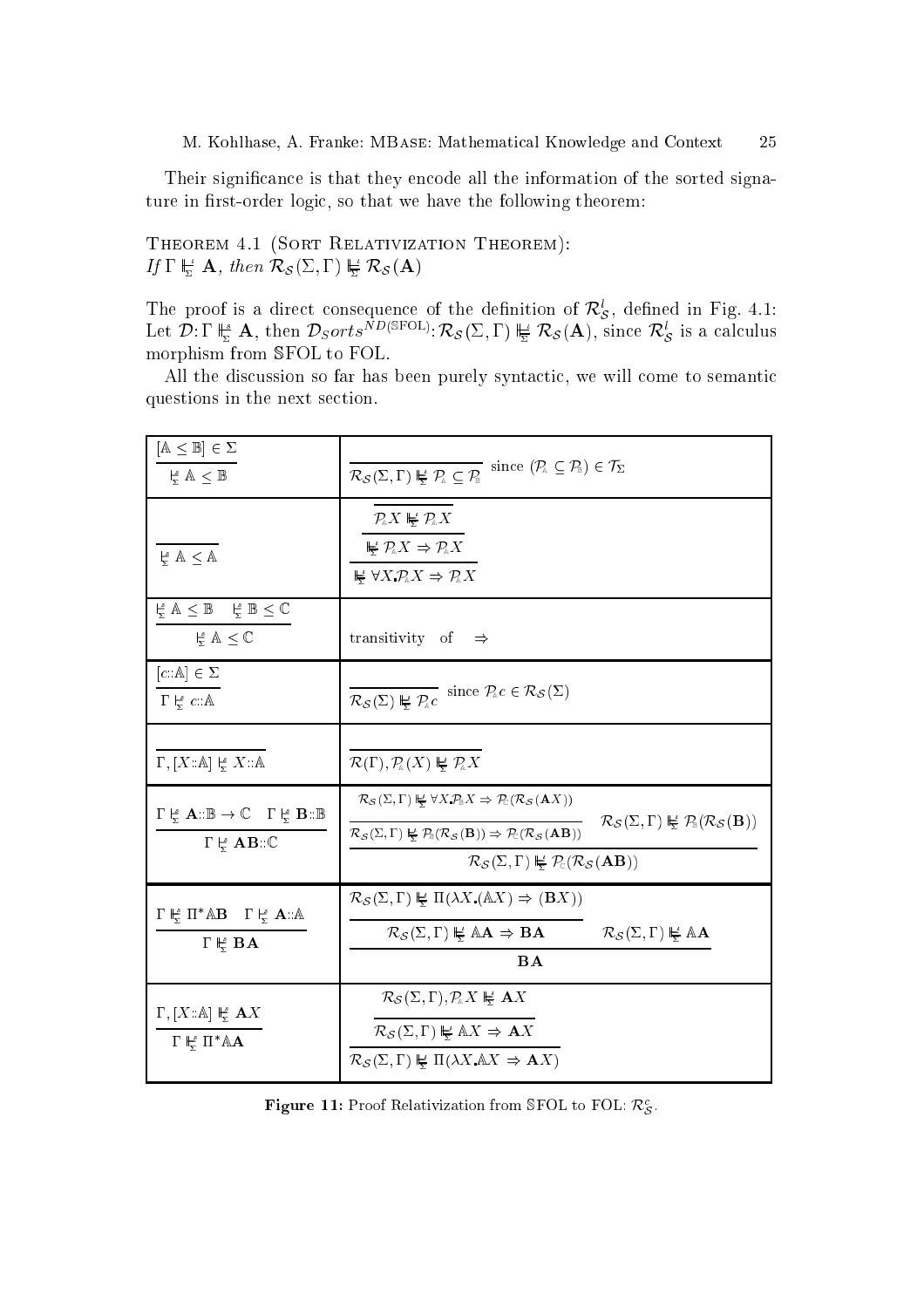Their significance is that they encode all the information of the sorted signature in first-order logic, so that we have the following theorem:

**Theorem 4.1** (Sort Relativization Theorem):
*If* $\Gamma \Vdash^s_\Sigma \mathbf{A}$*, then* $\mathcal{R}_\mathcal{S}(\Sigma,\Gamma) \Vdash^i_\Sigma \mathcal{R}_\mathcal{S}(\mathbf{A})$

The proof is a direct consequence of the definition of $\mathcal{R}^l_\mathcal{S}$, defined in Fig. 4.1: Let $\mathcal{D}\colon \Gamma \Vdash^s_\Sigma \mathbf{A}$, then $\mathcal{D}_{Sorts}{}^{ND(\mathbb{S}\mathrm{FOL})}\colon \mathcal{R}_\mathcal{S}(\Sigma,\Gamma) \Vdash^i_\Sigma \mathcal{R}_\mathcal{S}(\mathbf{A})$, since $\mathcal{R}^l_\mathcal{S}$ is a calculus morphism from $\mathbb{S}$FOL to FOL.

All the discussion so far has been purely syntactic, we will come to semantic questions in the next section.

| SFOL rule | FOL proof |
|---|---|
| $\dfrac{[\mathbb{A}\le\mathbb{B}]\in\Sigma}{\Vdash^s_\Sigma \mathbb{A}\le\mathbb{B}}$ | $\dfrac{}{\mathcal{R}_\mathcal{S}(\Sigma,\Gamma)\Vdash^i_\Sigma \mathcal{P}_\mathbb{A}\subseteq\mathcal{P}_\mathbb{B}}$ since $(\mathcal{P}_\mathbb{A}\subseteq\mathcal{P}_\mathbb{B})\in\mathcal{T}_\Sigma$ |
| $\dfrac{}{\Vdash^s_\Sigma \mathbb{A}\le\mathbb{A}}$ | $\dfrac{\dfrac{\dfrac{}{\mathcal{P}_\mathbb{A}X\Vdash^i_\Sigma \mathcal{P}_\mathbb{A}X}}{\Vdash^i_\Sigma \mathcal{P}_\mathbb{A}X\Rightarrow\mathcal{P}_\mathbb{A}X}}{\Vdash^i_\Sigma \forall X.\mathcal{P}_\mathbb{A}X\Rightarrow\mathcal{P}_\mathbb{A}X}$ |
| $\dfrac{\Vdash^s_\Sigma \mathbb{A}\le\mathbb{B}\quad \Vdash^s_\Sigma \mathbb{B}\le\mathbb{C}}{\Vdash^s_\Sigma \mathbb{A}\le\mathbb{C}}$ | transitivity of $\Rightarrow$ |
| $\dfrac{[c{::}\mathbb{A}]\in\Sigma}{\Gamma\Vdash^s_\Sigma c{::}\mathbb{A}}$ | $\dfrac{}{\mathcal{R}_\mathcal{S}(\Sigma)\Vdash^i_\Sigma \mathcal{P}_\mathbb{A}c}$ since $\mathcal{P}_\mathbb{A}c\in\mathcal{R}_\mathcal{S}(\Sigma)$ |
| $\dfrac{}{\Gamma,[X{::}\mathbb{A}]\Vdash^s_\Sigma X{::}\mathbb{A}}$ | $\dfrac{}{\mathcal{R}(\Gamma),\mathcal{P}_\mathbb{A}(X)\Vdash^i_\Sigma \mathcal{P}_\mathbb{A}X}$ |
| $\dfrac{\Gamma\Vdash^s_\Sigma \mathbf{A}{::}\mathbb{B}\to\mathbb{C}\quad \Gamma\Vdash^s_\Sigma \mathbf{B}{::}\mathbb{B}}{\Gamma\Vdash^s_\Sigma \mathbf{AB}{::}\mathbb{C}}$ | $\dfrac{\dfrac{\mathcal{R}_\mathcal{S}(\Sigma,\Gamma)\Vdash^i_\Sigma \forall X.\mathcal{P}_\mathbb{B}X\Rightarrow\mathcal{P}_\mathbb{C}(\mathcal{R}_\mathcal{S}(\mathbf{A}X))}{\mathcal{R}_\mathcal{S}(\Sigma,\Gamma)\Vdash^i_\Sigma \mathcal{P}_\mathbb{B}(\mathcal{R}_\mathcal{S}(\mathbf{B}))\Rightarrow\mathcal{P}_\mathbb{C}(\mathcal{R}_\mathcal{S}(\mathbf{AB}))}\quad \mathcal{R}_\mathcal{S}(\Sigma,\Gamma)\Vdash^i_\Sigma \mathcal{P}_\mathbb{B}(\mathcal{R}_\mathcal{S}(\mathbf{B}))}{\mathcal{R}_\mathcal{S}(\Sigma,\Gamma)\Vdash^i_\Sigma \mathcal{P}_\mathbb{C}(\mathcal{R}_\mathcal{S}(\mathbf{AB}))}$ |
| $\dfrac{\Gamma\Vdash^s_\Sigma \Pi^*\mathbb{A}\mathbf{B}\quad \Gamma\Vdash^s_\Sigma \mathbf{A}{::}\mathbb{A}}{\Gamma\Vdash^s_\Sigma \mathbf{BA}}$ | $\dfrac{\dfrac{\mathcal{R}_\mathcal{S}(\Sigma,\Gamma)\Vdash^i_\Sigma \Pi(\lambda X.(\mathbb{A}X)\Rightarrow(\mathbf{B}X))}{\mathcal{R}_\mathcal{S}(\Sigma,\Gamma)\Vdash^i_\Sigma \mathbb{A}\mathbf{A}\Rightarrow\mathbf{BA}}\quad \mathcal{R}_\mathcal{S}(\Sigma,\Gamma)\Vdash^i_\Sigma \mathbb{A}\mathbf{A}}{\mathbf{BA}}$ |
| $\dfrac{\Gamma,[X{::}\mathbb{A}]\Vdash^s_\Sigma \mathbf{A}X}{\Gamma\Vdash^s_\Sigma \Pi^*\mathbb{A}\mathbf{A}}$ | $\dfrac{\dfrac{\mathcal{R}_\mathcal{S}(\Sigma,\Gamma),\mathcal{P}_\mathbb{A}X\Vdash^i_\Sigma \mathbf{A}X}{\mathcal{R}_\mathcal{S}(\Sigma,\Gamma)\Vdash^i_\Sigma \mathbb{A}X\Rightarrow\mathbf{A}X}}{\mathcal{R}_\mathcal{S}(\Sigma,\Gamma)\Vdash^i_\Sigma \Pi(\lambda X.\mathbb{A}X\Rightarrow\mathbf{A}X)}$ |

**Figure 11:** Proof Relativization from $\mathbb{S}$FOL to FOL: $\mathcal{R}^c_\mathcal{S}$.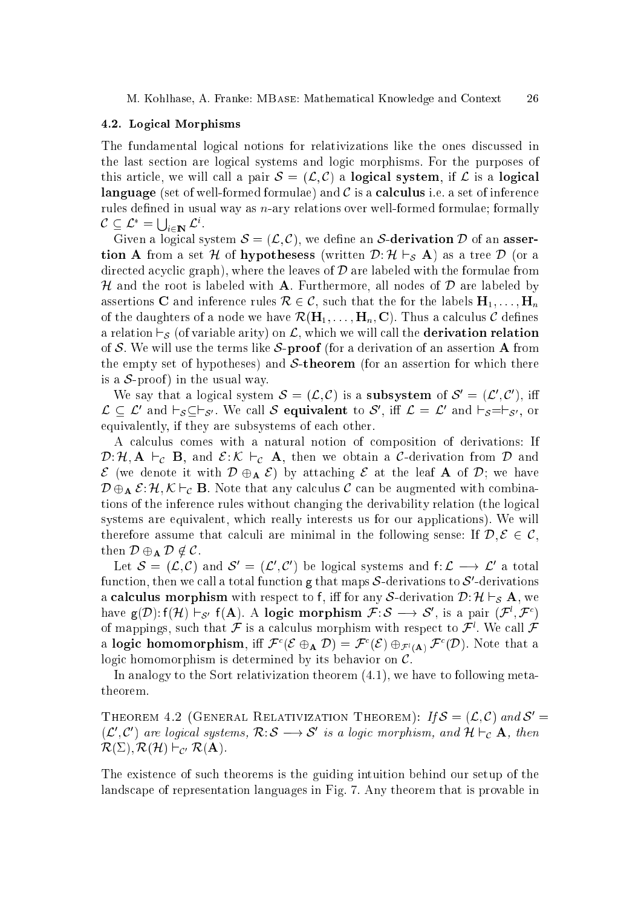### 4.2. Logical Morphisms

The fundamental logical notions for relativizations like the ones discussed in the last section are logical systems and logic morphisms. For the purposes of this article, we will call a pair $\mathcal{S} = (\mathcal{L}, \mathcal{C})$ a **logical system**, if $\mathcal{L}$ is a **logical language** (set of well-formed formulae) and $\mathcal{C}$ is a **calculus** i.e. a set of inference rules defined in usual way as $n$-ary relations over well-formed formulae; formally $\mathcal{C} \subseteq \mathcal{L}^* = \bigcup_{i \in \mathbf{N}} \mathcal{L}^i$.

Given a logical system $\mathcal{S} = (\mathcal{L}, \mathcal{C})$, we define an **$\mathcal{S}$-derivation** $\mathcal{D}$ of an **assertion A** from a set $\mathcal{H}$ of **hypothesess** (written $\mathcal{D}: \mathcal{H} \vdash_{\mathcal{S}} \mathbf{A}$) as a tree $\mathcal{D}$ (or a directed acyclic graph), where the leaves of $\mathcal{D}$ are labeled with the formulae from $\mathcal{H}$ and the root is labeled with $\mathbf{A}$. Furthermore, all nodes of $\mathcal{D}$ are labeled by assertions $\mathbf{C}$ and inference rules $\mathcal{R} \in \mathcal{C}$, such that the for the labels $\mathbf{H}_1, \ldots, \mathbf{H}_n$ of the daughters of a node we have $\mathcal{R}(\mathbf{H}_1, \ldots, \mathbf{H}_n, \mathbf{C})$. Thus a calculus $\mathcal{C}$ defines a relation $\vdash_{\mathcal{S}}$ (of variable arity) on $\mathcal{L}$, which we will call the **derivation relation** of $\mathcal{S}$. We will use the terms like **$\mathcal{S}$-proof** (for a derivation of an assertion $\mathbf{A}$ from the empty set of hypotheses) and **$\mathcal{S}$-theorem** (for an assertion for which there is a $\mathcal{S}$-proof) in the usual way.

We say that a logical system $\mathcal{S} = (\mathcal{L}, \mathcal{C})$ is a **subsystem** of $\mathcal{S}' = (\mathcal{L}', \mathcal{C}')$, iff $\mathcal{L} \subseteq \mathcal{L}'$ and $\vdash_{\mathcal{S}} \subseteq \vdash_{\mathcal{S}'}$. We call $\mathcal{S}$ **equivalent** to $\mathcal{S}'$, iff $\mathcal{L} = \mathcal{L}'$ and $\vdash_{\mathcal{S}} = \vdash_{\mathcal{S}'}$, or equivalently, if they are subsystems of each other.

A calculus comes with a natural notion of composition of derivations: If $\mathcal{D}: \mathcal{H}, \mathbf{A} \vdash_{\mathcal{C}} \mathbf{B}$, and $\mathcal{E}: \mathcal{K} \vdash_{\mathcal{C}} \mathbf{A}$, then we obtain a $\mathcal{C}$-derivation from $\mathcal{D}$ and $\mathcal{E}$ (we denote it with $\mathcal{D} \oplus_{\mathbf{A}} \mathcal{E}$) by attaching $\mathcal{E}$ at the leaf $\mathbf{A}$ of $\mathcal{D}$; we have $\mathcal{D} \oplus_{\mathbf{A}} \mathcal{E}: \mathcal{H}, \mathcal{K} \vdash_{\mathcal{C}} \mathbf{B}$. Note that any calculus $\mathcal{C}$ can be augmented with combinations of the inference rules without changing the derivability relation (the logical systems are equivalent, which really interests us for our applications). We will therefore assume that calculi are minimal in the following sense: If $\mathcal{D}, \mathcal{E} \in \mathcal{C}$, then $\mathcal{D} \oplus_{\mathbf{A}} \mathcal{D} \notin \mathcal{C}$.

Let $\mathcal{S} = (\mathcal{L}, \mathcal{C})$ and $\mathcal{S}' = (\mathcal{L}', \mathcal{C}')$ be logical systems and $\mathsf{f}: \mathcal{L} \longrightarrow \mathcal{L}'$ a total function, then we call a total function $\mathsf{g}$ that maps $\mathcal{S}$-derivations to $\mathcal{S}'$-derivations a **calculus morphism** with respect to $\mathsf{f}$, iff for any $\mathcal{S}$-derivation $\mathcal{D}: \mathcal{H} \vdash_{\mathcal{S}} \mathbf{A}$, we have $\mathsf{g}(\mathcal{D}): \mathsf{f}(\mathcal{H}) \vdash_{\mathcal{S}'} \mathsf{f}(\mathbf{A})$. A **logic morphism** $\mathcal{F}: \mathcal{S} \longrightarrow \mathcal{S}'$, is a pair $(\mathcal{F}^l, \mathcal{F}^c)$ of mappings, such that $\mathcal{F}$ is a calculus morphism with respect to $\mathcal{F}^l$. We call $\mathcal{F}$ a **logic homomorphism**, iff $\mathcal{F}^c(\mathcal{E} \oplus_{\mathbf{A}} \mathcal{D}) = \mathcal{F}^c(\mathcal{E}) \oplus_{\mathcal{F}^l(\mathbf{A})} \mathcal{F}^c(\mathcal{D})$. Note that a logic homomorphism is determined by its behavior on $\mathcal{C}$.

In analogy to the Sort relativization theorem (4.1), we have to following meta-theorem.

Theorem 4.2 (General Relativization Theorem): *If $\mathcal{S} = (\mathcal{L}, \mathcal{C})$ and $\mathcal{S}' = (\mathcal{L}', \mathcal{C}')$ are logical systems, $\mathcal{R}: \mathcal{S} \longrightarrow \mathcal{S}'$ is a logic morphism, and $\mathcal{H} \vdash_{\mathcal{C}} \mathbf{A}$, then $\mathcal{R}(\Sigma), \mathcal{R}(\mathcal{H}) \vdash_{\mathcal{C}'} \mathcal{R}(\mathbf{A})$.*

The existence of such theorems is the guiding intuition behind our setup of the landscape of representation languages in Fig. 7. Any theorem that is provable in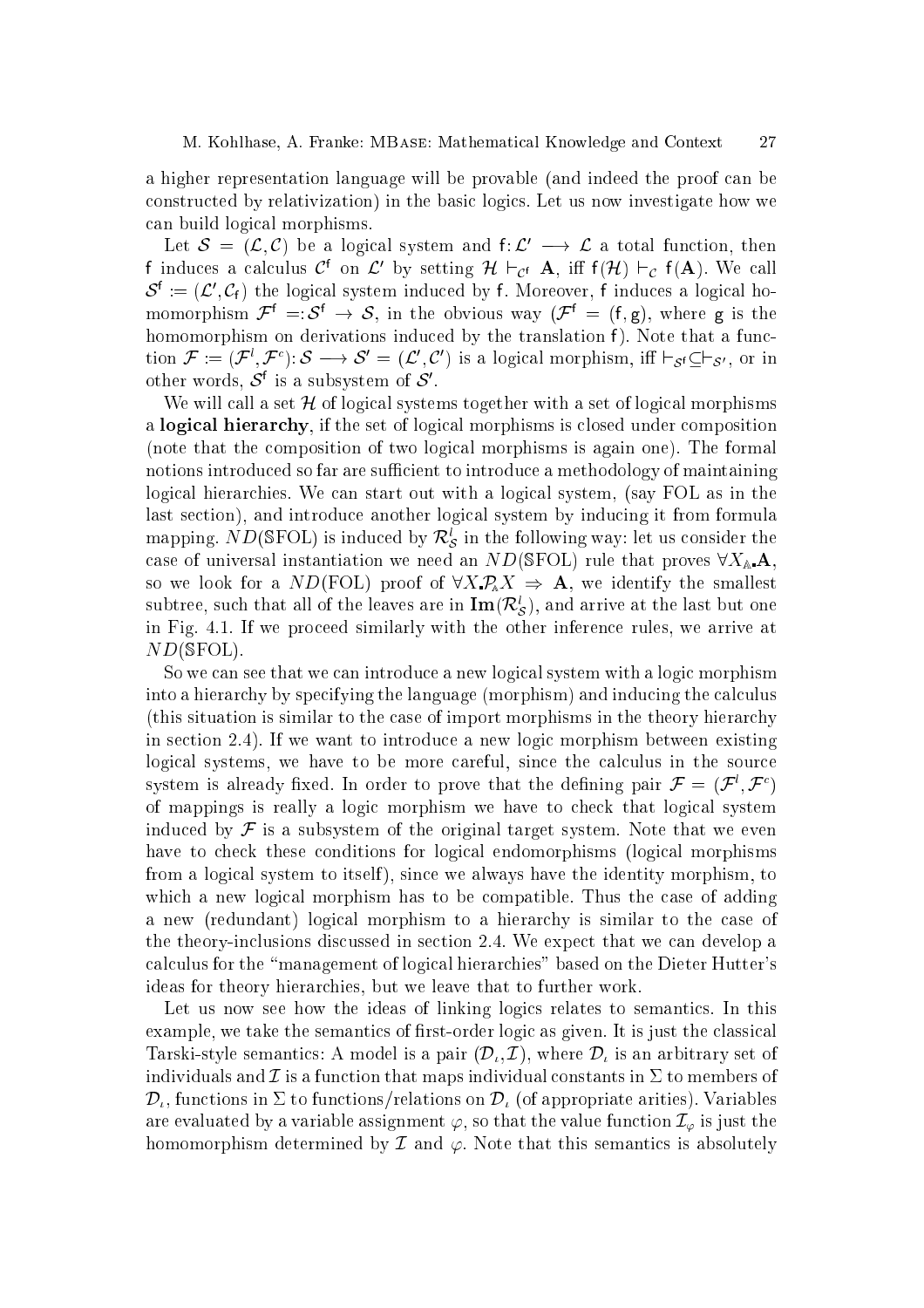a higher representation language will be provable (and indeed the proof can be constructed by relativization) in the basic logics. Let us now investigate how we can build logical morphisms.

Let $\mathcal{S} = (\mathcal{L}, \mathcal{C})$ be a logical system and $\mathsf{f}: \mathcal{L}' \longrightarrow \mathcal{L}$ a total function, then $\mathsf{f}$ induces a calculus $\mathcal{C}^{\mathsf{f}}$ on $\mathcal{L}'$ by setting $\mathcal{H} \vdash_{\mathcal{C}^{\mathsf{f}}} \mathbf{A}$, iff $\mathsf{f}(\mathcal{H}) \vdash_{\mathcal{C}} \mathsf{f}(\mathbf{A})$. We call $\mathcal{S}^{\mathsf{f}} := (\mathcal{L}', \mathcal{C}_{\mathsf{f}})$ the logical system induced by $\mathsf{f}$. Moreover, $\mathsf{f}$ induces a logical homomorphism $\mathcal{F}^{\mathsf{f}} =: \mathcal{S}^{\mathsf{f}} \to \mathcal{S}$, in the obvious way ($\mathcal{F}^{\mathsf{f}} = (\mathsf{f}, \mathsf{g})$, where $\mathsf{g}$ is the homomorphism on derivations induced by the translation $\mathsf{f}$). Note that a function $\mathcal{F} := (\mathcal{F}^l, \mathcal{F}^c): \mathcal{S} \longrightarrow \mathcal{S}' = (\mathcal{L}', \mathcal{C}')$ is a logical morphism, iff $\vdash_{\mathcal{S}^{\mathsf{f}}} \subseteq \vdash_{\mathcal{S}'}$, or in other words, $\mathcal{S}^{\mathsf{f}}$ is a subsystem of $\mathcal{S}'$.

We will call a set $\mathcal{H}$ of logical systems together with a set of logical morphisms a **logical hierarchy**, if the set of logical morphisms is closed under composition (note that the composition of two logical morphisms is again one). The formal notions introduced so far are sufficient to introduce a methodology of maintaining logical hierarchies. We can start out with a logical system, (say FOL as in the last section), and introduce another logical system by inducing it from formula mapping. $ND(\mathbb{S}\mathrm{FOL})$ is induced by $\mathcal{R}^l_{\mathcal{S}}$ in the following way: let us consider the case of universal instantiation we need an $ND(\mathbb{S}\mathrm{FOL})$ rule that proves $\forall X_{\mathbb{A}}.\mathbf{A}$, so we look for a $ND(\mathrm{FOL})$ proof of $\forall X.\mathcal{P}_{\mathbb{A}}X \Rightarrow \mathbf{A}$, we identify the smallest subtree, such that all of the leaves are in $\mathbf{Im}(\mathcal{R}^l_{\mathcal{S}})$, and arrive at the last but one in Fig. 4.1. If we proceed similarly with the other inference rules, we arrive at $ND(\mathbb{S}\mathrm{FOL})$.

So we can see that we can introduce a new logical system with a logic morphism into a hierarchy by specifying the language (morphism) and inducing the calculus (this situation is similar to the case of import morphisms in the theory hierarchy in section 2.4). If we want to introduce a new logic morphism between existing logical systems, we have to be more careful, since the calculus in the source system is already fixed. In order to prove that the defining pair $\mathcal{F} = (\mathcal{F}^l, \mathcal{F}^c)$ of mappings is really a logic morphism we have to check that logical system induced by $\mathcal{F}$ is a subsystem of the original target system. Note that we even have to check these conditions for logical endomorphisms (logical morphisms from a logical system to itself), since we always have the identity morphism, to which a new logical morphism has to be compatible. Thus the case of adding a new (redundant) logical morphism to a hierarchy is similar to the case of the theory-inclusions discussed in section 2.4. We expect that we can develop a calculus for the "management of logical hierarchies" based on the Dieter Hutter's ideas for theory hierarchies, but we leave that to further work.

Let us now see how the ideas of linking logics relates to semantics. In this example, we take the semantics of first-order logic as given. It is just the classical Tarski-style semantics: A model is a pair $(\mathcal{D}_\iota, \mathcal{I})$, where $\mathcal{D}_\iota$ is an arbitrary set of individuals and $\mathcal{I}$ is a function that maps individual constants in $\Sigma$ to members of $\mathcal{D}_\iota$, functions in $\Sigma$ to functions/relations on $\mathcal{D}_\iota$ (of appropriate arities). Variables are evaluated by a variable assignment $\varphi$, so that the value function $\mathcal{I}_\varphi$ is just the homomorphism determined by $\mathcal{I}$ and $\varphi$. Note that this semantics is absolutely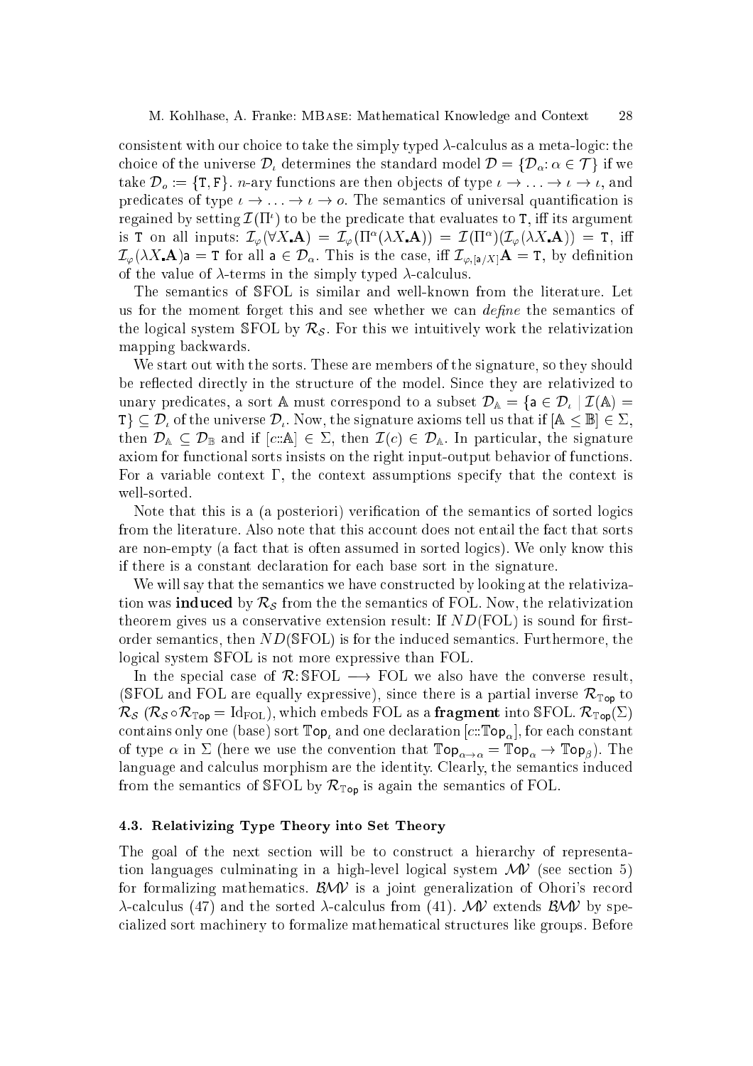consistent with our choice to take the simply typed $\lambda$-calculus as a meta-logic: the choice of the universe $\mathcal{D}_\iota$ determines the standard model $\mathcal{D} = \{\mathcal{D}_\alpha : \alpha \in \mathcal{T}\}$ if we take $\mathcal{D}_o := \{\mathtt{T}, \mathtt{F}\}$. $n$-ary functions are then objects of type $\iota \to \ldots \to \iota \to \iota$, and predicates of type $\iota \to \ldots \to \iota \to o$. The semantics of universal quantification is regained by setting $\mathcal{I}(\Pi^\iota)$ to be the predicate that evaluates to $\mathtt{T}$, iff its argument is $\mathtt{T}$ on all inputs: $\mathcal{I}_\varphi(\forall X.\mathbf{A}) = \mathcal{I}_\varphi(\Pi^\alpha(\lambda X.\mathbf{A})) = \mathcal{I}(\Pi^\alpha)(\mathcal{I}_\varphi(\lambda X.\mathbf{A})) = \mathtt{T}$, iff $\mathcal{I}_\varphi(\lambda X.\mathbf{A})\mathsf{a} = \mathtt{T}$ for all $\mathsf{a} \in \mathcal{D}_\alpha$. This is the case, iff $\mathcal{I}_{\varphi,[\mathsf{a}/X]}\mathbf{A} = \mathtt{T}$, by definition of the value of $\lambda$-terms in the simply typed $\lambda$-calculus.

The semantics of $\mathbb{S}$FOL is similar and well-known from the literature. Let us for the moment forget this and see whether we can *define* the semantics of the logical system $\mathbb{S}$FOL by $\mathcal{R}_\mathcal{S}$. For this we intuitively work the relativization mapping backwards.

We start out with the sorts. These are members of the signature, so they should be reflected directly in the structure of the model. Since they are relativized to unary predicates, a sort $\mathbb{A}$ must correspond to a subset $\mathcal{D}_\mathbb{A} = \{\mathsf{a} \in \mathcal{D}_\iota \mid \mathcal{I}(\mathbb{A}) = \mathtt{T}\} \subseteq \mathcal{D}_\iota$ of the universe $\mathcal{D}_\iota$. Now, the signature axioms tell us that if $[\mathbb{A} \leq \mathbb{B}] \in \Sigma$, then $\mathcal{D}_\mathbb{A} \subseteq \mathcal{D}_\mathbb{B}$ and if $[c{::}\mathbb{A}] \in \Sigma$, then $\mathcal{I}(c) \in \mathcal{D}_\mathbb{A}$. In particular, the signature axiom for functional sorts insists on the right input-output behavior of functions. For a variable context $\Gamma$, the context assumptions specify that the context is well-sorted.

Note that this is a (a posteriori) verification of the semantics of sorted logics from the literature. Also note that this account does not entail the fact that sorts are non-empty (a fact that is often assumed in sorted logics). We only know this if there is a constant declaration for each base sort in the signature.

We will say that the semantics we have constructed by looking at the relativization was **induced** by $\mathcal{R}_\mathcal{S}$ from the the semantics of FOL. Now, the relativization theorem gives us a conservative extension result: If $ND(\mathrm{FOL})$ is sound for first-order semantics, then $ND(\mathbb{S}\mathrm{FOL})$ is for the induced semantics. Furthermore, the logical system $\mathbb{S}$FOL is not more expressive than FOL.

In the special case of $\mathcal{R}{:}\,\mathbb{S}\mathrm{FOL} \longrightarrow \mathrm{FOL}$ we also have the converse result, ($\mathbb{S}$FOL and FOL are equally expressive), since there is a partial inverse $\mathcal{R}_{\mathbb{T}\mathsf{op}}$ to $\mathcal{R}_\mathcal{S}$ ($\mathcal{R}_\mathcal{S} \circ \mathcal{R}_{\mathbb{T}\mathsf{op}} = \mathrm{Id}_{\mathrm{FOL}}$), which embeds FOL as a **fragment** into $\mathbb{S}$FOL. $\mathcal{R}_{\mathbb{T}\mathsf{op}}(\Sigma)$ contains only one (base) sort $\mathbb{T}\mathsf{op}_\iota$ and one declaration $[c{::}\mathbb{T}\mathsf{op}_\alpha]$, for each constant of type $\alpha$ in $\Sigma$ (here we use the convention that $\mathbb{T}\mathsf{op}_{\alpha\to\alpha} = \mathbb{T}\mathsf{op}_\alpha \to \mathbb{T}\mathsf{op}_\beta$). The language and calculus morphism are the identity. Clearly, the semantics induced from the semantics of $\mathbb{S}$FOL by $\mathcal{R}_{\mathbb{T}\mathsf{op}}$ is again the semantics of FOL.

### 4.3. Relativizing Type Theory into Set Theory

The goal of the next section will be to construct a hierarchy of representation languages culminating in a high-level logical system $\mathcal{MV}$ (see section 5) for formalizing mathematics. $\mathcal{BMV}$ is a joint generalization of Ohori's record $\lambda$-calculus (47) and the sorted $\lambda$-calculus from (41). $\mathcal{MV}$ extends $\mathcal{BMV}$ by specialized sort machinery to formalize mathematical structures like groups. Before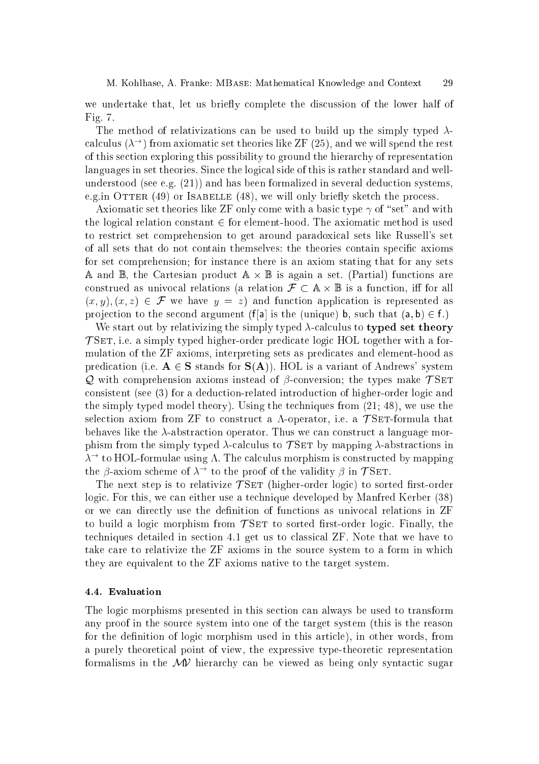we undertake that, let us briefly complete the discussion of the lower half of Fig. 7.

The method of relativizations can be used to build up the simply typed $\lambda$-calculus ($\lambda^{\rightarrow}$) from axiomatic set theories like ZF (25), and we will spend the rest of this section exploring this possibility to ground the hierarchy of representation languages in set theories. Since the logical side of this is rather standard and well-understood (see e.g. (21)) and has been formalized in several deduction systems, e.g.in OTTER (49) or ISABELLE (48), we will only briefly sketch the process.

Axiomatic set theories like ZF only come with a basic type $\gamma$ of "set" and with the logical relation constant $\in$ for element-hood. The axiomatic method is used to restrict set comprehension to get around paradoxical sets like Russell's set of all sets that do not contain themselves: the theories contain specific axioms for set comprehension; for instance there is an axiom stating that for any sets $\mathbb{A}$ and $\mathbb{B}$, the Cartesian product $\mathbb{A} \times \mathbb{B}$ is again a set. (Partial) functions are construed as univocal relations (a relation $\mathcal{F} \subset \mathbb{A} \times \mathbb{B}$ is a function, iff for all $(x, y), (x, z) \in \mathcal{F}$ we have $y = z$) and function application is represented as projection to the second argument ($\mathsf{f}[\mathsf{a}]$ is the (unique) $\mathsf{b}$, such that $(\mathsf{a}, \mathsf{b}) \in \mathsf{f}$.)

We start out by relativizing the simply typed $\lambda$-calculus to **typed set theory** $\mathcal{T}$SET, i.e. a simply typed higher-order predicate logic HOL together with a formulation of the ZF axioms, interpreting sets as predicates and element-hood as predication (i.e. $\mathbf{A} \in \mathbf{S}$ stands for $\mathbf{S}(\mathbf{A})$). HOL is a variant of Andrews' system $\mathcal{Q}$ with comprehension axioms instead of $\beta$-conversion; the types make $\mathcal{T}$SET consistent (see (3) for a deduction-related introduction of higher-order logic and the simply typed model theory). Using the techniques from (21; 48), we use the selection axiom from ZF to construct a $\Lambda$-operator, i.e. a $\mathcal{T}$SET-formula that behaves like the $\lambda$-abstraction operator. Thus we can construct a language morphism from the simply typed $\lambda$-calculus to $\mathcal{T}$SET by mapping $\lambda$-abstractions in $\lambda^{\rightarrow}$ to HOL-formulae using $\Lambda$. The calculus morphism is constructed by mapping the $\beta$-axiom scheme of $\lambda^{\rightarrow}$ to the proof of the validity $\beta$ in $\mathcal{T}$SET.

The next step is to relativize $\mathcal{T}$SET (higher-order logic) to sorted first-order logic. For this, we can either use a technique developed by Manfred Kerber (38) or we can directly use the definition of functions as univocal relations in ZF to build a logic morphism from $\mathcal{T}$SET to sorted first-order logic. Finally, the techniques detailed in section 4.1 get us to classical ZF. Note that we have to take care to relativize the ZF axioms in the source system to a form in which they are equivalent to the ZF axioms native to the target system.

### 4.4. Evaluation

The logic morphisms presented in this section can always be used to transform any proof in the source system into one of the target system (this is the reason for the definition of logic morphism used in this article), in other words, from a purely theoretical point of view, the expressive type-theoretic representation formalisms in the $\mathcal{MV}$ hierarchy can be viewed as being only syntactic sugar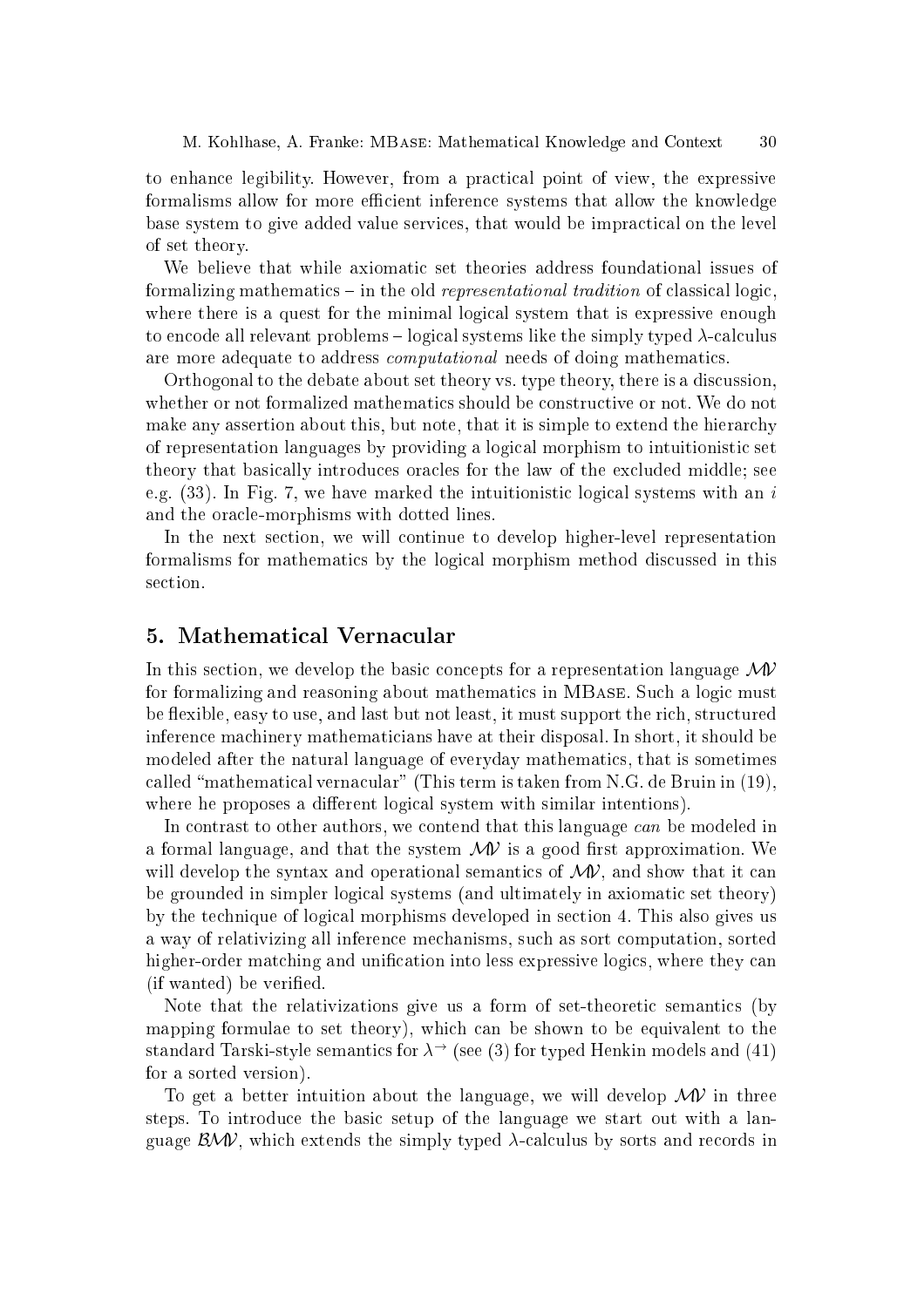to enhance legibility. However, from a practical point of view, the expressive formalisms allow for more efficient inference systems that allow the knowledge base system to give added value services, that would be impractical on the level of set theory.

We believe that while axiomatic set theories address foundational issues of formalizing mathematics – in the old *representational tradition* of classical logic, where there is a quest for the minimal logical system that is expressive enough to encode all relevant problems – logical systems like the simply typed $\lambda$-calculus are more adequate to address *computational* needs of doing mathematics.

Orthogonal to the debate about set theory vs. type theory, there is a discussion, whether or not formalized mathematics should be constructive or not. We do not make any assertion about this, but note, that it is simple to extend the hierarchy of representation languages by providing a logical morphism to intuitionistic set theory that basically introduces oracles for the law of the excluded middle; see e.g. (33). In Fig. 7, we have marked the intuitionistic logical systems with an $i$ and the oracle-morphisms with dotted lines.

In the next section, we will continue to develop higher-level representation formalisms for mathematics by the logical morphism method discussed in this section.

## 5. Mathematical Vernacular

In this section, we develop the basic concepts for a representation language $\mathcal{MV}$ for formalizing and reasoning about mathematics in MBase. Such a logic must be flexible, easy to use, and last but not least, it must support the rich, structured inference machinery mathematicians have at their disposal. In short, it should be modeled after the natural language of everyday mathematics, that is sometimes called "mathematical vernacular" (This term is taken from N.G. de Bruin in (19), where he proposes a different logical system with similar intentions).

In contrast to other authors, we contend that this language *can* be modeled in a formal language, and that the system $\mathcal{MV}$ is a good first approximation. We will develop the syntax and operational semantics of $\mathcal{MV}$, and show that it can be grounded in simpler logical systems (and ultimately in axiomatic set theory) by the technique of logical morphisms developed in section 4. This also gives us a way of relativizing all inference mechanisms, such as sort computation, sorted higher-order matching and unification into less expressive logics, where they can (if wanted) be verified.

Note that the relativizations give us a form of set-theoretic semantics (by mapping formulae to set theory), which can be shown to be equivalent to the standard Tarski-style semantics for $\lambda^{\rightarrow}$ (see (3) for typed Henkin models and (41) for a sorted version).

To get a better intuition about the language, we will develop $\mathcal{MV}$ in three steps. To introduce the basic setup of the language we start out with a language $\mathcal{BMV}$, which extends the simply typed $\lambda$-calculus by sorts and records in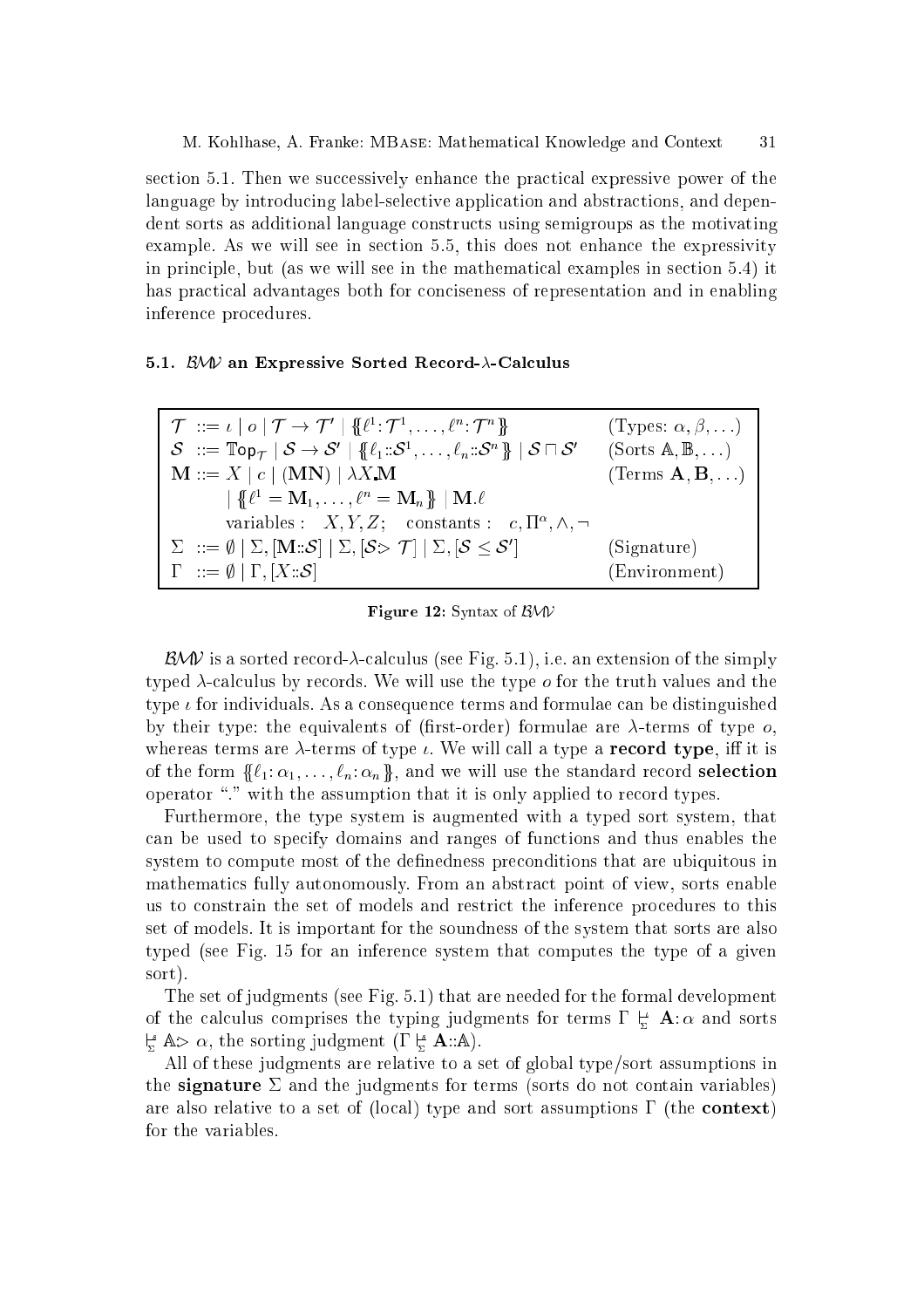section 5.1. Then we successively enhance the practical expressive power of the language by introducing label-selective application and abstractions, and dependent sorts as additional language constructs using semigroups as the motivating example. As we will see in section 5.5, this does not enhance the expressivity in principle, but (as we will see in the mathematical examples in section 5.4) it has practical advantages both for conciseness of representation and in enabling inference procedures.

### 5.1. $\mathcal{BMV}$ an Expressive Sorted Record-$\lambda$-Calculus

| | |
|---|---|
| $\mathcal{T} ::= \iota \mid o \mid \mathcal{T} \to \mathcal{T}' \mid \{\!\{\ell^1{:}\,\mathcal{T}^1, \ldots, \ell^n{:}\,\mathcal{T}^n\}\!\}$ | (Types: $\alpha, \beta, \ldots$) |
| $\mathcal{S} ::= \mathbb{T}\mathsf{op}_{\mathcal{T}} \mid \mathcal{S} \to \mathcal{S}' \mid \{\!\{\ell_1{::}\mathcal{S}^1, \ldots, \ell_n{::}\mathcal{S}^n\}\!\} \mid \mathcal{S} \sqcap \mathcal{S}'$ | (Sorts $\mathbb{A}, \mathbb{B}, \ldots$) |
| $\mathbf{M} ::= X \mid c \mid (\mathbf{M}\mathbf{N}) \mid \lambda X\!.\mathbf{M}$ | (Terms $\mathbf{A}, \mathbf{B}, \ldots$) |
| $\quad \mid \{\!\{\ell^1 = \mathbf{M}_1, \ldots, \ell^n = \mathbf{M}_n\}\!\} \mid \mathbf{M}.\ell$ | |
| $\quad$ variables : $X, Y, Z$; constants : $c, \Pi^\alpha, \wedge, \neg$ | |
| $\Sigma ::= \emptyset \mid \Sigma, [\mathbf{M}{::}\mathcal{S}] \mid \Sigma, [\mathcal{S} \rhd \mathcal{T}] \mid \Sigma, [\mathcal{S} \leq \mathcal{S}']$ | (Signature) |
| $\Gamma ::= \emptyset \mid \Gamma, [X{::}\mathcal{S}]$ | (Environment) |

**Figure 12:** Syntax of $\mathcal{BMV}$

$\mathcal{BMV}$ is a sorted record-$\lambda$-calculus (see Fig. 5.1), i.e. an extension of the simply typed $\lambda$-calculus by records. We will use the type $o$ for the truth values and the type $\iota$ for individuals. As a consequence terms and formulae can be distinguished by their type: the equivalents of (first-order) formulae are $\lambda$-terms of type $o$, whereas terms are $\lambda$-terms of type $\iota$. We will call a type a **record type**, iff it is of the form $\{\!\{\ell_1{:}\,\alpha_1, \ldots, \ell_n{:}\,\alpha_n\}\!\}$, and we will use the standard record **selection** operator "." with the assumption that it is only applied to record types.

Furthermore, the type system is augmented with a typed sort system, that can be used to specify domains and ranges of functions and thus enables the system to compute most of the definedness preconditions that are ubiquitous in mathematics fully autonomously. From an abstract point of view, sorts enable us to constrain the set of models and restrict the inference procedures to this set of models. It is important for the soundness of the system that sorts are also typed (see Fig. 15 for an inference system that computes the type of a given sort).

The set of judgments (see Fig. 5.1) that are needed for the formal development of the calculus comprises the typing judgments for terms $\Gamma \vdash^t_\Sigma \mathbf{A}{:}\,\alpha$ and sorts $\vdash^s_\Sigma \mathbb{A} \rhd \alpha$, the sorting judgment ($\Gamma \vdash^s_\Sigma \mathbf{A}{::}\mathbb{A}$).

All of these judgments are relative to a set of global type/sort assumptions in the **signature** $\Sigma$ and the judgments for terms (sorts do not contain variables) are also relative to a set of (local) type and sort assumptions $\Gamma$ (the **context**) for the variables.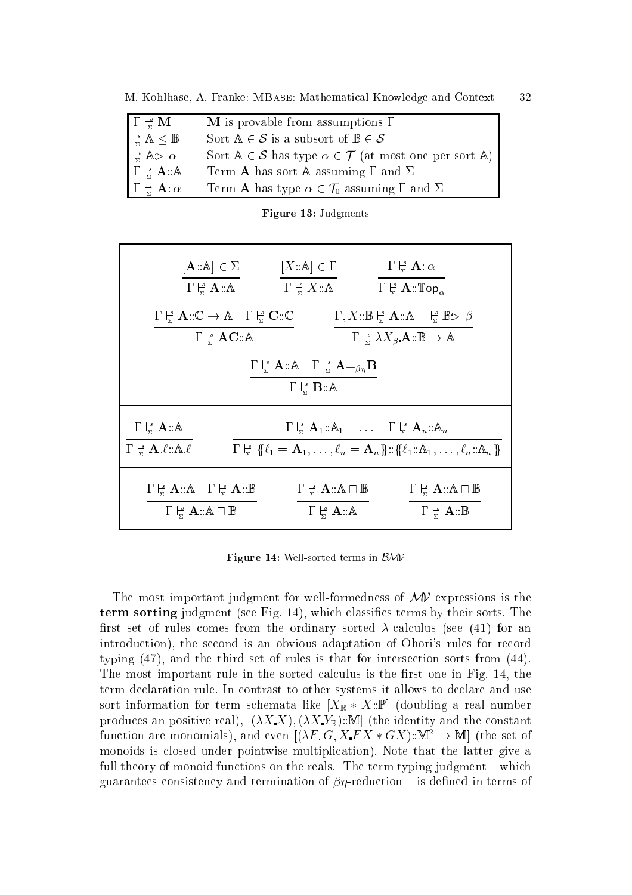| | |
|---|---|
| $\Gamma \Vdash^s_\Sigma \mathbf{M}$ | $\mathbf{M}$ is provable from assumptions $\Gamma$ |
| $\vdash^s_\Sigma \mathbb{A} \leq \mathbb{B}$ | Sort $\mathbb{A} \in \mathcal{S}$ is a subsort of $\mathbb{B} \in \mathcal{S}$ |
| $\vdash^s_\Sigma \mathbb{A} \rhd \alpha$ | Sort $\mathbb{A} \in \mathcal{S}$ has type $\alpha \in \mathcal{T}$ (at most one per sort $\mathbb{A}$) |
| $\Gamma \vdash^s_\Sigma \mathbf{A} :: \mathbb{A}$ | Term $\mathbf{A}$ has sort $\mathbb{A}$ assuming $\Gamma$ and $\Sigma$ |
| $\Gamma \vdash_\Sigma \mathbf{A} : \alpha$ | Term $\mathbf{A}$ has type $\alpha \in \mathcal{T}_0$ assuming $\Gamma$ and $\Sigma$ |

**Figure 13:** Judgments

$$\frac{[\mathbf{A}::\mathbb{A}] \in \Sigma}{\Gamma \vdash^s_\Sigma \mathbf{A}::\mathbb{A}} \qquad \frac{[X::\mathbb{A}] \in \Gamma}{\Gamma \vdash^s_\Sigma X::\mathbb{A}} \qquad \frac{\Gamma \vdash^s_\Sigma \mathbf{A} : \alpha}{\Gamma \vdash^s_\Sigma \mathbf{A}::\mathbb{T}\mathsf{op}_\alpha}$$

$$\frac{\Gamma \vdash^s_\Sigma \mathbf{A}::\mathbb{C} \to \mathbb{A} \quad \Gamma \vdash^s_\Sigma \mathbf{C}::\mathbb{C}}{\Gamma \vdash^s_\Sigma \mathbf{AC}::\mathbb{A}} \qquad \frac{\Gamma, X::\mathbb{B} \vdash^s_\Sigma \mathbf{A}::\mathbb{A} \quad \vdash^s_\Sigma \mathbb{B} \rhd \beta}{\Gamma \vdash^s_\Sigma \lambda X_\beta . \mathbf{A}::\mathbb{B} \to \mathbb{A}}$$

$$\frac{\Gamma \vdash^s_\Sigma \mathbf{A}::\mathbb{A} \quad \Gamma \vdash^s_\Sigma \mathbf{A} =_{\beta\eta} \mathbf{B}}{\Gamma \vdash^s_\Sigma \mathbf{B}::\mathbb{A}}$$

$$\frac{\Gamma \vdash^s_\Sigma \mathbf{A}::\mathbb{A}}{\Gamma \vdash^s_\Sigma \mathbf{A}.\ell::\mathbb{A}.\ell} \qquad \frac{\Gamma \vdash^s_\Sigma \mathbf{A}_1::\mathbb{A}_1 \quad \ldots \quad \Gamma \vdash^s_\Sigma \mathbf{A}_n::\mathbb{A}_n}{\Gamma \vdash^s_\Sigma \{\!|\ell_1 = \mathbf{A}_1, \ldots, \ell_n = \mathbf{A}_n|\!\}::\{\!|\ell_1::\mathbb{A}_1, \ldots, \ell_n::\mathbb{A}_n|\!\}}$$

$$\frac{\Gamma \vdash^s_\Sigma \mathbf{A}::\mathbb{A} \quad \Gamma \vdash^s_\Sigma \mathbf{A}::\mathbb{B}}{\Gamma \vdash^s_\Sigma \mathbf{A}::\mathbb{A} \sqcap \mathbb{B}} \qquad \frac{\Gamma \vdash^s_\Sigma \mathbf{A}::\mathbb{A} \sqcap \mathbb{B}}{\Gamma \vdash^s_\Sigma \mathbf{A}::\mathbb{A}} \qquad \frac{\Gamma \vdash^s_\Sigma \mathbf{A}::\mathbb{A} \sqcap \mathbb{B}}{\Gamma \vdash^s_\Sigma \mathbf{A}::\mathbb{B}}$$

**Figure 14:** Well-sorted terms in $\mathcal{BMV}$

The most important judgment for well-formedness of $\mathcal{MV}$ expressions is the **term sorting** judgment (see Fig. 14), which classifies terms by their sorts. The first set of rules comes from the ordinary sorted $\lambda$-calculus (see (41) for an introduction), the second is an obvious adaptation of Ohori's rules for record typing (47), and the third set of rules is that for intersection sorts from (44). The most important rule in the sorted calculus is the first one in Fig. 14, the term declaration rule. In contrast to other systems it allows to declare and use sort information for term schemata like $[X_\mathbb{R} * X::\mathbb{P}]$ (doubling a real number produces an positive real), $[(\lambda X.X), (\lambda X.Y_\mathbb{R})::\mathbb{M}]$ (the identity and the constant function are monomials), and even $[(\lambda F, G, X.FX * GX)::\mathbb{M}^2 \to \mathbb{M}]$ (the set of monoids is closed under pointwise multiplication). Note that the latter give a full theory of monoid functions on the reals. The term typing judgment – which guarantees consistency and termination of $\beta\eta$-reduction – is defined in terms of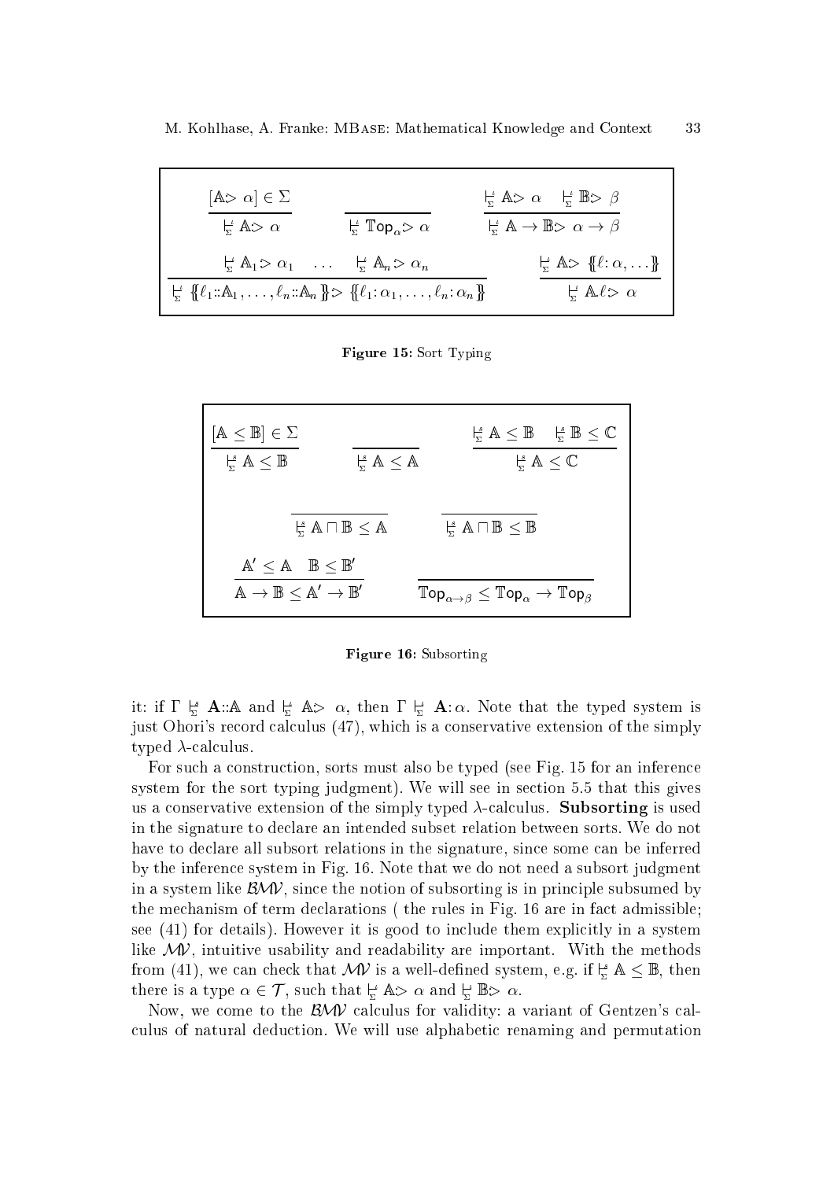$$\frac{[\mathbb{A} \rhd \alpha] \in \Sigma}{\models^t_\Sigma \mathbb{A} \rhd \alpha} \qquad \frac{}{\models^t_\Sigma \mathbb{T}\mathsf{op}_\alpha \rhd \alpha} \qquad \frac{\models^t_\Sigma \mathbb{A} \rhd \alpha \quad \models^t_\Sigma \mathbb{B} \rhd \beta}{\models^t_\Sigma \mathbb{A} \to \mathbb{B} \rhd \alpha \to \beta}$$

$$\frac{\models^t_\Sigma \mathbb{A}_1 \rhd \alpha_1 \quad \ldots \quad \models^t_\Sigma \mathbb{A}_n \rhd \alpha_n}{\models^t_\Sigma \{\!\!\{\ell_1{::}\mathbb{A}_1, \ldots, \ell_n{::}\mathbb{A}_n\}\!\!\} \rhd \{\!\!\{\ell_1{:}\,\alpha_1, \ldots, \ell_n{:}\,\alpha_n\}\!\!\}} \qquad \frac{\models^t_\Sigma \mathbb{A} \rhd \{\!\!\{\ell{:}\,\alpha, \ldots\}\!\!\}}{\models^t_\Sigma \mathbb{A}\ell \rhd \alpha}$$

**Figure 15:** Sort Typing

$$\frac{[\mathbb{A} \leq \mathbb{B}] \in \Sigma}{\models^s_\Sigma \mathbb{A} \leq \mathbb{B}} \qquad \frac{}{\models^s_\Sigma \mathbb{A} \leq \mathbb{A}} \qquad \frac{\models^s_\Sigma \mathbb{A} \leq \mathbb{B} \quad \models^s_\Sigma \mathbb{B} \leq \mathbb{C}}{\models^s_\Sigma \mathbb{A} \leq \mathbb{C}}$$

$$\frac{}{\models^s_\Sigma \mathbb{A} \sqcap \mathbb{B} \leq \mathbb{A}} \qquad \frac{}{\models^s_\Sigma \mathbb{A} \sqcap \mathbb{B} \leq \mathbb{B}}$$

$$\frac{\mathbb{A}' \leq \mathbb{A} \quad \mathbb{B} \leq \mathbb{B}'}{\mathbb{A} \to \mathbb{B} \leq \mathbb{A}' \to \mathbb{B}'} \qquad \frac{}{\mathbb{T}\mathsf{op}_{\alpha \to \beta} \leq \mathbb{T}\mathsf{op}_\alpha \to \mathbb{T}\mathsf{op}_\beta}$$

**Figure 16:** Subsorting

it: if $\Gamma \models^s_\Sigma \mathbf{A}{::}\mathbb{A}$ and $\models^t_\Sigma \mathbb{A} \rhd \alpha$, then $\Gamma \models^t_\Sigma \mathbf{A}{:}\,\alpha$. Note that the typed system is just Ohori's record calculus (47), which is a conservative extension of the simply typed $\lambda$-calculus.

For such a construction, sorts must also be typed (see Fig. 15 for an inference system for the sort typing judgment). We will see in section 5.5 that this gives us a conservative extension of the simply typed $\lambda$-calculus. **Subsorting** is used in the signature to declare an intended subset relation between sorts. We do not have to declare all subsort relations in the signature, since some can be inferred by the inference system in Fig. 16. Note that we do not need a subsort judgment in a system like $\mathcal{BMV}$, since the notion of subsorting is in principle subsumed by the mechanism of term declarations ( the rules in Fig. 16 are in fact admissible; see (41) for details). However it is good to include them explicitly in a system like $\mathcal{MV}$, intuitive usability and readability are important. With the methods from (41), we can check that $\mathcal{MV}$ is a well-defined system, e.g. if $\models^s_\Sigma \mathbb{A} \leq \mathbb{B}$, then there is a type $\alpha \in \mathcal{T}$, such that $\models^t_\Sigma \mathbb{A} \rhd \alpha$ and $\models^t_\Sigma \mathbb{B} \rhd \alpha$.

Now, we come to the $\mathcal{BMV}$ calculus for validity: a variant of Gentzen's calculus of natural deduction. We will use alphabetic renaming and permutation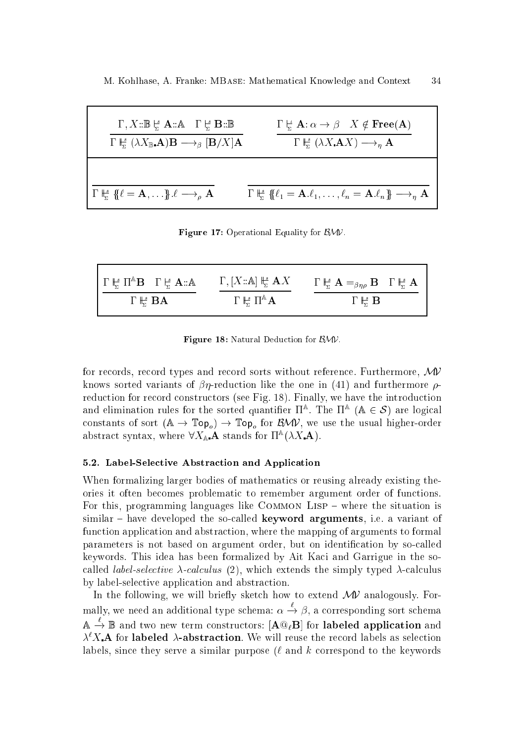$$\frac{\Gamma, X{::}\mathbb{B} \models^s_\Sigma \mathbf{A}{::}\mathbb{A} \quad \Gamma \models^s_\Sigma \mathbf{B}{::}\mathbb{B}}{\Gamma \Vdash^s_\Sigma (\lambda X_{\mathbb{B}}.\mathbf{A})\mathbf{B} \longrightarrow_\beta [\mathbf{B}/X]\mathbf{A}} \qquad \frac{\Gamma \models^t_\Sigma \mathbf{A}{:}\,\alpha \to \beta \quad X \notin \mathbf{Free}(\mathbf{A})}{\Gamma \Vdash^s_\Sigma (\lambda X.\mathbf{A}X) \longrightarrow_\eta \mathbf{A}}$$

$$\frac{}{\Gamma \Vdash^s_\Sigma \{\!\{\ell = \mathbf{A}, \ldots\}\!\}.\ell \longrightarrow_\rho \mathbf{A}} \qquad \frac{}{\Gamma \Vdash^s_\Sigma \{\!\{\ell_1 = \mathbf{A}.\ell_1, \ldots, \ell_n = \mathbf{A}.\ell_n\}\!\} \longrightarrow_\eta \mathbf{A}}$$

**Figure 17:** Operational Equality for $\mathcal{BMV}$.

$$\frac{\Gamma \Vdash^s_\Sigma \Pi^{\mathbb{A}}\mathbf{B} \quad \Gamma \models^s_\Sigma \mathbf{A}{::}\mathbb{A}}{\Gamma \Vdash^s_\Sigma \mathbf{B}\mathbf{A}} \qquad \frac{\Gamma, [X{::}\mathbb{A}] \Vdash^s_\Sigma \mathbf{A}X}{\Gamma \Vdash^s_\Sigma \Pi^{\mathbb{A}}\mathbf{A}} \qquad \frac{\Gamma \Vdash^s_\Sigma \mathbf{A} =_{\beta\eta\rho} \mathbf{B} \quad \Gamma \Vdash^s_\Sigma \mathbf{A}}{\Gamma \Vdash^s_\Sigma \mathbf{B}}$$

**Figure 18:** Natural Deduction for $\mathcal{BMV}$.

for records, record types and record sorts without reference. Furthermore, $\mathcal{MV}$ knows sorted variants of $\beta\eta$-reduction like the one in (41) and furthermore $\rho$-reduction for record constructors (see Fig. 18). Finally, we have the introduction and elimination rules for the sorted quantifier $\Pi^{\mathbb{A}}$. The $\Pi^{\mathbb{A}}$ ($\mathbb{A} \in \mathcal{S}$) are logical constants of sort $(\mathbb{A} \to \mathbb{T}\mathsf{op}_o) \to \mathbb{T}\mathsf{op}_o$ for $\mathcal{BMV}$, we use the usual higher-order abstract syntax, where $\forall X_{\mathbb{A}}.\mathbf{A}$ stands for $\Pi^{\mathbb{A}}(\lambda X.\mathbf{A})$.

### 5.2. Label-Selective Abstraction and Application

When formalizing larger bodies of mathematics or reusing already existing theories it often becomes problematic to remember argument order of functions. For this, programming languages like Common Lisp – where the situation is similar – have developed the so-called **keyword arguments**, i.e. a variant of function application and abstraction, where the mapping of arguments to formal parameters is not based on argument order, but on identification by so-called keywords. This idea has been formalized by Ait Kaci and Garrigue in the so-called *label-selective λ-calculus* (2), which extends the simply typed λ-calculus by label-selective application and abstraction.

In the following, we will briefly sketch how to extend $\mathcal{MV}$ analogously. Formally, we need an additional type schema: $\alpha \xrightarrow{\ell} \beta$, a corresponding sort schema $\mathbb{A} \xrightarrow{\ell} \mathbb{B}$ and two new term constructors: $[\mathbf{A}@_\ell\mathbf{B}]$ for **labeled application** and $\lambda^\ell X.\mathbf{A}$ for **labeled λ-abstraction**. We will reuse the record labels as selection labels, since they serve a similar purpose ($\ell$ and $k$ correspond to the keywords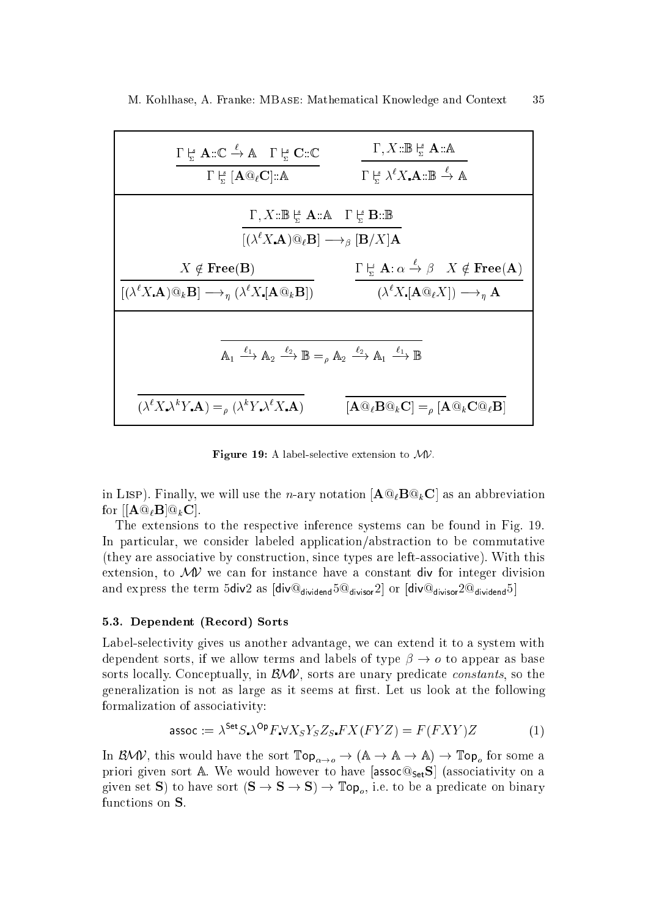$$\frac{\Gamma \models^s_\Sigma \mathbf{A}::\mathbb{C} \xrightarrow{\ell} \mathbb{A} \quad \Gamma \models^s_\Sigma \mathbf{C}::\mathbb{C}}{\Gamma \models^s_\Sigma [\mathbf{A}@_\ell\mathbf{C}]::\mathbb{A}} \qquad \frac{\Gamma, X::\mathbb{B} \models^s_\Sigma \mathbf{A}::\mathbb{A}}{\Gamma \models^s_\Sigma \lambda^\ell X.\mathbf{A}::\mathbb{B} \xrightarrow{\ell} \mathbb{A}}$$

$$\frac{\Gamma, X::\mathbb{B} \models^s_\Sigma \mathbf{A}::\mathbb{A} \quad \Gamma \models^s_\Sigma \mathbf{B}::\mathbb{B}}{[(\lambda^\ell X.\mathbf{A})@_\ell\mathbf{B}] \longrightarrow_\beta [\mathbf{B}/X]\mathbf{A}}$$

$$\frac{X \notin \mathbf{Free}(\mathbf{B})}{[(\lambda^\ell X.\mathbf{A})@_k\mathbf{B}] \longrightarrow_\eta (\lambda^\ell X.[\mathbf{A}@_k\mathbf{B}])} \qquad \frac{\Gamma \models^t_\Sigma \mathbf{A}\colon \alpha \xrightarrow{\ell} \beta \quad X \notin \mathbf{Free}(\mathbf{A})}{(\lambda^\ell X.[\mathbf{A}@_\ell X]) \longrightarrow_\eta \mathbf{A}}$$

$$\frac{}{\mathbb{A}_1 \xrightarrow{\ell_1} \mathbb{A}_2 \xrightarrow{\ell_2} \mathbb{B} =_\rho \mathbb{A}_2 \xrightarrow{\ell_2} \mathbb{A}_1 \xrightarrow{\ell_1} \mathbb{B}}$$

$$\frac{}{(\lambda^\ell X.\lambda^k Y.\mathbf{A}) =_\rho (\lambda^k Y.\lambda^\ell X.\mathbf{A})} \qquad \frac{}{[\mathbf{A}@_\ell\mathbf{B}@_k\mathbf{C}] =_\rho [\mathbf{A}@_k\mathbf{C}@_\ell\mathbf{B}]}$$

**Figure 19:** A label-selective extension to $\mathcal{MV}$.

in LISP). Finally, we will use the $n$-ary notation $[\mathbf{A}@_\ell\mathbf{B}@_k\mathbf{C}]$ as an abbreviation for $[[\mathbf{A}@_\ell\mathbf{B}]@_k\mathbf{C}]$.

The extensions to the respective inference systems can be found in Fig. 19. In particular, we consider labeled application/abstraction to be commutative (they are associative by construction, since types are left-associative). With this extension, to $\mathcal{MV}$ we can for instance have a constant div for integer division and express the term 5div2 as $[\mathsf{div}@_{\mathsf{dividend}}5@_{\mathsf{divisor}}2]$ or $[\mathsf{div}@_{\mathsf{divisor}}2@_{\mathsf{dividend}}5]$

### 5.3. Dependent (Record) Sorts

Label-selectivity gives us another advantage, we can extend it to a system with dependent sorts, if we allow terms and labels of type $\beta \to o$ to appear as base sorts locally. Conceptually, in $\mathcal{BMV}$, sorts are unary predicate *constants*, so the generalization is not as large as it seems at first. Let us look at the following formalization of associativity:

$$\mathsf{assoc} := \lambda^{\mathsf{Set}} S.\lambda^{\mathsf{Op}} F.\forall X_S Y_S Z_S.FX(FYZ) = F(FXY)Z \tag{1}$$

In $\mathcal{BMV}$, this would have the sort $\mathbb{T}\mathsf{op}_{\alpha\to o} \to (\mathbb{A} \to \mathbb{A} \to \mathbb{A}) \to \mathbb{T}\mathsf{op}_o$ for some a priori given sort $\mathbb{A}$. We would however to have $[\mathsf{assoc}@_{\mathsf{Set}}\mathbf{S}]$ (associativity on a given set $\mathbf{S}$) to have sort $(\mathbf{S} \to \mathbf{S} \to \mathbf{S}) \to \mathbb{T}\mathsf{op}_o$, i.e. to be a predicate on binary functions on $\mathbf{S}$.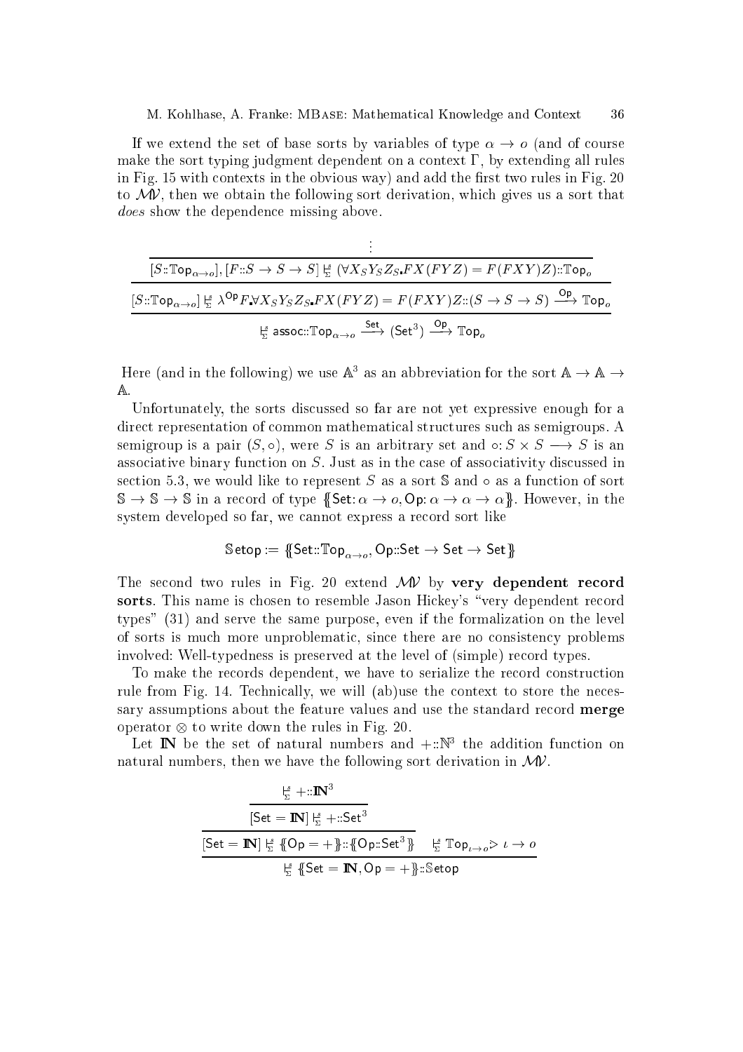If we extend the set of base sorts by variables of type $\alpha \to o$ (and of course make the sort typing judgment dependent on a context $\Gamma$, by extending all rules in Fig. 15 with contexts in the obvious way) and add the first two rules in Fig. 20 to $\mathcal{MV}$, then we obtain the following sort derivation, which gives us a sort that *does* show the dependence missing above.

$$\cfrac{\cfrac{\cfrac{\vdots}{[S{::}\mathbb{T}\mathsf{op}_{\alpha\to o}], [F{::}S \to S \to S] \models^s_\Sigma (\forall X_S Y_S Z_S . FX(FYZ) = F(FXY)Z){::}\mathbb{T}\mathsf{op}_o}}{[S{::}\mathbb{T}\mathsf{op}_{\alpha\to o}] \models^s_\Sigma \lambda^{\mathsf{Op}} F . \forall X_S Y_S Z_S . FX(FYZ) = F(FXY)Z{::}(S \to S \to S) \xrightarrow{\mathsf{Op}} \mathbb{T}\mathsf{op}_o}}{\models^s_\Sigma \mathsf{assoc}{::}\mathbb{T}\mathsf{op}_{\alpha\to o} \xrightarrow{\mathsf{Set}} (\mathsf{Set}^3) \xrightarrow{\mathsf{Op}} \mathbb{T}\mathsf{op}_o}$$

Here (and in the following) we use $\mathbb{A}^3$ as an abbreviation for the sort $\mathbb{A} \to \mathbb{A} \to \mathbb{A}$.

Unfortunately, the sorts discussed so far are not yet expressive enough for a direct representation of common mathematical structures such as semigroups. A semigroup is a pair $(S, \circ)$, were $S$ is an arbitrary set and $\circ{:}\, S \times S \longrightarrow S$ is an associative binary function on $S$. Just as in the case of associativity discussed in section 5.3, we would like to represent $S$ as a sort $\mathbb{S}$ and $\circ$ as a function of sort $\mathbb{S} \to \mathbb{S} \to \mathbb{S}$ in a record of type $\{\!\{\mathsf{Set}{:}\, \alpha \to o, \mathsf{Op}{:}\, \alpha \to \alpha \to \alpha\}\!\}$. However, in the system developed so far, we cannot express a record sort like

$$\mathbb{S}\mathsf{etop} := \{\!\{\mathsf{Set}{::}\mathbb{T}\mathsf{op}_{\alpha\to o}, \mathsf{Op}{::}\mathsf{Set} \to \mathsf{Set} \to \mathsf{Set}\}\!\}$$

The second two rules in Fig. 20 extend $\mathcal{MV}$ by **very dependent record sorts**. This name is chosen to resemble Jason Hickey's "very dependent record types" (31) and serve the same purpose, even if the formalization on the level of sorts is much more unproblematic, since there are no consistency problems involved: Well-typedness is preserved at the level of (simple) record types.

To make the records dependent, we have to serialize the record construction rule from Fig. 14. Technically, we will (ab)use the context to store the necessary assumptions about the feature values and use the standard record **merge** operator $\otimes$ to write down the rules in Fig. 20.

Let $\mathbb{N}$ be the set of natural numbers and $+{::}\mathbb{N}^3$ the addition function on natural numbers, then we have the following sort derivation in $\mathcal{MV}$.

$$\cfrac{\cfrac{\cfrac{\models^s_\Sigma +{::}\mathbb{N}^3}{[\mathsf{Set} = \mathbb{N}] \models^s_\Sigma +{::}\mathsf{Set}^3}}{[\mathsf{Set} = \mathbb{N}] \models^s_\Sigma \{\!\{\mathsf{Op} = +\}\!\}{::}\{\!\{\mathsf{Op}{::}\mathsf{Set}^3\}\!\}} \quad \models^s_\Sigma \mathbb{T}\mathsf{op}_{\iota\to o} \triangleright \iota \to o}{\models^s_\Sigma \{\!\{\mathsf{Set} = \mathbb{N}, \mathsf{Op} = +\}\!\}{::}\mathbb{S}\mathsf{etop}}$$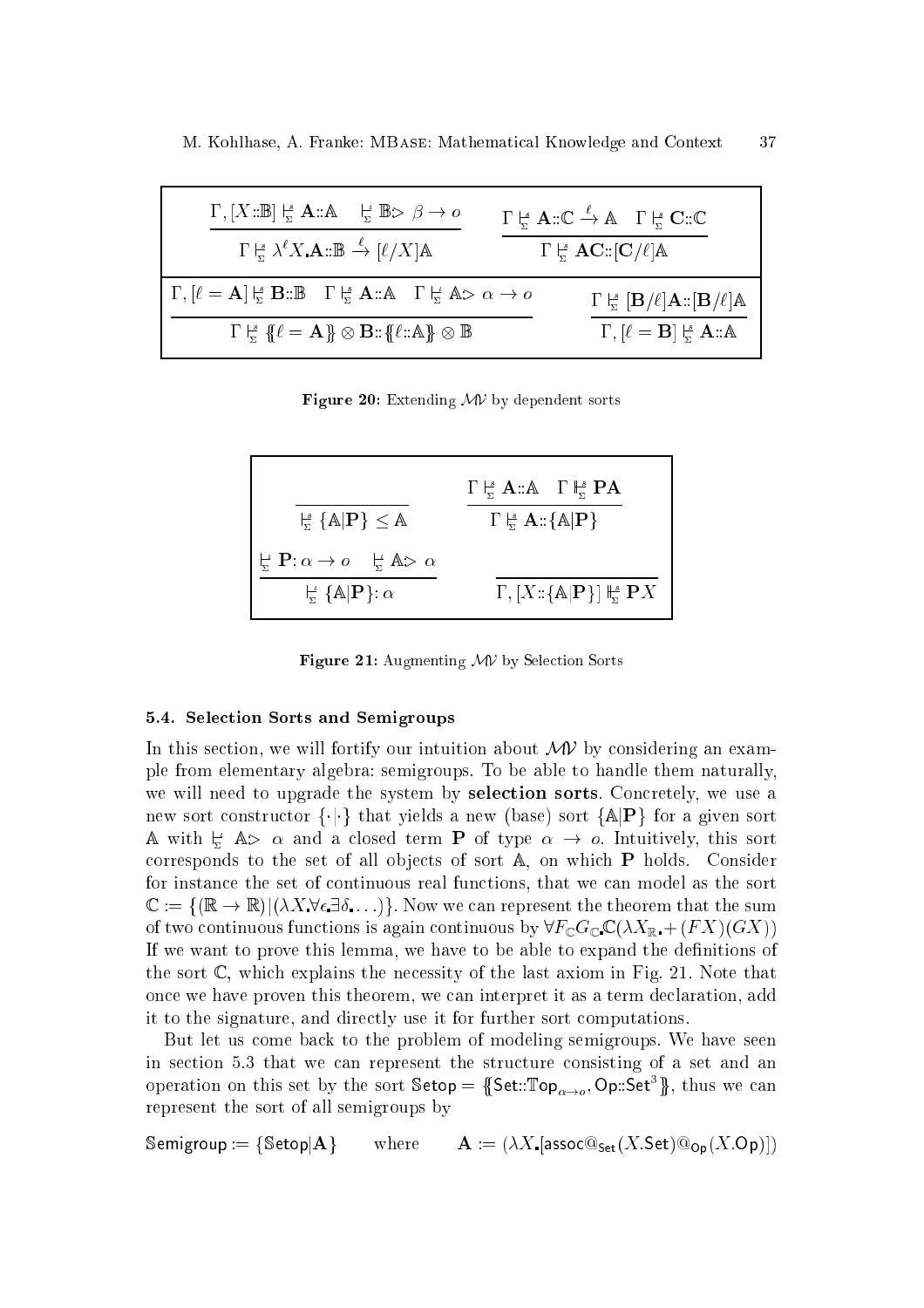$$\frac{\Gamma, [X::\mathbb{B}] \models^s_\Sigma \mathbf{A}::\mathbb{A} \quad \models^i_\Sigma \mathbb{B} \rhd \beta \to o}{\Gamma \models^s_\Sigma \lambda^\ell X.\mathbf{A}::\mathbb{B} \xrightarrow{\ell} [\ell/X]\mathbb{A}} \qquad \frac{\Gamma \models^s_\Sigma \mathbf{A}::\mathbb{C} \xrightarrow{\ell} \mathbb{A} \quad \Gamma \models^s_\Sigma \mathbf{C}::\mathbb{C}}{\Gamma \models^s_\Sigma \mathbf{AC}::[\mathbf{C}/\ell]\mathbb{A}}$$

$$\frac{\Gamma, [\ell = \mathbf{A}] \models^s_\Sigma \mathbf{B}::\mathbb{B} \quad \Gamma \models^s_\Sigma \mathbf{A}::\mathbb{A} \quad \Gamma \models^i_\Sigma \mathbb{A} \rhd \alpha \to o}{\Gamma \models^s_\Sigma \{\!\{\ell = \mathbf{A}\}\!\} \otimes \mathbf{B}::\{\!\{\ell::\mathbb{A}\}\!\} \otimes \mathbb{B}} \qquad \frac{\Gamma \models^s_\Sigma [\mathbf{B}/\ell]\mathbf{A}::[\mathbf{B}/\ell]\mathbb{A}}{\Gamma, [\ell = \mathbf{B}] \models^s_\Sigma \mathbf{A}::\mathbb{A}}$$

**Figure 20:** Extending $\mathcal{MV}$ by dependent sorts

$$\frac{}{\models^s_\Sigma \{\mathbb{A}|\mathbf{P}\} \leq \mathbb{A}} \qquad \frac{\Gamma \models^s_\Sigma \mathbf{A}::\mathbb{A} \quad \Gamma \Vdash^s_\Sigma \mathbf{PA}}{\Gamma \models^s_\Sigma \mathbf{A}::\{\mathbb{A}|\mathbf{P}\}}$$

$$\frac{\models^i_\Sigma \mathbf{P}\colon \alpha \to o \quad \models^i_\Sigma \mathbb{A} \rhd \alpha}{\models^i_\Sigma \{\mathbb{A}|\mathbf{P}\}\colon \alpha} \qquad \frac{}{\Gamma, [X::\{\mathbb{A}|\mathbf{P}\}] \Vdash^s_\Sigma \mathbf{P}X}$$

**Figure 21:** Augmenting $\mathcal{MV}$ by Selection Sorts

### 5.4. Selection Sorts and Semigroups

In this section, we will fortify our intuition about $\mathcal{MV}$ by considering an example from elementary algebra: semigroups. To be able to handle them naturally, we will need to upgrade the system by **selection sorts**. Concretely, we use a new sort constructor $\{\cdot|\cdot\}$ that yields a new (base) sort $\{\mathbb{A}|\mathbf{P}\}$ for a given sort $\mathbb{A}$ with $\models^i_\Sigma \mathbb{A} \rhd \alpha$ and a closed term $\mathbf{P}$ of type $\alpha \to o$. Intuitively, this sort corresponds to the set of all objects of sort $\mathbb{A}$, on which $\mathbf{P}$ holds. Consider for instance the set of continuous real functions, that we can model as the sort $\mathbb{C} := \{(\mathbb{R} \to \mathbb{R})|(\lambda X.\forall \epsilon.\exists \delta.\ldots)\}$. Now we can represent the theorem that the sum of two continuous functions is again continuous by $\forall F_\mathbb{C} G_\mathbb{C}.\mathbb{C}(\lambda X_\mathbb{R}.+(FX)(GX))$ If we want to prove this lemma, we have to be able to expand the definitions of the sort $\mathbb{C}$, which explains the necessity of the last axiom in Fig. 21. Note that once we have proven this theorem, we can interpret it as a term declaration, add it to the signature, and directly use it for further sort computations.

But let us come back to the problem of modeling semigroups. We have seen in section 5.3 that we can represent the structure consisting of a set and an operation on this set by the sort $\mathbb{S}\mathsf{etop} = \{\!\{\mathsf{Set}::\mathbb{T}\mathsf{op}_{\alpha\to o}, \mathsf{Op}::\mathsf{Set}^3\}\!\}$, thus we can represent the sort of all semigroups by

$$\mathbb{S}\mathsf{emigroup} := \{\mathbb{S}\mathsf{etop}|\mathbf{A}\} \qquad \text{where} \qquad \mathbf{A} := (\lambda X.[\mathsf{assoc}@_{\mathsf{Set}}(X.\mathsf{Set})@_{\mathsf{Op}}(X.\mathsf{Op})])$$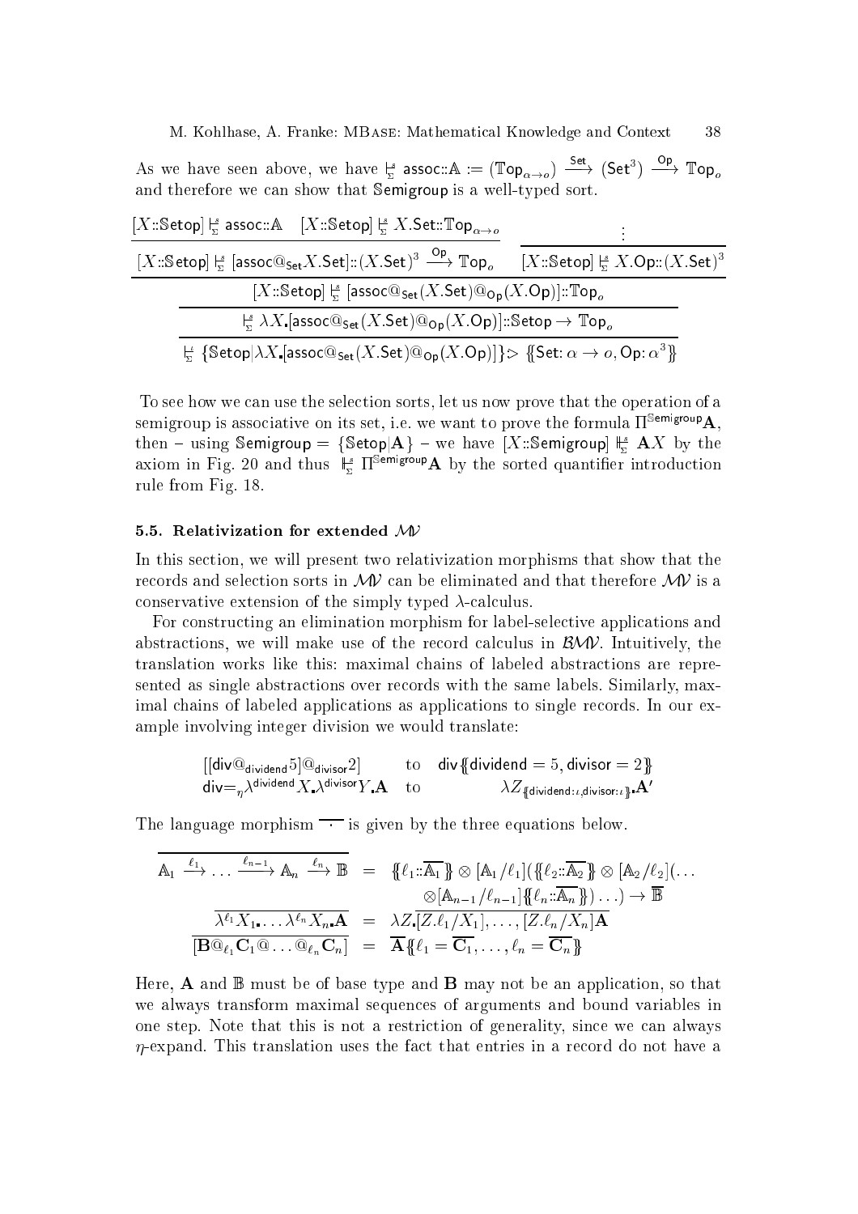As we have seen above, we have $\models^s_\Sigma \mathsf{assoc}::\mathbb{A} := (\mathbb{T}\mathsf{op}_{\alpha\to o}) \xrightarrow{\mathsf{Set}} (\mathsf{Set}^3) \xrightarrow{\mathsf{Op}} \mathbb{T}\mathsf{op}_o$ and therefore we can show that $\mathbb{S}\mathsf{emigroup}$ is a well-typed sort.

$$
\dfrac{\dfrac{\dfrac{\dfrac{[X::\mathbb{S}\mathsf{etop}] \models^s_\Sigma \mathsf{assoc}::\mathbb{A} \quad [X::\mathbb{S}\mathsf{etop}] \models^s_\Sigma X.\mathsf{Set}::\mathbb{T}\mathsf{op}_{\alpha\to o}}{[X::\mathbb{S}\mathsf{etop}] \models^s_\Sigma [\mathsf{assoc}@_{\mathsf{Set}} X.\mathsf{Set}]::(X.\mathsf{Set})^3 \xrightarrow{\mathsf{Op}} \mathbb{T}\mathsf{op}_o} \quad \dfrac{\vdots}{[X::\mathbb{S}\mathsf{etop}] \models^s_\Sigma X.\mathsf{Op}::(X.\mathsf{Set})^3}}{[X::\mathbb{S}\mathsf{etop}] \models^s_\Sigma [\mathsf{assoc}@_{\mathsf{Set}}(X.\mathsf{Set})@_{\mathsf{Op}}(X.\mathsf{Op})]::\mathbb{T}\mathsf{op}_o}}{\models^s_\Sigma \lambda X.[\mathsf{assoc}@_{\mathsf{Set}}(X.\mathsf{Set})@_{\mathsf{Op}}(X.\mathsf{Op})]::\mathbb{S}\mathsf{etop} \to \mathbb{T}\mathsf{op}_o}}{\models^s_\Sigma \{\mathbb{S}\mathsf{etop}|\lambda X.[\mathsf{assoc}@_{\mathsf{Set}}(X.\mathsf{Set})@_{\mathsf{Op}}(X.\mathsf{Op})]\} > \{\!\{\mathsf{Set}\colon \alpha \to o, \mathsf{Op}\colon \alpha^3\}\!\}}
$$

To see how we can use the selection sorts, let us now prove that the operation of a semigroup is associative on its set, i.e. we want to prove the formula $\Pi^{\mathbb{S}\mathsf{emigroup}}\mathbf{A}$, then – using $\mathbb{S}\mathsf{emigroup} = \{\mathbb{S}\mathsf{etop}|\mathbf{A}\}$ – we have $[X::\mathbb{S}\mathsf{emigroup}] \models^s_\Sigma \mathbf{A}X$ by the axiom in Fig. 20 and thus $\models^s_\Sigma \Pi^{\mathbb{S}\mathsf{emigroup}}\mathbf{A}$ by the sorted quantifier introduction rule from Fig. 18.

### 5.5. Relativization for extended $\mathcal{MV}$

In this section, we will present two relativization morphisms that show that the records and selection sorts in $\mathcal{MV}$ can be eliminated and that therefore $\mathcal{MV}$ is a conservative extension of the simply typed $\lambda$-calculus.

For constructing an elimination morphism for label-selective applications and abstractions, we will make use of the record calculus in $\mathcal{BMV}$. Intuitively, the translation works like this: maximal chains of labeled abstractions are represented as single abstractions over records with the same labels. Similarly, maximal chains of labeled applications as applications to single records. In our example involving integer division we would translate:

$$
\begin{array}{lll}
[[\mathsf{div}@_{\mathsf{dividend}}5]@_{\mathsf{divisor}}2] & \text{to} & \mathsf{div}\{\!\{\mathsf{dividend} = 5, \mathsf{divisor} = 2\}\!\} \\
\mathsf{div} =_\eta \lambda^{\mathsf{dividend}}X.\lambda^{\mathsf{divisor}}Y.\mathbf{A} & \text{to} & \lambda Z_{\{\!\{\mathsf{dividend}:\iota,\mathsf{divisor}:\iota\}\!\}}.\mathbf{A}'
\end{array}
$$

The language morphism $\overline{\cdot}$ is given by the three equations below.

$$
\begin{array}{rcl}
\overline{\mathbb{A}_1 \xrightarrow{\ell_1} \ldots \xrightarrow{\ell_{n-1}} \mathbb{A}_n \xrightarrow{\ell_n} \mathbb{B}} & = & \{\!\{\ell_1::\overline{\mathbb{A}_1}\}\!\} \otimes [\mathbb{A}_1/\ell_1](\{\!\{\ell_2::\overline{\mathbb{A}_2}\}\!\} \otimes [\mathbb{A}_2/\ell_2](\ldots \\
 & & \otimes[\mathbb{A}_{n-1}/\ell_{n-1}]\{\!\{\ell_n::\overline{\mathbb{A}_n}\}\!\})\ldots) \to \overline{\mathbb{B}} \\
\overline{\lambda^{\ell_1}X_1.\ldots\lambda^{\ell_n}X_n.\mathbf{A}} & = & \lambda Z.\overline{[Z.\ell_1/X_1],\ldots,[Z.\ell_n/X_n]\mathbf{A}} \\
\overline{[\mathbf{B}@_{\ell_1}\mathbf{C}_1@\ldots@_{\ell_n}\mathbf{C}_n]} & = & \overline{\mathbf{A}}\{\!\{\ell_1 = \overline{\mathbf{C}_1},\ldots,\ell_n = \overline{\mathbf{C}_n}\}\!\}
\end{array}
$$

Here, $\mathbf{A}$ and $\mathbb{B}$ must be of base type and $\mathbf{B}$ may not be an application, so that we always transform maximal sequences of arguments and bound variables in one step. Note that this is not a restriction of generality, since we can always $\eta$-expand. This translation uses the fact that entries in a record do not have a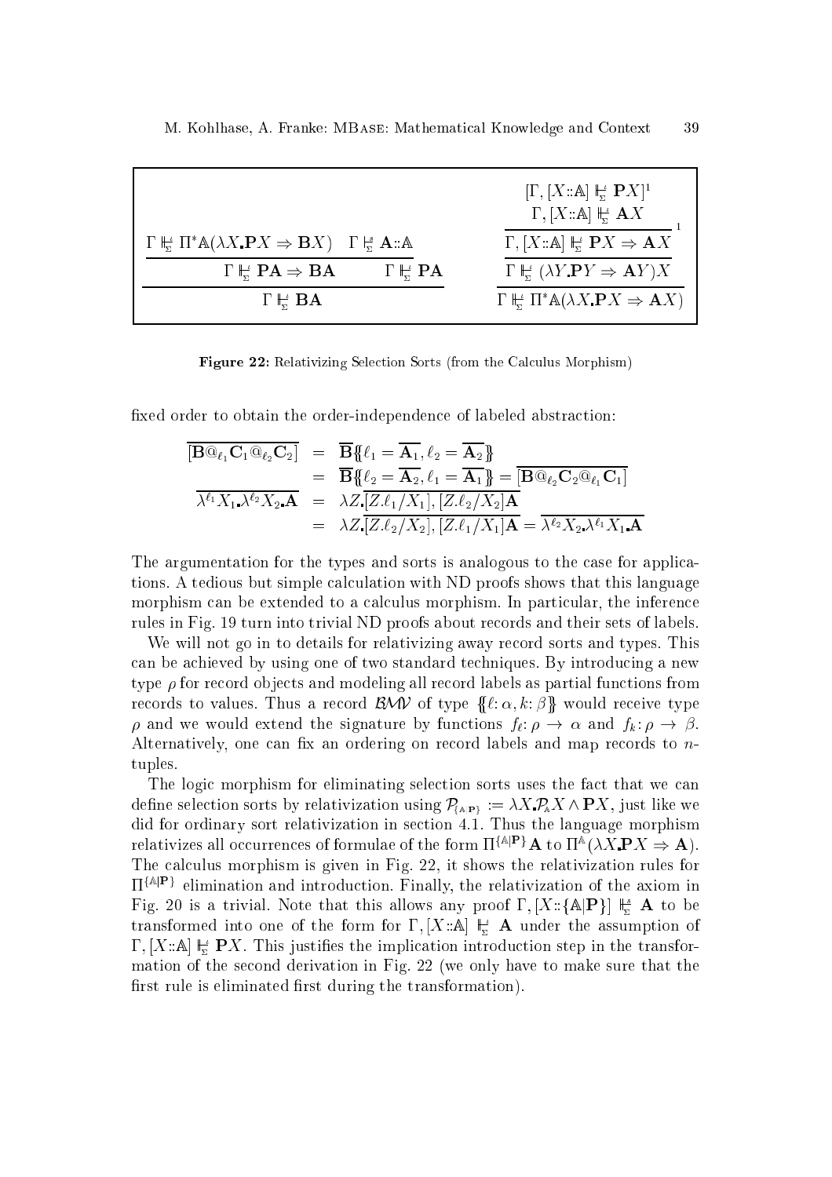$$\dfrac{\dfrac{\Gamma \Vdash_{\Sigma}^{t} \Pi^{*}\mathbb{A}(\lambda X.\mathbf{P}X \Rightarrow \mathbf{B}X) \quad \Gamma \Vdash_{\Sigma}^{s} \mathbf{A} :: \mathbb{A}}{\Gamma \Vdash_{\Sigma}^{t} \mathbf{PA} \Rightarrow \mathbf{BA}} \quad \Gamma \Vdash_{\Sigma}^{t} \mathbf{PA}}{\Gamma \Vdash_{\Sigma}^{t} \mathbf{BA}} \qquad \dfrac{\dfrac{\dfrac{\begin{array}{c}[\Gamma, [X :: \mathbb{A}] \Vdash_{\Sigma}^{t} \mathbf{P}X]^{1} \\ \Gamma, [X :: \mathbb{A}] \Vdash_{\Sigma}^{t} \mathbf{A}X\end{array}}{\Gamma, [X :: \mathbb{A}] \Vdash_{\Sigma}^{t} \mathbf{P}X \Rightarrow \mathbf{A}X}\,1}{\Gamma \Vdash_{\Sigma}^{t} (\lambda Y.\mathbf{P}Y \Rightarrow \mathbf{A}Y)X}}{\Gamma \Vdash_{\Sigma}^{t} \Pi^{*}\mathbb{A}(\lambda X.\mathbf{P}X \Rightarrow \mathbf{A}X)}$$

**Figure 22:** Relativizing Selection Sorts (from the Calculus Morphism)

fixed order to obtain the order-independence of labeled abstraction:

$$\begin{array}{rcl}
\overline{[\mathbf{B}@_{\ell_1}\mathbf{C}_1@_{\ell_2}\mathbf{C}_2]} & = & \overline{\mathbf{B}}\{\!\{\ell_1 = \overline{\mathbf{A}_1}, \ell_2 = \overline{\mathbf{A}_2}\}\!\} \\
 & = & \overline{\mathbf{B}}\{\!\{\ell_2 = \overline{\mathbf{A}_2}, \ell_1 = \overline{\mathbf{A}_1}\}\!\} = \overline{[\mathbf{B}@_{\ell_2}\mathbf{C}_2@_{\ell_1}\mathbf{C}_1]} \\
\overline{\lambda^{\ell_1}X_1.\lambda^{\ell_2}X_2.\mathbf{A}} & = & \lambda Z.\overline{[Z.\ell_1/X_1],[Z.\ell_2/X_2]\mathbf{A}} \\
 & = & \lambda Z.\overline{[Z.\ell_2/X_2],[Z.\ell_1/X_1]\mathbf{A}} = \overline{\lambda^{\ell_2}X_2.\lambda^{\ell_1}X_1.\mathbf{A}}
\end{array}$$

The argumentation for the types and sorts is analogous to the case for applications. A tedious but simple calculation with ND proofs shows that this language morphism can be extended to a calculus morphism. In particular, the inference rules in Fig. 19 turn into trivial ND proofs about records and their sets of labels.

We will not go in to details for relativizing away record sorts and types. This can be achieved by using one of two standard techniques. By introducing a new type $\rho$ for record objects and modeling all record labels as partial functions from records to values. Thus a record $\mathcal{BMV}$ of type $\{\!\{\ell{:}\,\alpha, k{:}\,\beta\}\!\}$ would receive type $\rho$ and we would extend the signature by functions $f_\ell{:}\,\rho \to \alpha$ and $f_k{:}\,\rho \to \beta$. Alternatively, one can fix an ordering on record labels and map records to $n$-tuples.

The logic morphism for eliminating selection sorts uses the fact that we can define selection sorts by relativization using $\mathcal{P}_{\{\mathbb{A}|\mathbf{P}\}} := \lambda X.\mathcal{P}_{\mathbb{A}}X \wedge \mathbf{P}X$, just like we did for ordinary sort relativization in section 4.1. Thus the language morphism relativizes all occurrences of formulae of the form $\Pi^{\{\mathbb{A}|\mathbf{P}\}}\mathbf{A}$ to $\Pi^{\mathbb{A}}(\lambda X.\mathbf{P}X \Rightarrow \mathbf{A})$. The calculus morphism is given in Fig. 22, it shows the relativization rules for $\Pi^{\{\mathbb{A}|\mathbf{P}\}}$ elimination and introduction. Finally, the relativization of the axiom in Fig. 20 is a trivial. Note that this allows any proof $\Gamma, [X :: \{\mathbb{A}|\mathbf{P}\}] \Vdash_{\Sigma}^{s} \mathbf{A}$ to be transformed into one of the form for $\Gamma, [X :: \mathbb{A}] \Vdash_{\Sigma}^{t} \mathbf{A}$ under the assumption of $\Gamma, [X :: \mathbb{A}] \Vdash_{\Sigma}^{t} \mathbf{P}X$. This justifies the implication introduction step in the transformation of the second derivation in Fig. 22 (we only have to make sure that the first rule is eliminated first during the transformation).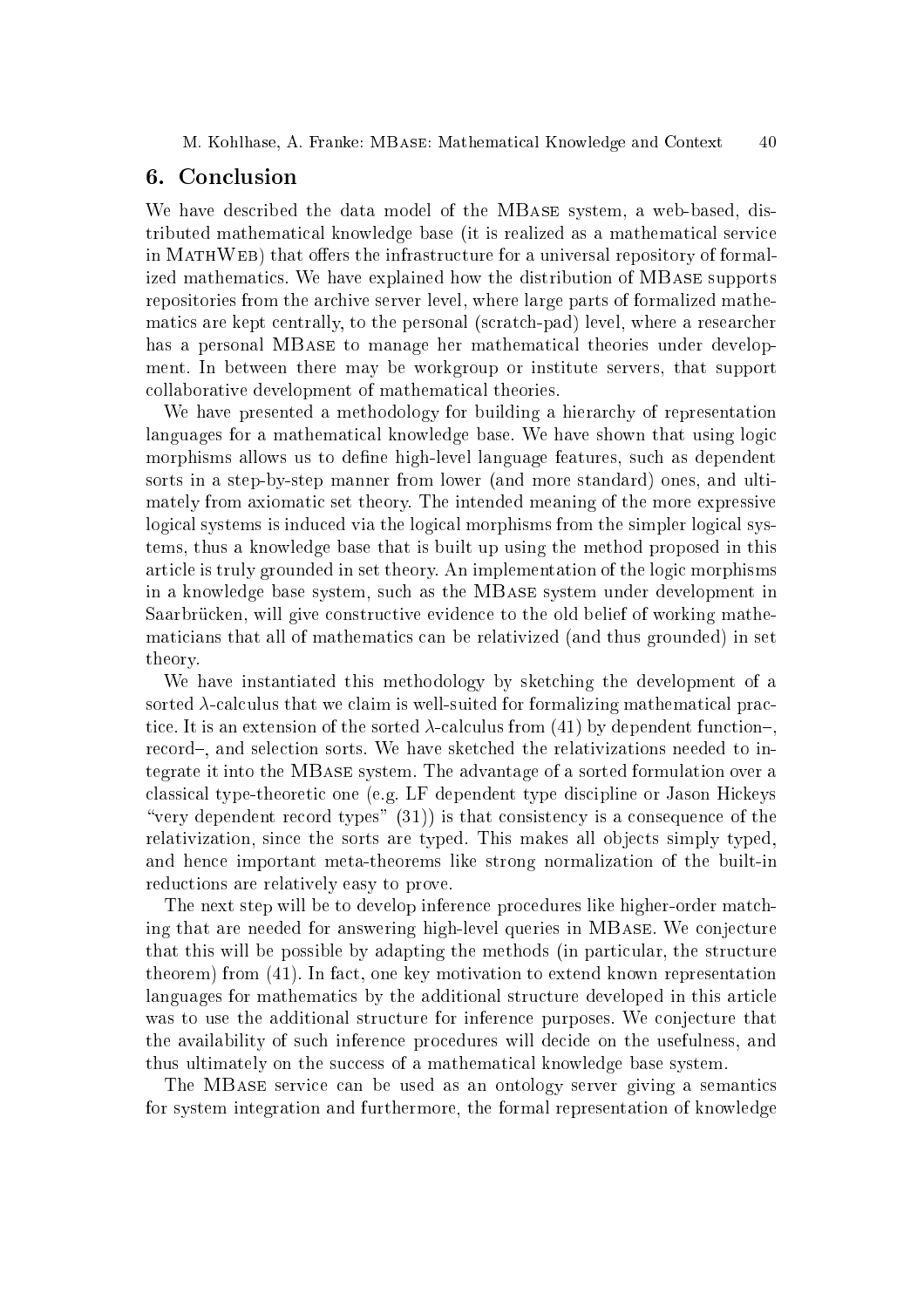## 6. Conclusion

We have described the data model of the MBase system, a web-based, distributed mathematical knowledge base (it is realized as a mathematical service in MathWeb) that offers the infrastructure for a universal repository of formalized mathematics. We have explained how the distribution of MBase supports repositories from the archive server level, where large parts of formalized mathematics are kept centrally, to the personal (scratch-pad) level, where a researcher has a personal MBase to manage her mathematical theories under development. In between there may be workgroup or institute servers, that support collaborative development of mathematical theories.

We have presented a methodology for building a hierarchy of representation languages for a mathematical knowledge base. We have shown that using logic morphisms allows us to define high-level language features, such as dependent sorts in a step-by-step manner from lower (and more standard) ones, and ultimately from axiomatic set theory. The intended meaning of the more expressive logical systems is induced via the logical morphisms from the simpler logical systems, thus a knowledge base that is built up using the method proposed in this article is truly grounded in set theory. An implementation of the logic morphisms in a knowledge base system, such as the MBase system under development in Saarbrücken, will give constructive evidence to the old belief of working mathematicians that all of mathematics can be relativized (and thus grounded) in set theory.

We have instantiated this methodology by sketching the development of a sorted $\lambda$-calculus that we claim is well-suited for formalizing mathematical practice. It is an extension of the sorted $\lambda$-calculus from (41) by dependent function–, record–, and selection sorts. We have sketched the relativizations needed to integrate it into the MBase system. The advantage of a sorted formulation over a classical type-theoretic one (e.g. LF dependent type discipline or Jason Hickeys "very dependent record types" (31)) is that consistency is a consequence of the relativization, since the sorts are typed. This makes all objects simply typed, and hence important meta-theorems like strong normalization of the built-in reductions are relatively easy to prove.

The next step will be to develop inference procedures like higher-order matching that are needed for answering high-level queries in MBase. We conjecture that this will be possible by adapting the methods (in particular, the structure theorem) from (41). In fact, one key motivation to extend known representation languages for mathematics by the additional structure developed in this article was to use the additional structure for inference purposes. We conjecture that the availability of such inference procedures will decide on the usefulness, and thus ultimately on the success of a mathematical knowledge base system.

The MBase service can be used as an ontology server giving a semantics for system integration and furthermore, the formal representation of knowledge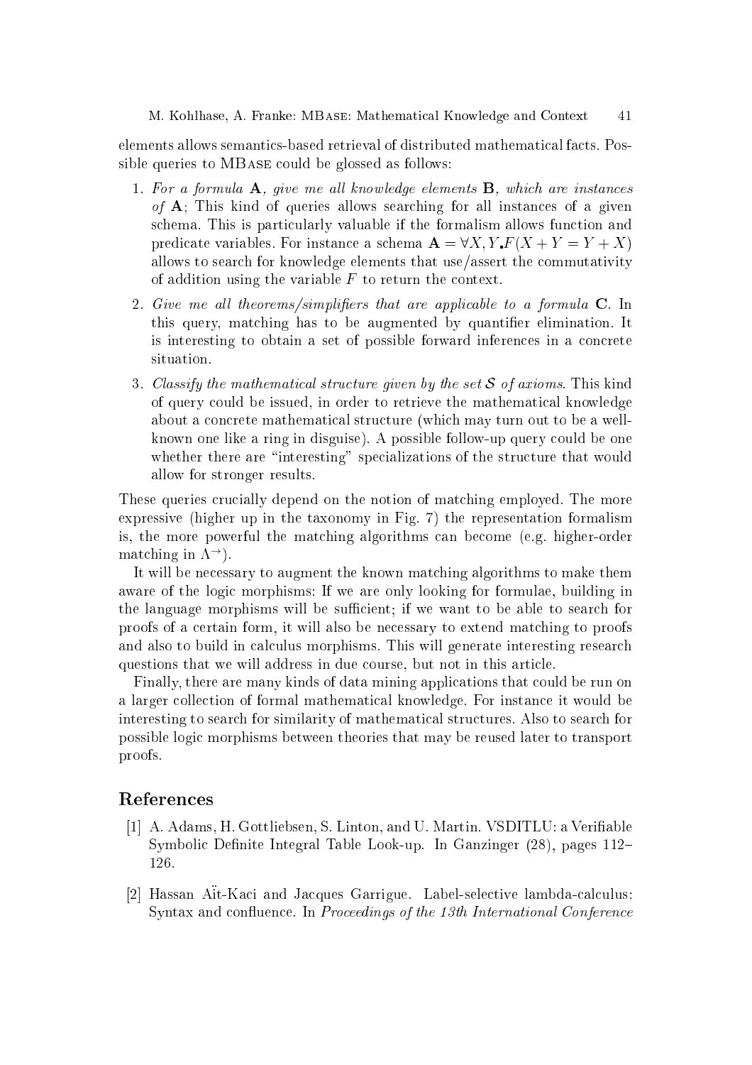elements allows semantics-based retrieval of distributed mathematical facts. Possible queries to MBase could be glossed as follows:

1. *For a formula* $\mathbf{A}$*, give me all knowledge elements* $\mathbf{B}$*, which are instances of* $\mathbf{A}$; This kind of queries allows searching for all instances of a given schema. This is particularly valuable if the formalism allows function and predicate variables. For instance a schema $\mathbf{A} = \forall X, Y. F(X + Y = Y + X)$ allows to search for knowledge elements that use/assert the commutativity of addition using the variable $F$ to return the context.

2. *Give me all theorems/simplifiers that are applicable to a formula* $\mathbf{C}$. In this query, matching has to be augmented by quantifier elimination. It is interesting to obtain a set of possible forward inferences in a concrete situation.

3. *Classify the mathematical structure given by the set* $\mathcal{S}$ *of axioms*. This kind of query could be issued, in order to retrieve the mathematical knowledge about a concrete mathematical structure (which may turn out to be a well-known one like a ring in disguise). A possible follow-up query could be one whether there are "interesting" specializations of the structure that would allow for stronger results.

These queries crucially depend on the notion of matching employed. The more expressive (higher up in the taxonomy in Fig. 7) the representation formalism is, the more powerful the matching algorithms can become (e.g. higher-order matching in $\Lambda^{\rightarrow}$).

It will be necessary to augment the known matching algorithms to make them aware of the logic morphisms: If we are only looking for formulae, building in the language morphisms will be sufficient; if we want to be able to search for proofs of a certain form, it will also be necessary to extend matching to proofs and also to build in calculus morphisms. This will generate interesting research questions that we will address in due course, but not in this article.

Finally, there are many kinds of data mining applications that could be run on a larger collection of formal mathematical knowledge. For instance it would be interesting to search for similarity of mathematical structures. Also to search for possible logic morphisms between theories that may be reused later to transport proofs.

## References

[1] A. Adams, H. Gottliebsen, S. Linton, and U. Martin. VSDITLU: a Verifiable Symbolic Definite Integral Table Look-up. In Ganzinger (28), pages 112–126.

[2] Hassan Aït-Kaci and Jacques Garrigue. Label-selective lambda-calculus: Syntax and confluence. In *Proceedings of the 13th International Conference*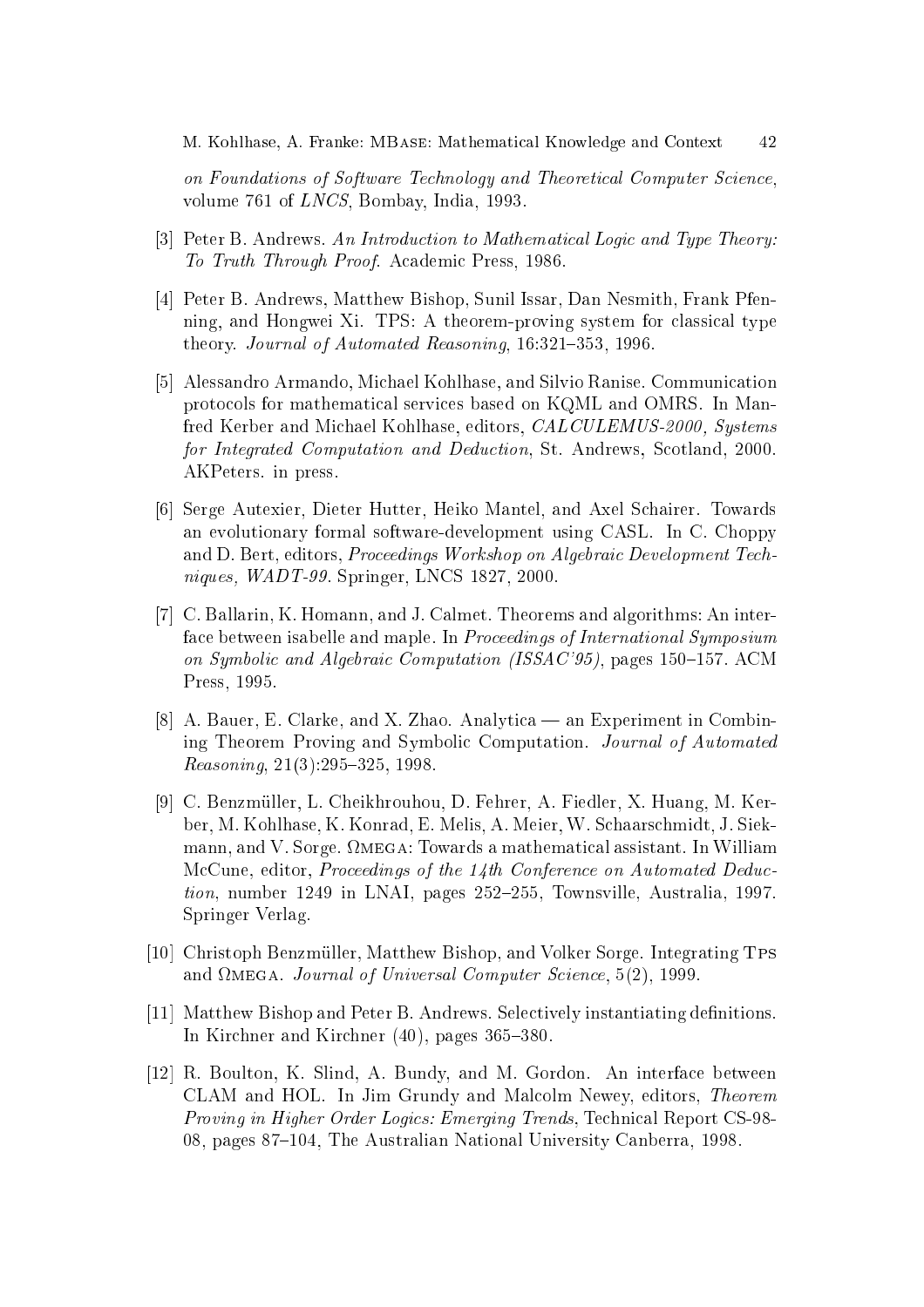*on Foundations of Software Technology and Theoretical Computer Science*, volume 761 of *LNCS*, Bombay, India, 1993.

[3] Peter B. Andrews. *An Introduction to Mathematical Logic and Type Theory: To Truth Through Proof*. Academic Press, 1986.

[4] Peter B. Andrews, Matthew Bishop, Sunil Issar, Dan Nesmith, Frank Pfenning, and Hongwei Xi. TPS: A theorem-proving system for classical type theory. *Journal of Automated Reasoning*, 16:321–353, 1996.

[5] Alessandro Armando, Michael Kohlhase, and Silvio Ranise. Communication protocols for mathematical services based on KQML and OMRS. In Manfred Kerber and Michael Kohlhase, editors, *CALCULEMUS-2000, Systems for Integrated Computation and Deduction*, St. Andrews, Scotland, 2000. AKPeters. in press.

[6] Serge Autexier, Dieter Hutter, Heiko Mantel, and Axel Schairer. Towards an evolutionary formal software-development using CASL. In C. Choppy and D. Bert, editors, *Proceedings Workshop on Algebraic Development Techniques, WADT-99*. Springer, LNCS 1827, 2000.

[7] C. Ballarin, K. Homann, and J. Calmet. Theorems and algorithms: An interface between isabelle and maple. In *Proceedings of International Symposium on Symbolic and Algebraic Computation (ISSAC'95)*, pages 150–157. ACM Press, 1995.

[8] A. Bauer, E. Clarke, and X. Zhao. Analytica — an Experiment in Combining Theorem Proving and Symbolic Computation. *Journal of Automated Reasoning*, 21(3):295–325, 1998.

[9] C. Benzmüller, L. Cheikhrouhou, D. Fehrer, A. Fiedler, X. Huang, M. Kerber, M. Kohlhase, K. Konrad, E. Melis, A. Meier, W. Schaarschmidt, J. Siekmann, and V. Sorge. ΩMEGA: Towards a mathematical assistant. In William McCune, editor, *Proceedings of the 14th Conference on Automated Deduction*, number 1249 in LNAI, pages 252–255, Townsville, Australia, 1997. Springer Verlag.

[10] Christoph Benzmüller, Matthew Bishop, and Volker Sorge. Integrating TPS and ΩMEGA. *Journal of Universal Computer Science*, 5(2), 1999.

[11] Matthew Bishop and Peter B. Andrews. Selectively instantiating definitions. In Kirchner and Kirchner (40), pages 365–380.

[12] R. Boulton, K. Slind, A. Bundy, and M. Gordon. An interface between CLAM and HOL. In Jim Grundy and Malcolm Newey, editors, *Theorem Proving in Higher Order Logics: Emerging Trends*, Technical Report CS-98-08, pages 87–104, The Australian National University Canberra, 1998.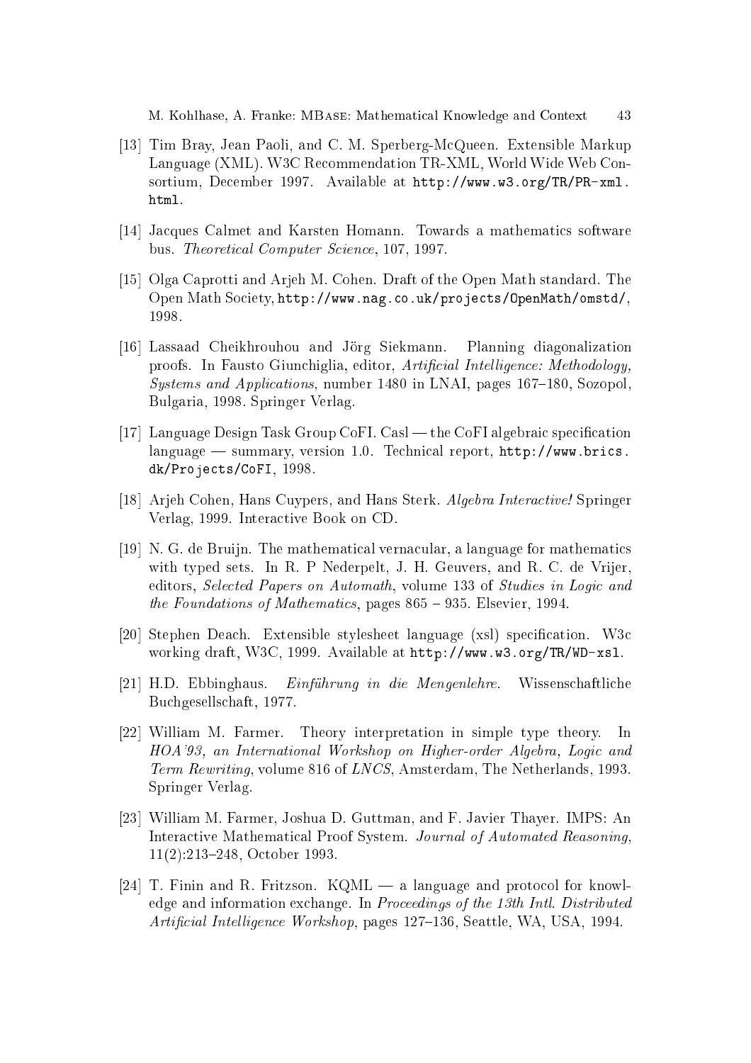- [13] Tim Bray, Jean Paoli, and C. M. Sperberg-McQueen. Extensible Markup Language (XML). W3C Recommendation TR-XML, World Wide Web Consortium, December 1997. Available at http://www.w3.org/TR/PR-xml.html.

- [14] Jacques Calmet and Karsten Homann. Towards a mathematics software bus. *Theoretical Computer Science*, 107, 1997.

- [15] Olga Caprotti and Arjeh M. Cohen. Draft of the Open Math standard. The Open Math Society, http://www.nag.co.uk/projects/OpenMath/omstd/, 1998.

- [16] Lassaad Cheikhrouhou and Jörg Siekmann. Planning diagonalization proofs. In Fausto Giunchiglia, editor, *Artificial Intelligence: Methodology, Systems and Applications*, number 1480 in LNAI, pages 167–180, Sozopol, Bulgaria, 1998. Springer Verlag.

- [17] Language Design Task Group CoFI. Casl — the CoFI algebraic specification language — summary, version 1.0. Technical report, http://www.brics.dk/Projects/CoFI, 1998.

- [18] Arjeh Cohen, Hans Cuypers, and Hans Sterk. *Algebra Interactive!* Springer Verlag, 1999. Interactive Book on CD.

- [19] N. G. de Bruijn. The mathematical vernacular, a language for mathematics with typed sets. In R. P Nederpelt, J. H. Geuvers, and R. C. de Vrijer, editors, *Selected Papers on Automath*, volume 133 of *Studies in Logic and the Foundations of Mathematics*, pages 865 – 935. Elsevier, 1994.

- [20] Stephen Deach. Extensible stylesheet language (xsl) specification. W3c working draft, W3C, 1999. Available at http://www.w3.org/TR/WD-xsl.

- [21] H.D. Ebbinghaus. *Einführung in die Mengenlehre*. Wissenschaftliche Buchgesellschaft, 1977.

- [22] William M. Farmer. Theory interpretation in simple type theory. In *HOA'93, an International Workshop on Higher-order Algebra, Logic and Term Rewriting*, volume 816 of *LNCS*, Amsterdam, The Netherlands, 1993. Springer Verlag.

- [23] William M. Farmer, Joshua D. Guttman, and F. Javier Thayer. IMPS: An Interactive Mathematical Proof System. *Journal of Automated Reasoning*, 11(2):213–248, October 1993.

- [24] T. Finin and R. Fritzson. KQML — a language and protocol for knowledge and information exchange. In *Proceedings of the 13th Intl. Distributed Artificial Intelligence Workshop*, pages 127–136, Seattle, WA, USA, 1994.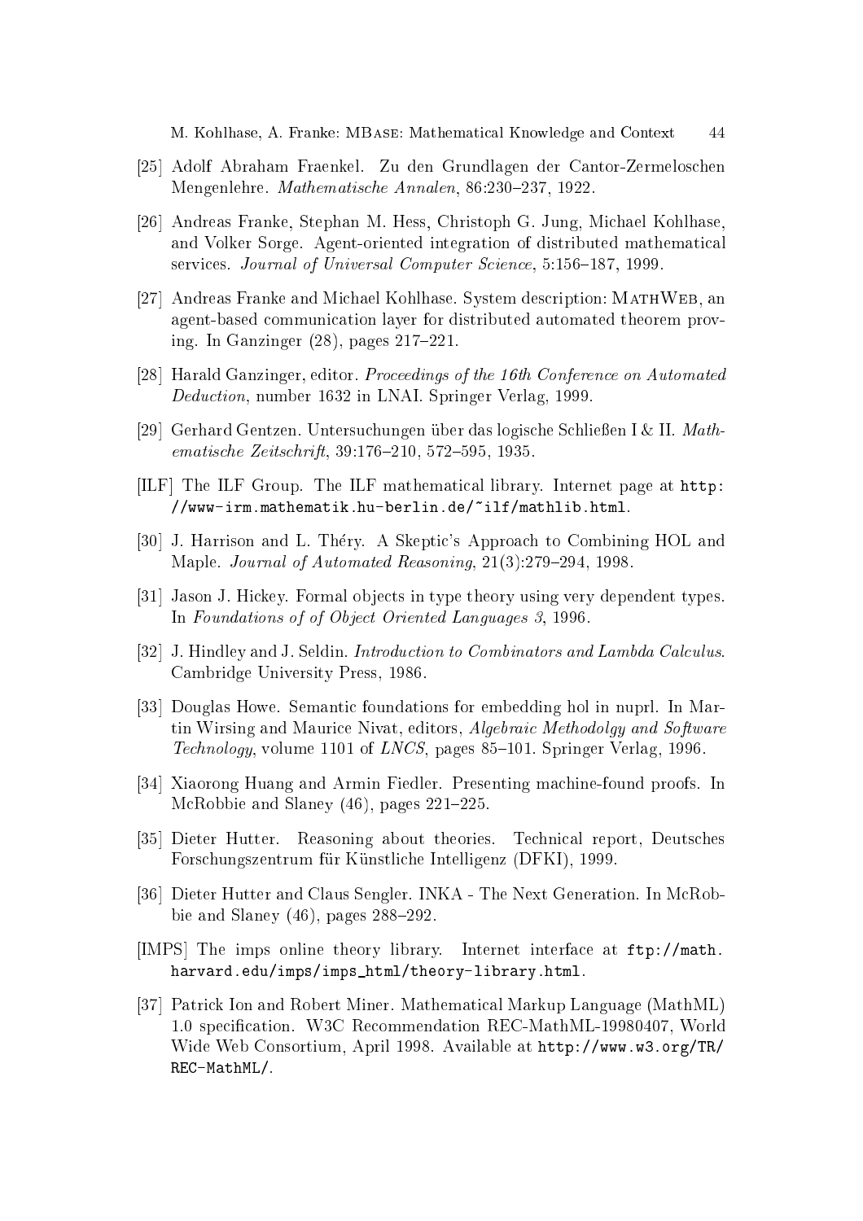[25] Adolf Abraham Fraenkel. Zu den Grundlagen der Cantor-Zermeloschen Mengenlehre. *Mathematische Annalen*, 86:230–237, 1922.

[26] Andreas Franke, Stephan M. Hess, Christoph G. Jung, Michael Kohlhase, and Volker Sorge. Agent-oriented integration of distributed mathematical services. *Journal of Universal Computer Science*, 5:156–187, 1999.

[27] Andreas Franke and Michael Kohlhase. System description: MATHWEB, an agent-based communication layer for distributed automated theorem proving. In Ganzinger (28), pages 217–221.

[28] Harald Ganzinger, editor. *Proceedings of the 16th Conference on Automated Deduction*, number 1632 in LNAI. Springer Verlag, 1999.

[29] Gerhard Gentzen. Untersuchungen über das logische Schließen I & II. *Mathematische Zeitschrift*, 39:176–210, 572–595, 1935.

[ILF] The ILF Group. The ILF mathematical library. Internet page at `http://www-irm.mathematik.hu-berlin.de/~ilf/mathlib.html`.

[30] J. Harrison and L. Théry. A Skeptic's Approach to Combining HOL and Maple. *Journal of Automated Reasoning*, 21(3):279–294, 1998.

[31] Jason J. Hickey. Formal objects in type theory using very dependent types. In *Foundations of of Object Oriented Languages 3*, 1996.

[32] J. Hindley and J. Seldin. *Introduction to Combinators and Lambda Calculus*. Cambridge University Press, 1986.

[33] Douglas Howe. Semantic foundations for embedding hol in nuprl. In Martin Wirsing and Maurice Nivat, editors, *Algebraic Methodolgy and Software Technology*, volume 1101 of *LNCS*, pages 85–101. Springer Verlag, 1996.

[34] Xiaorong Huang and Armin Fiedler. Presenting machine-found proofs. In McRobbie and Slaney (46), pages 221–225.

[35] Dieter Hutter. Reasoning about theories. Technical report, Deutsches Forschungszentrum für Künstliche Intelligenz (DFKI), 1999.

[36] Dieter Hutter and Claus Sengler. INKA - The Next Generation. In McRobbie and Slaney (46), pages 288–292.

[IMPS] The imps online theory library. Internet interface at `ftp://math.harvard.edu/imps/imps_html/theory-library.html`.

[37] Patrick Ion and Robert Miner. Mathematical Markup Language (MathML) 1.0 specification. W3C Recommendation REC-MathML-19980407, World Wide Web Consortium, April 1998. Available at `http://www.w3.org/TR/REC-MathML/`.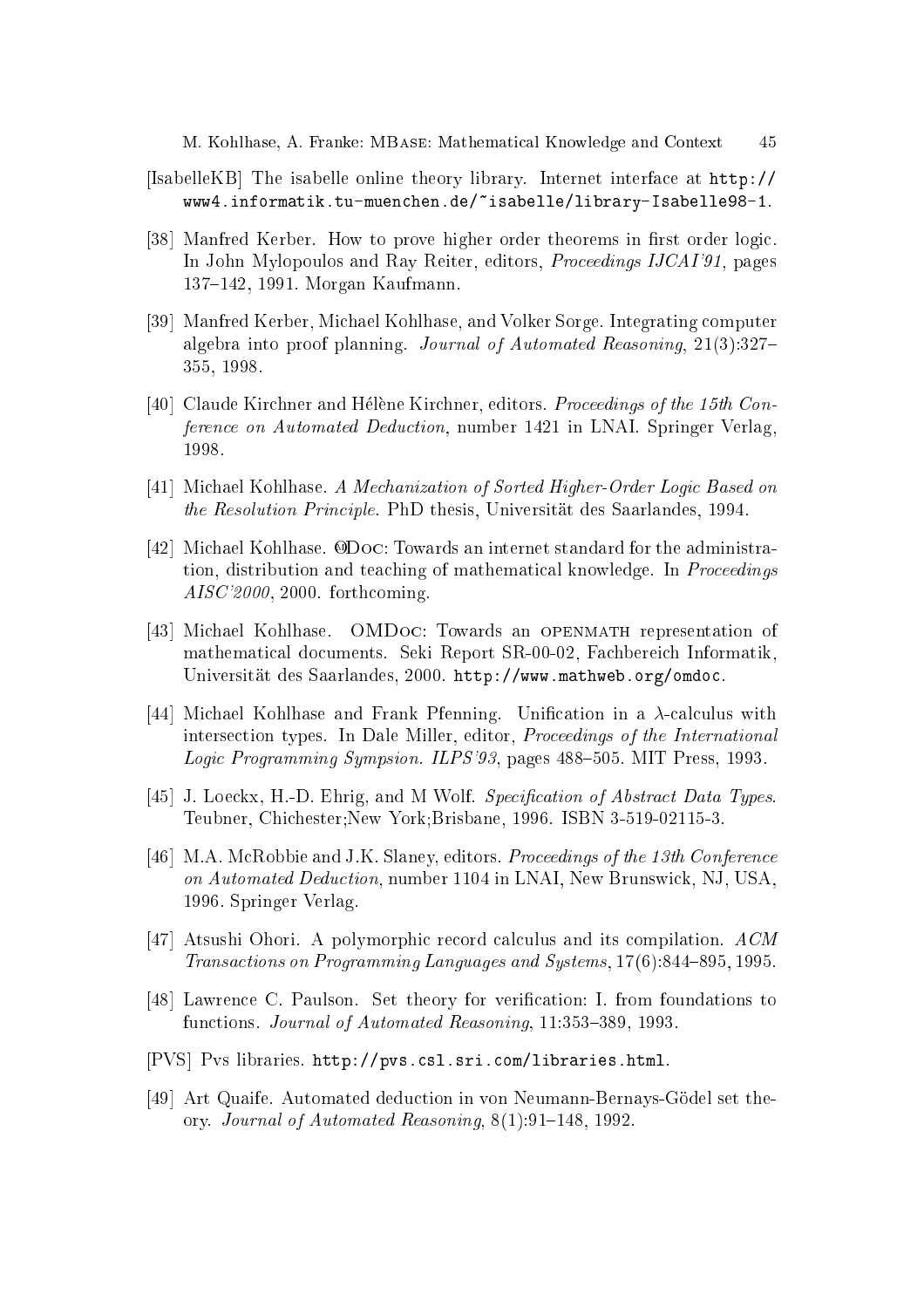[IsabelleKB] The isabelle online theory library. Internet interface at http://www4.informatik.tu-muenchen.de/~isabelle/library-Isabelle98-1.

[38] Manfred Kerber. How to prove higher order theorems in first order logic. In John Mylopoulos and Ray Reiter, editors, *Proceedings IJCAI'91*, pages 137–142, 1991. Morgan Kaufmann.

[39] Manfred Kerber, Michael Kohlhase, and Volker Sorge. Integrating computer algebra into proof planning. *Journal of Automated Reasoning*, 21(3):327–355, 1998.

[40] Claude Kirchner and Hélène Kirchner, editors. *Proceedings of the 15th Conference on Automated Deduction*, number 1421 in LNAI. Springer Verlag, 1998.

[41] Michael Kohlhase. *A Mechanization of Sorted Higher-Order Logic Based on the Resolution Principle*. PhD thesis, Universität des Saarlandes, 1994.

[42] Michael Kohlhase. OMDoc: Towards an internet standard for the administration, distribution and teaching of mathematical knowledge. In *Proceedings AISC'2000*, 2000. forthcoming.

[43] Michael Kohlhase. OMDoc: Towards an OPENMATH representation of mathematical documents. Seki Report SR-00-02, Fachbereich Informatik, Universität des Saarlandes, 2000. http://www.mathweb.org/omdoc.

[44] Michael Kohlhase and Frank Pfenning. Unification in a $\lambda$-calculus with intersection types. In Dale Miller, editor, *Proceedings of the International Logic Programming Sympsion. ILPS'93*, pages 488–505. MIT Press, 1993.

[45] J. Loeckx, H.-D. Ehrig, and M Wolf. *Specification of Abstract Data Types*. Teubner, Chichester;New York;Brisbane, 1996. ISBN 3-519-02115-3.

[46] M.A. McRobbie and J.K. Slaney, editors. *Proceedings of the 13th Conference on Automated Deduction*, number 1104 in LNAI, New Brunswick, NJ, USA, 1996. Springer Verlag.

[47] Atsushi Ohori. A polymorphic record calculus and its compilation. *ACM Transactions on Programming Languages and Systems*, 17(6):844–895, 1995.

[48] Lawrence C. Paulson. Set theory for verification: I. from foundations to functions. *Journal of Automated Reasoning*, 11:353–389, 1993.

[PVS] Pvs libraries. http://pvs.csl.sri.com/libraries.html.

[49] Art Quaife. Automated deduction in von Neumann-Bernays-Gödel set theory. *Journal of Automated Reasoning*, 8(1):91–148, 1992.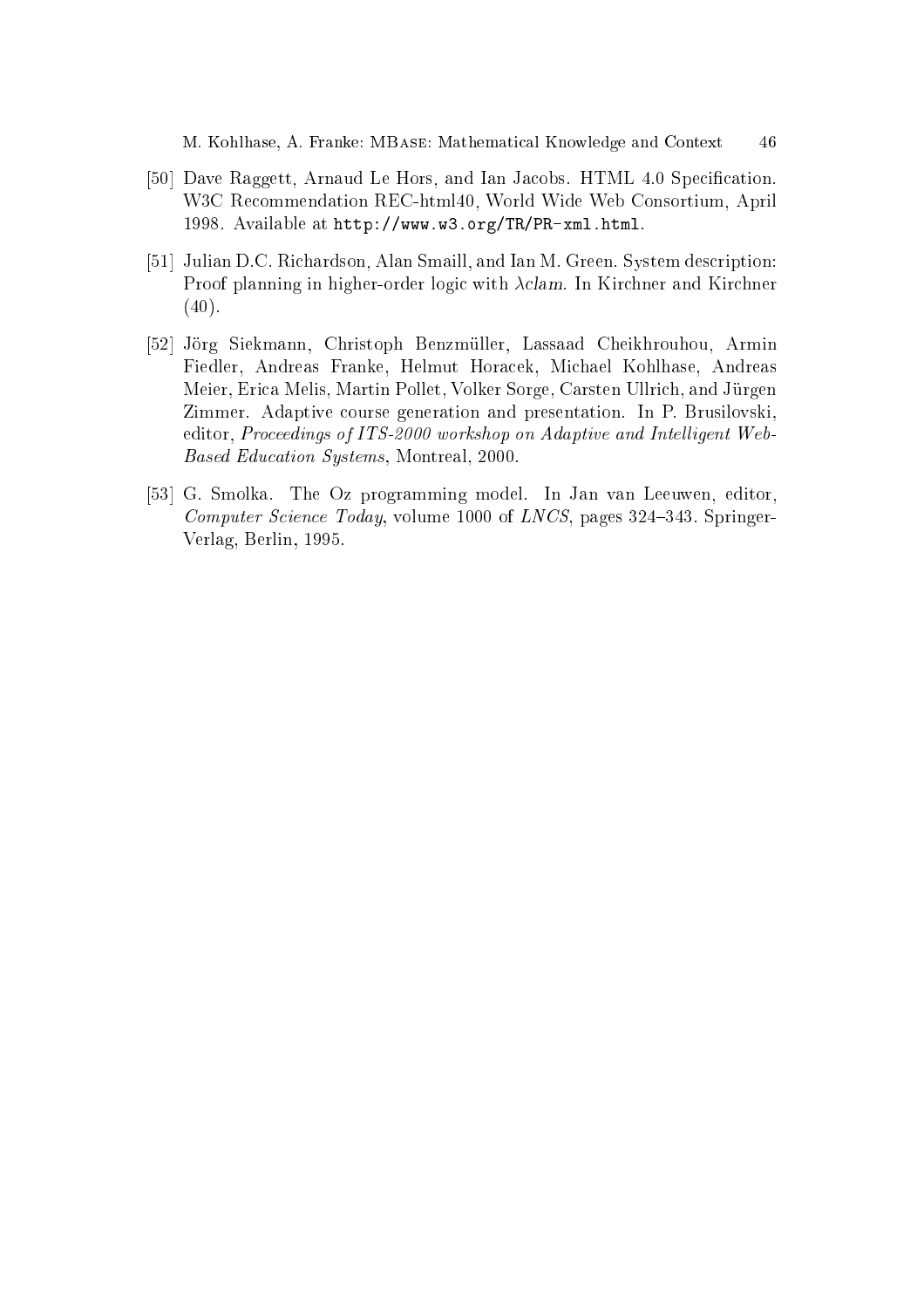[50] Dave Raggett, Arnaud Le Hors, and Ian Jacobs. HTML 4.0 Specification. W3C Recommendation REC-html40, World Wide Web Consortium, April 1998. Available at `http://www.w3.org/TR/PR-xml.html`.

[51] Julian D.C. Richardson, Alan Smaill, and Ian M. Green. System description: Proof planning in higher-order logic with *λclam*. In Kirchner and Kirchner (40).

[52] Jörg Siekmann, Christoph Benzmüller, Lassaad Cheikhrouhou, Armin Fiedler, Andreas Franke, Helmut Horacek, Michael Kohlhase, Andreas Meier, Erica Melis, Martin Pollet, Volker Sorge, Carsten Ullrich, and Jürgen Zimmer. Adaptive course generation and presentation. In P. Brusilovski, editor, *Proceedings of ITS-2000 workshop on Adaptive and Intelligent Web-Based Education Systems*, Montreal, 2000.

[53] G. Smolka. The Oz programming model. In Jan van Leeuwen, editor, *Computer Science Today*, volume 1000 of *LNCS*, pages 324–343. Springer-Verlag, Berlin, 1995.